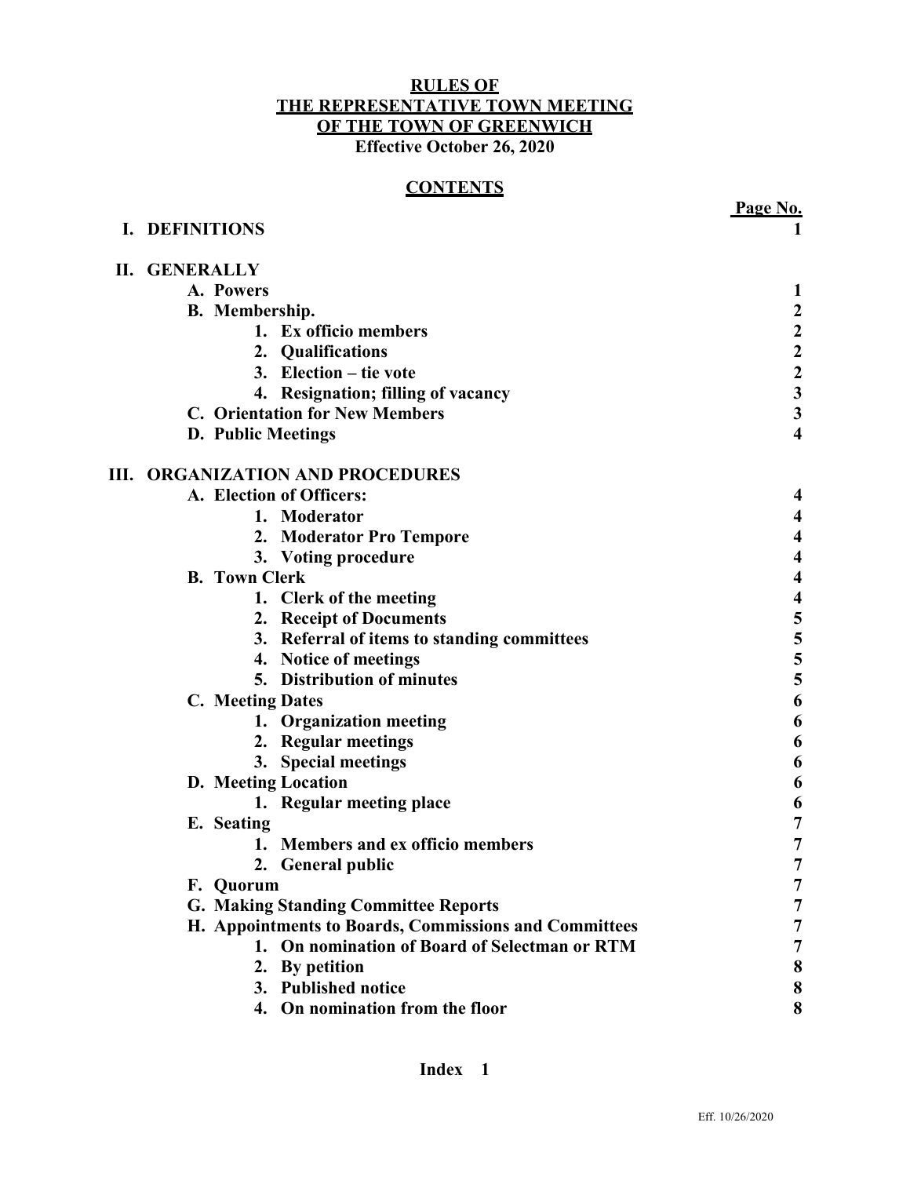# RULES OF THE REPRESENTATIVE TOWN MEETING OF THE TOWN OF GREENWICH

**Effective October 26, 2020**

## CONTENTS

| | Page No. |
|---|---|
| **I. DEFINITIONS** | **1** |
| **II. GENERALLY** | |
| **A. Powers** | **1** |
| **B. Membership.** | **2** |
| **1. Ex officio members** | **2** |
| **2. Qualifications** | **2** |
| **3. Election – tie vote** | **2** |
| **4. Resignation; filling of vacancy** | **3** |
| **C. Orientation for New Members** | **3** |
| **D. Public Meetings** | **4** |
| **III. ORGANIZATION AND PROCEDURES** | |
| **A. Election of Officers:** | **4** |
| **1. Moderator** | **4** |
| **2. Moderator Pro Tempore** | **4** |
| **3. Voting procedure** | **4** |
| **B. Town Clerk** | **4** |
| **1. Clerk of the meeting** | **4** |
| **2. Receipt of Documents** | **5** |
| **3. Referral of items to standing committees** | **5** |
| **4. Notice of meetings** | **5** |
| **5. Distribution of minutes** | **5** |
| **C. Meeting Dates** | **6** |
| **1. Organization meeting** | **6** |
| **2. Regular meetings** | **6** |
| **3. Special meetings** | **6** |
| **D. Meeting Location** | **6** |
| **1. Regular meeting place** | **6** |
| **E. Seating** | **7** |
| **1. Members and ex officio members** | **7** |
| **2. General public** | **7** |
| **F. Quorum** | **7** |
| **G. Making Standing Committee Reports** | **7** |
| **H. Appointments to Boards, Commissions and Committees** | **7** |
| **1. On nomination of Board of Selectman or RTM** | **7** |
| **2. By petition** | **8** |
| **3. Published notice** | **8** |
| **4. On nomination from the floor** | **8** |

**Index 1**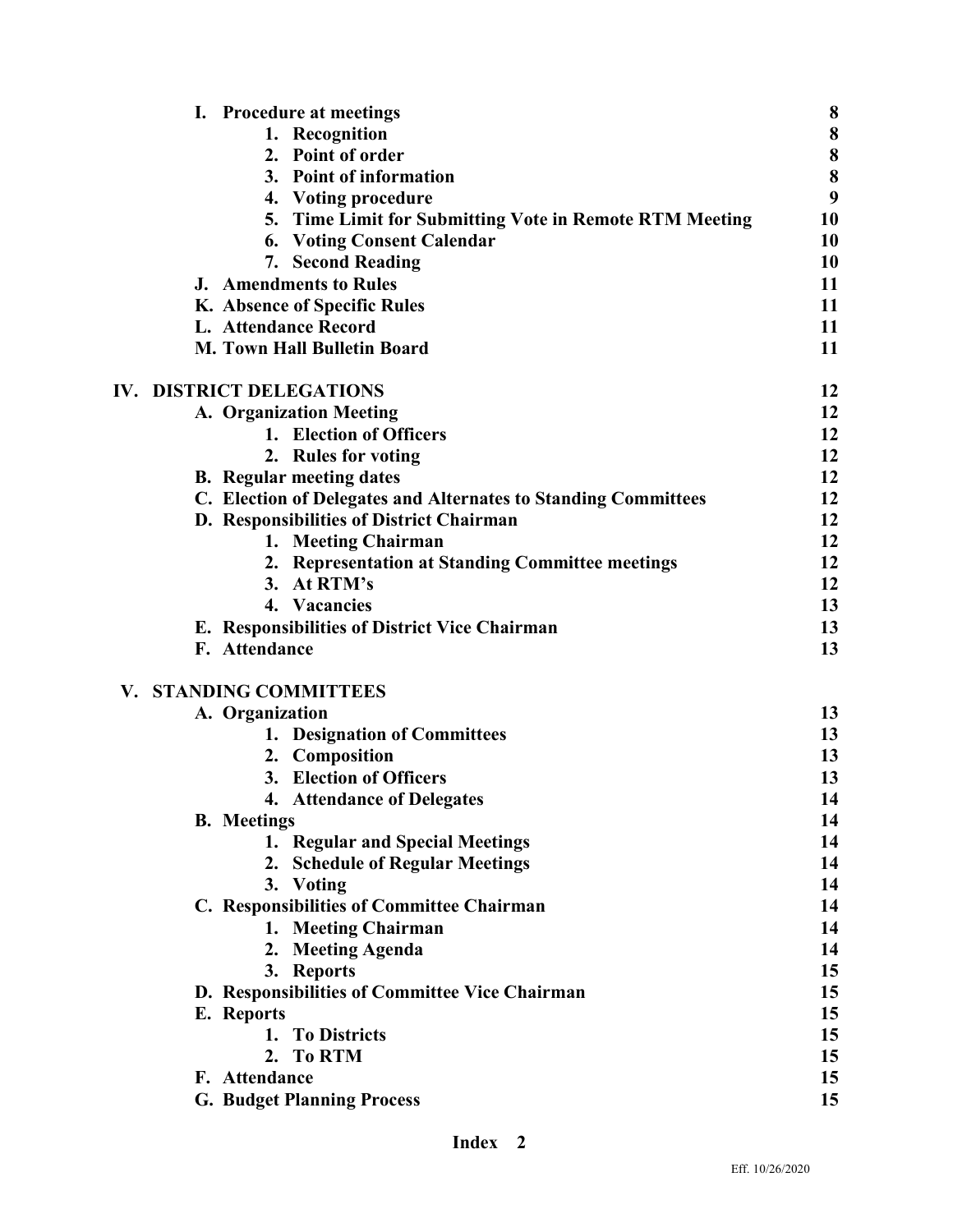| | |
|---|---|
| **I. Procedure at meetings** | **8** |
| **1. Recognition** | **8** |
| **2. Point of order** | **8** |
| **3. Point of information** | **8** |
| **4. Voting procedure** | **9** |
| **5. Time Limit for Submitting Vote in Remote RTM Meeting** | **10** |
| **6. Voting Consent Calendar** | **10** |
| **7. Second Reading** | **10** |
| **J. Amendments to Rules** | **11** |
| **K. Absence of Specific Rules** | **11** |
| **L. Attendance Record** | **11** |
| **M. Town Hall Bulletin Board** | **11** |
| **IV. DISTRICT DELEGATIONS** | **12** |
| **A. Organization Meeting** | **12** |
| **1. Election of Officers** | **12** |
| **2. Rules for voting** | **12** |
| **B. Regular meeting dates** | **12** |
| **C. Election of Delegates and Alternates to Standing Committees** | **12** |
| **D. Responsibilities of District Chairman** | **12** |
| **1. Meeting Chairman** | **12** |
| **2. Representation at Standing Committee meetings** | **12** |
| **3. At RTM's** | **12** |
| **4. Vacancies** | **13** |
| **E. Responsibilities of District Vice Chairman** | **13** |
| **F. Attendance** | **13** |
| **V. STANDING COMMITTEES** | |
| **A. Organization** | **13** |
| **1. Designation of Committees** | **13** |
| **2. Composition** | **13** |
| **3. Election of Officers** | **13** |
| **4. Attendance of Delegates** | **14** |
| **B. Meetings** | **14** |
| **1. Regular and Special Meetings** | **14** |
| **2. Schedule of Regular Meetings** | **14** |
| **3. Voting** | **14** |
| **C. Responsibilities of Committee Chairman** | **14** |
| **1. Meeting Chairman** | **14** |
| **2. Meeting Agenda** | **14** |
| **3. Reports** | **15** |
| **D. Responsibilities of Committee Vice Chairman** | **15** |
| **E. Reports** | **15** |
| **1. To Districts** | **15** |
| **2. To RTM** | **15** |
| **F. Attendance** | **15** |
| **G. Budget Planning Process** | **15** |

**Index 2**

Eff. 10/26/2020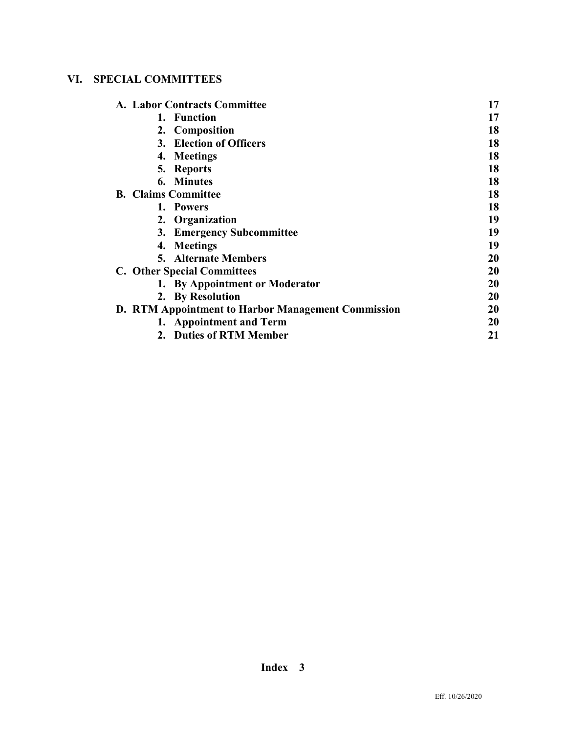## VI. SPECIAL COMMITTEES

| | |
|---|---|
| **A. Labor Contracts Committee** | **17** |
| **1. Function** | **17** |
| **2. Composition** | **18** |
| **3. Election of Officers** | **18** |
| **4. Meetings** | **18** |
| **5. Reports** | **18** |
| **6. Minutes** | **18** |
| **B. Claims Committee** | **18** |
| **1. Powers** | **18** |
| **2. Organization** | **19** |
| **3. Emergency Subcommittee** | **19** |
| **4. Meetings** | **19** |
| **5. Alternate Members** | **20** |
| **C. Other Special Committees** | **20** |
| **1. By Appointment or Moderator** | **20** |
| **2. By Resolution** | **20** |
| **D. RTM Appointment to Harbor Management Commission** | **20** |
| **1. Appointment and Term** | **20** |
| **2. Duties of RTM Member** | **21** |

**Index 3**

Eff. 10/26/2020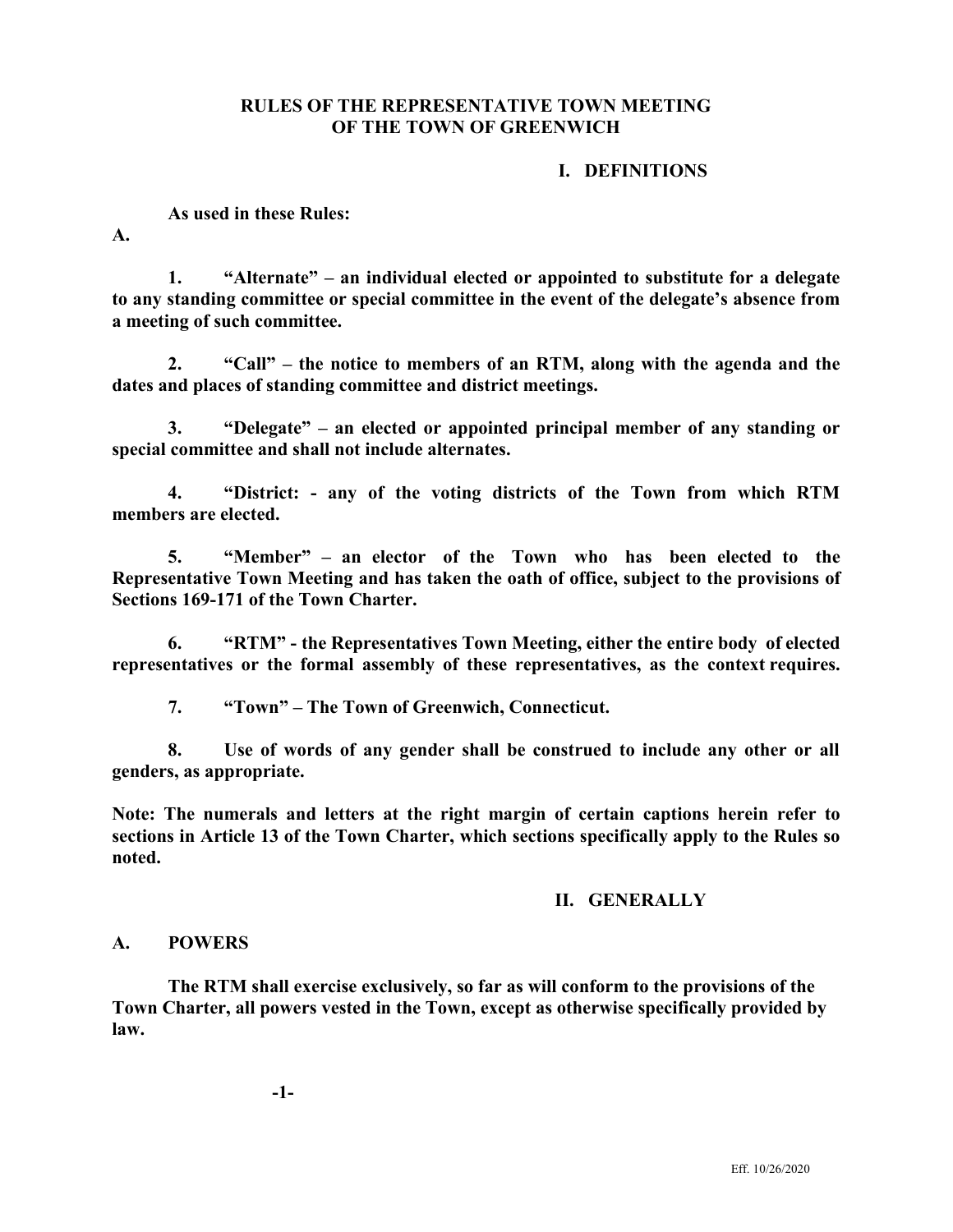# RULES OF THE REPRESENTATIVE TOWN MEETING OF THE TOWN OF GREENWICH

## I. DEFINITIONS

**As used in these Rules:**

**A.**

**1. "Alternate" – an individual elected or appointed to substitute for a delegate to any standing committee or special committee in the event of the delegate's absence from a meeting of such committee.**

**2. "Call" – the notice to members of an RTM, along with the agenda and the dates and places of standing committee and district meetings.**

**3. "Delegate" – an elected or appointed principal member of any standing or special committee and shall not include alternates.**

**4. "District: - any of the voting districts of the Town from which RTM members are elected.**

**5. "Member" – an elector of the Town who has been elected to the Representative Town Meeting and has taken the oath of office, subject to the provisions of Sections 169-171 of the Town Charter.**

**6. "RTM" - the Representatives Town Meeting, either the entire body of elected representatives or the formal assembly of these representatives, as the context requires.**

**7. "Town" – The Town of Greenwich, Connecticut.**

**8. Use of words of any gender shall be construed to include any other or all genders, as appropriate.**

**Note: The numerals and letters at the right margin of certain captions herein refer to sections in Article 13 of the Town Charter, which sections specifically apply to the Rules so noted.**

## II. GENERALLY

### A. POWERS

**The RTM shall exercise exclusively, so far as will conform to the provisions of the Town Charter, all powers vested in the Town, except as otherwise specifically provided by law.**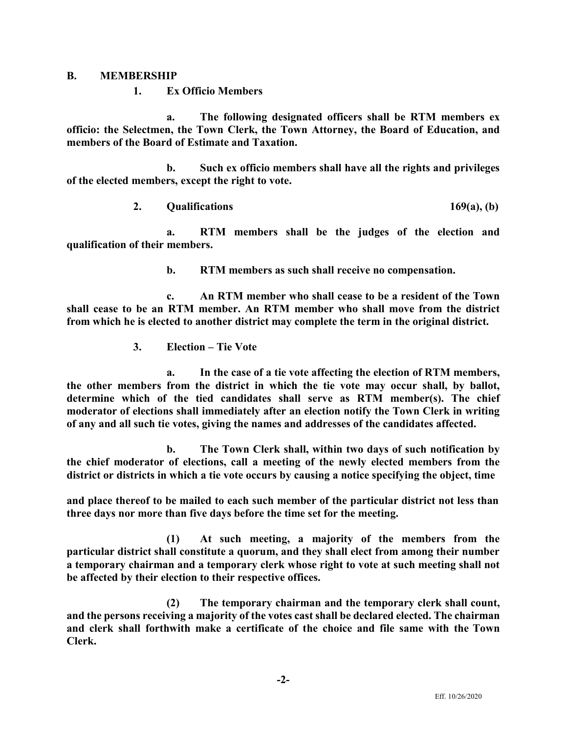## B. MEMBERSHIP

### 1. Ex Officio Members

**a. The following designated officers shall be RTM members ex officio: the Selectmen, the Town Clerk, the Town Attorney, the Board of Education, and members of the Board of Estimate and Taxation.**

**b. Such ex officio members shall have all the rights and privileges of the elected members, except the right to vote.**

### 2. Qualifications 169(a), (b)

**a. RTM members shall be the judges of the election and qualification of their members.**

**b. RTM members as such shall receive no compensation.**

**c. An RTM member who shall cease to be a resident of the Town shall cease to be an RTM member. An RTM member who shall move from the district from which he is elected to another district may complete the term in the original district.**

### 3. Election – Tie Vote

**a. In the case of a tie vote affecting the election of RTM members, the other members from the district in which the tie vote may occur shall, by ballot, determine which of the tied candidates shall serve as RTM member(s). The chief moderator of elections shall immediately after an election notify the Town Clerk in writing of any and all such tie votes, giving the names and addresses of the candidates affected.**

**b. The Town Clerk shall, within two days of such notification by the chief moderator of elections, call a meeting of the newly elected members from the district or districts in which a tie vote occurs by causing a notice specifying the object, time and place thereof to be mailed to each such member of the particular district not less than three days nor more than five days before the time set for the meeting.**

**(1) At such meeting, a majority of the members from the particular district shall constitute a quorum, and they shall elect from among their number a temporary chairman and a temporary clerk whose right to vote at such meeting shall not be affected by their election to their respective offices.**

**(2) The temporary chairman and the temporary clerk shall count, and the persons receiving a majority of the votes cast shall be declared elected. The chairman and clerk shall forthwith make a certificate of the choice and file same with the Town Clerk.**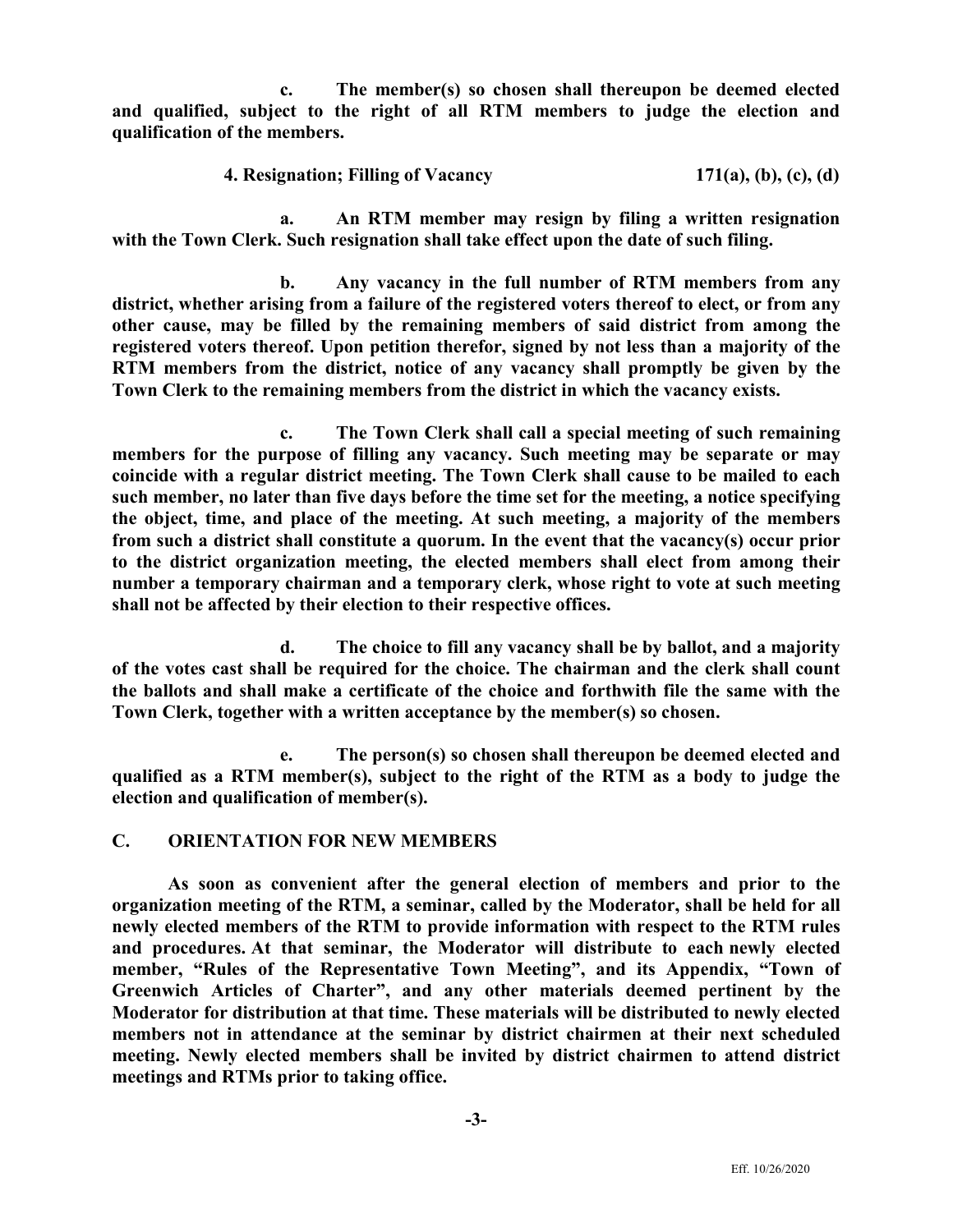**c. The member(s) so chosen shall thereupon be deemed elected and qualified, subject to the right of all RTM members to judge the election and qualification of the members.**

**4. Resignation; Filling of Vacancy 171(a), (b), (c), (d)**

**a. An RTM member may resign by filing a written resignation with the Town Clerk. Such resignation shall take effect upon the date of such filing.**

**b. Any vacancy in the full number of RTM members from any district, whether arising from a failure of the registered voters thereof to elect, or from any other cause, may be filled by the remaining members of said district from among the registered voters thereof. Upon petition therefor, signed by not less than a majority of the RTM members from the district, notice of any vacancy shall promptly be given by the Town Clerk to the remaining members from the district in which the vacancy exists.**

**c. The Town Clerk shall call a special meeting of such remaining members for the purpose of filling any vacancy. Such meeting may be separate or may coincide with a regular district meeting. The Town Clerk shall cause to be mailed to each such member, no later than five days before the time set for the meeting, a notice specifying the object, time, and place of the meeting. At such meeting, a majority of the members from such a district shall constitute a quorum. In the event that the vacancy(s) occur prior to the district organization meeting, the elected members shall elect from among their number a temporary chairman and a temporary clerk, whose right to vote at such meeting shall not be affected by their election to their respective offices.**

**d. The choice to fill any vacancy shall be by ballot, and a majority of the votes cast shall be required for the choice. The chairman and the clerk shall count the ballots and shall make a certificate of the choice and forthwith file the same with the Town Clerk, together with a written acceptance by the member(s) so chosen.**

**e. The person(s) so chosen shall thereupon be deemed elected and qualified as a RTM member(s), subject to the right of the RTM as a body to judge the election and qualification of member(s).**

## C. ORIENTATION FOR NEW MEMBERS

**As soon as convenient after the general election of members and prior to the organization meeting of the RTM, a seminar, called by the Moderator, shall be held for all newly elected members of the RTM to provide information with respect to the RTM rules and procedures. At that seminar, the Moderator will distribute to each newly elected member, "Rules of the Representative Town Meeting", and its Appendix, "Town of Greenwich Articles of Charter", and any other materials deemed pertinent by the Moderator for distribution at that time. These materials will be distributed to newly elected members not in attendance at the seminar by district chairmen at their next scheduled meeting. Newly elected members shall be invited by district chairmen to attend district meetings and RTMs prior to taking office.**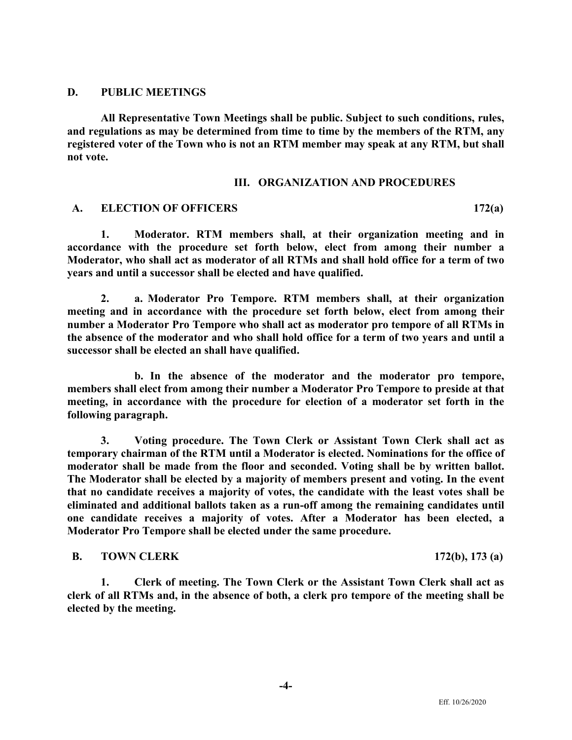## D. PUBLIC MEETINGS

**All Representative Town Meetings shall be public. Subject to such conditions, rules, and regulations as may be determined from time to time by the members of the RTM, any registered voter of the Town who is not an RTM member may speak at any RTM, but shall not vote.**

## III. ORGANIZATION AND PROCEDURES

### A. ELECTION OF OFFICERS 172(a)

**1. Moderator. RTM members shall, at their organization meeting and in accordance with the procedure set forth below, elect from among their number a Moderator, who shall act as moderator of all RTMs and shall hold office for a term of two years and until a successor shall be elected and have qualified.**

**2. a. Moderator Pro Tempore. RTM members shall, at their organization meeting and in accordance with the procedure set forth below, elect from among their number a Moderator Pro Tempore who shall act as moderator pro tempore of all RTMs in the absence of the moderator and who shall hold office for a term of two years and until a successor shall be elected an shall have qualified.**

**b. In the absence of the moderator and the moderator pro tempore, members shall elect from among their number a Moderator Pro Tempore to preside at that meeting, in accordance with the procedure for election of a moderator set forth in the following paragraph.**

**3. Voting procedure. The Town Clerk or Assistant Town Clerk shall act as temporary chairman of the RTM until a Moderator is elected. Nominations for the office of moderator shall be made from the floor and seconded. Voting shall be by written ballot. The Moderator shall be elected by a majority of members present and voting. In the event that no candidate receives a majority of votes, the candidate with the least votes shall be eliminated and additional ballots taken as a run-off among the remaining candidates until one candidate receives a majority of votes. After a Moderator has been elected, a Moderator Pro Tempore shall be elected under the same procedure.**

### B. TOWN CLERK 172(b), 173 (a)

**1. Clerk of meeting. The Town Clerk or the Assistant Town Clerk shall act as clerk of all RTMs and, in the absence of both, a clerk pro tempore of the meeting shall be elected by the meeting.**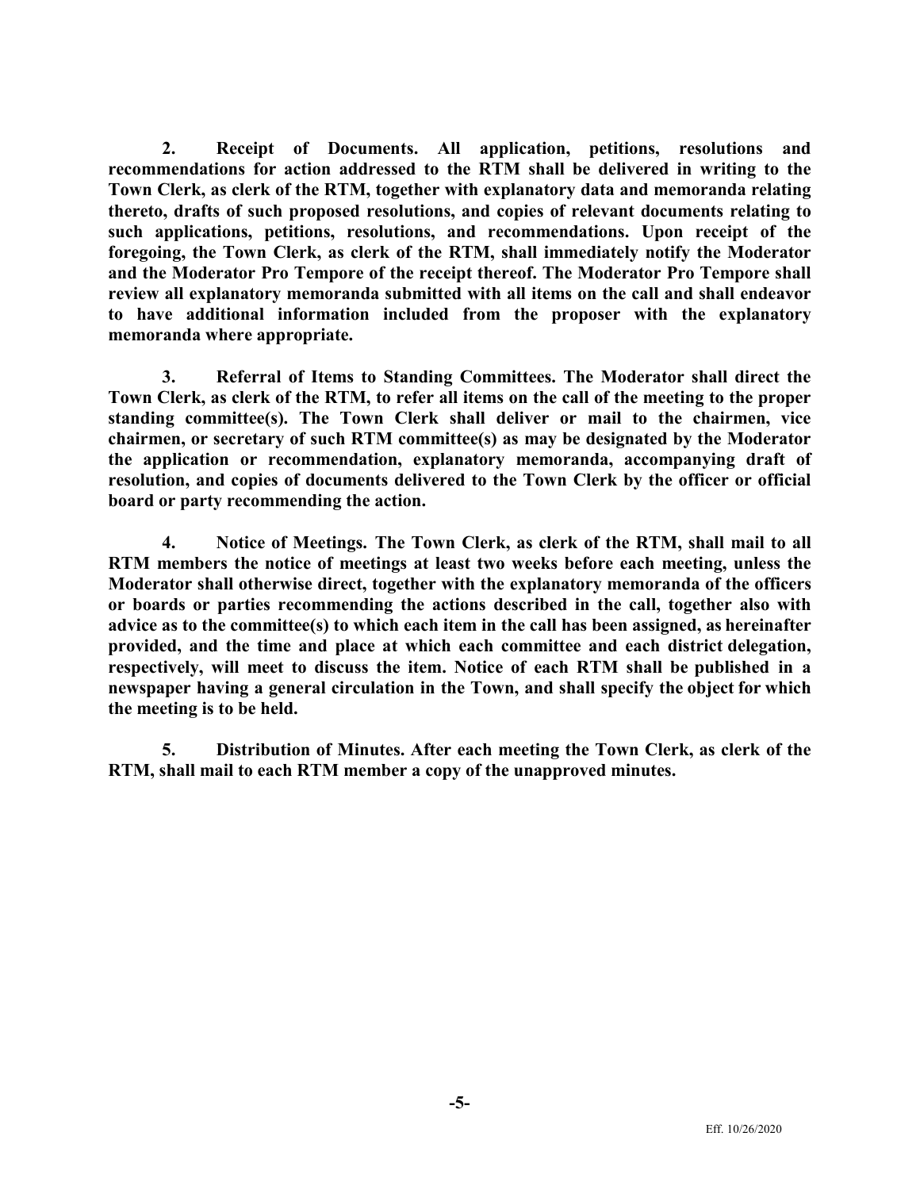**2. Receipt of Documents. All application, petitions, resolutions and recommendations for action addressed to the RTM shall be delivered in writing to the Town Clerk, as clerk of the RTM, together with explanatory data and memoranda relating thereto, drafts of such proposed resolutions, and copies of relevant documents relating to such applications, petitions, resolutions, and recommendations. Upon receipt of the foregoing, the Town Clerk, as clerk of the RTM, shall immediately notify the Moderator and the Moderator Pro Tempore of the receipt thereof. The Moderator Pro Tempore shall review all explanatory memoranda submitted with all items on the call and shall endeavor to have additional information included from the proposer with the explanatory memoranda where appropriate.**

**3. Referral of Items to Standing Committees. The Moderator shall direct the Town Clerk, as clerk of the RTM, to refer all items on the call of the meeting to the proper standing committee(s). The Town Clerk shall deliver or mail to the chairmen, vice chairmen, or secretary of such RTM committee(s) as may be designated by the Moderator the application or recommendation, explanatory memoranda, accompanying draft of resolution, and copies of documents delivered to the Town Clerk by the officer or official board or party recommending the action.**

**4. Notice of Meetings. The Town Clerk, as clerk of the RTM, shall mail to all RTM members the notice of meetings at least two weeks before each meeting, unless the Moderator shall otherwise direct, together with the explanatory memoranda of the officers or boards or parties recommending the actions described in the call, together also with advice as to the committee(s) to which each item in the call has been assigned, as hereinafter provided, and the time and place at which each committee and each district delegation, respectively, will meet to discuss the item. Notice of each RTM shall be published in a newspaper having a general circulation in the Town, and shall specify the object for which the meeting is to be held.**

**5. Distribution of Minutes. After each meeting the Town Clerk, as clerk of the RTM, shall mail to each RTM member a copy of the unapproved minutes.**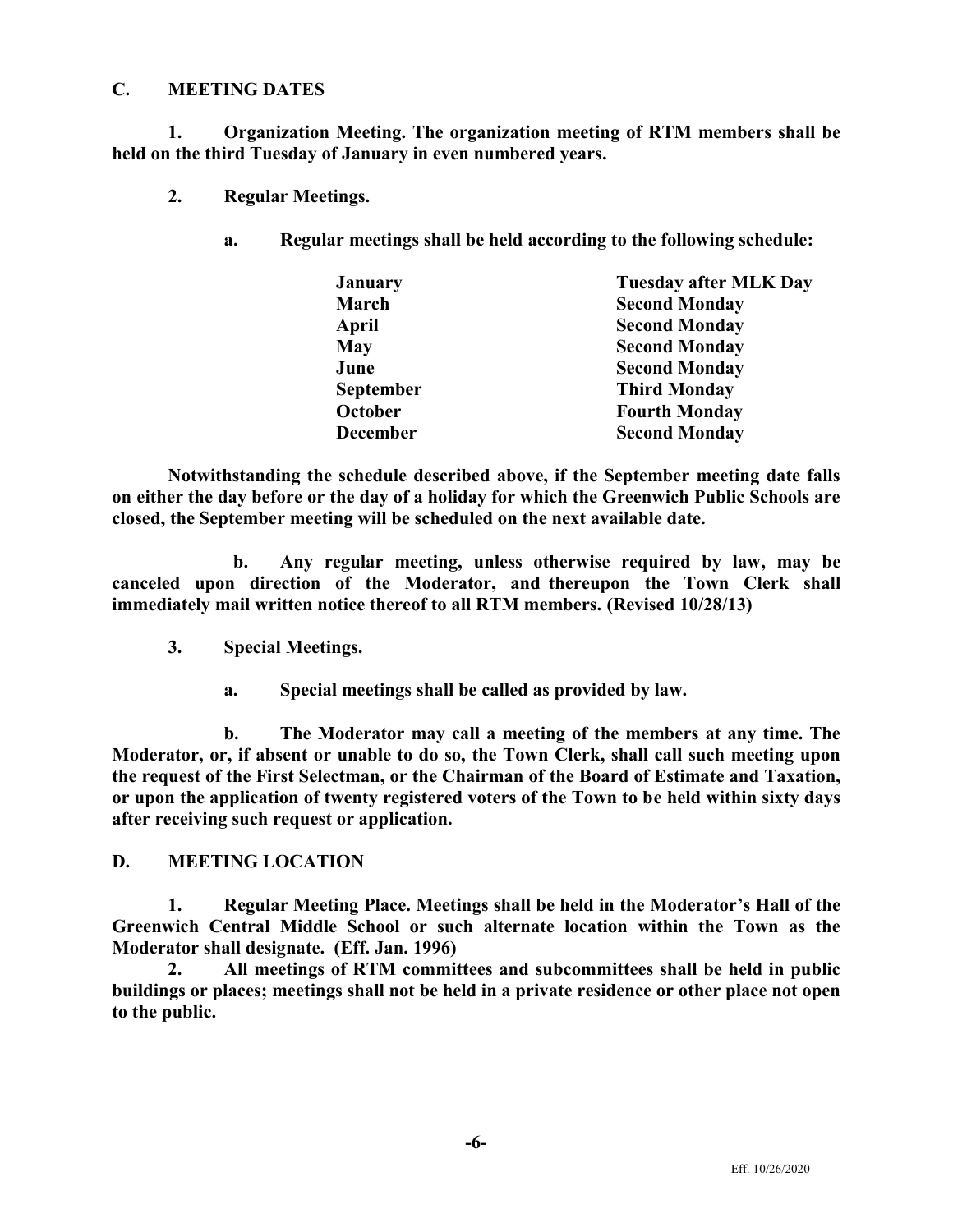## C. MEETING DATES

**1. Organization Meeting. The organization meeting of RTM members shall be held on the third Tuesday of January in even numbered years.**

**2. Regular Meetings.**

**a. Regular meetings shall be held according to the following schedule:**

| | |
|---|---|
| **January** | **Tuesday after MLK Day** |
| **March** | **Second Monday** |
| **April** | **Second Monday** |
| **May** | **Second Monday** |
| **June** | **Second Monday** |
| **September** | **Third Monday** |
| **October** | **Fourth Monday** |
| **December** | **Second Monday** |

**Notwithstanding the schedule described above, if the September meeting date falls on either the day before or the day of a holiday for which the Greenwich Public Schools are closed, the September meeting will be scheduled on the next available date.**

**b. Any regular meeting, unless otherwise required by law, may be canceled upon direction of the Moderator, and thereupon the Town Clerk shall immediately mail written notice thereof to all RTM members. (Revised 10/28/13)**

**3. Special Meetings.**

**a. Special meetings shall be called as provided by law.**

**b. The Moderator may call a meeting of the members at any time. The Moderator, or, if absent or unable to do so, the Town Clerk, shall call such meeting upon the request of the First Selectman, or the Chairman of the Board of Estimate and Taxation, or upon the application of twenty registered voters of the Town to be held within sixty days after receiving such request or application.**

## D. MEETING LOCATION

**1. Regular Meeting Place. Meetings shall be held in the Moderator's Hall of the Greenwich Central Middle School or such alternate location within the Town as the Moderator shall designate. (Eff. Jan. 1996)**

**2. All meetings of RTM committees and subcommittees shall be held in public buildings or places; meetings shall not be held in a private residence or other place not open to the public.**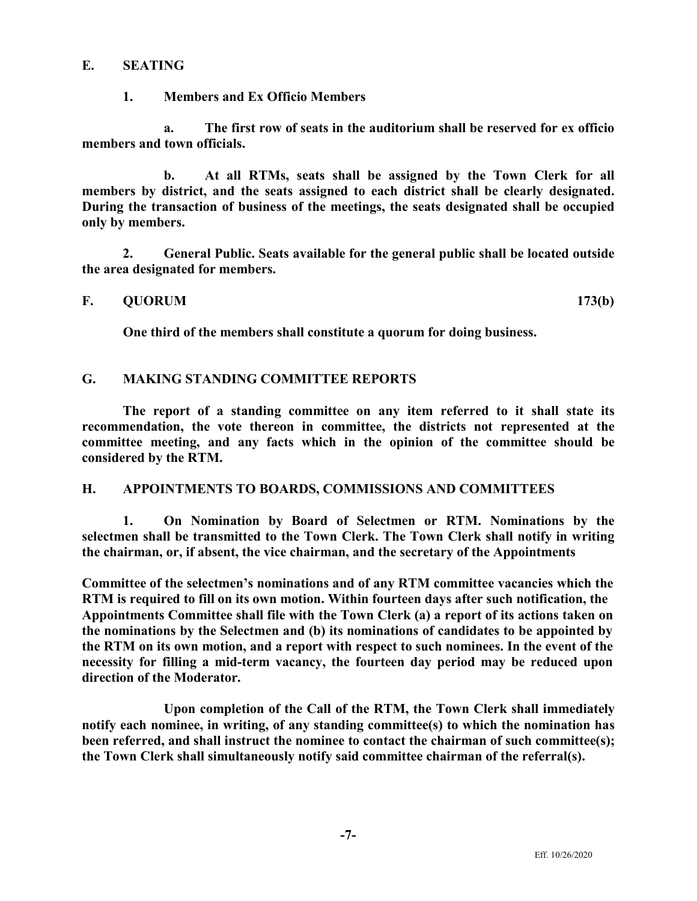## E. SEATING

### 1. Members and Ex Officio Members

**a. The first row of seats in the auditorium shall be reserved for ex officio members and town officials.**

**b. At all RTMs, seats shall be assigned by the Town Clerk for all members by district, and the seats assigned to each district shall be clearly designated. During the transaction of business of the meetings, the seats designated shall be occupied only by members.**

**2. General Public. Seats available for the general public shall be located outside the area designated for members.**

## F. QUORUM 173(b)

**One third of the members shall constitute a quorum for doing business.**

## G. MAKING STANDING COMMITTEE REPORTS

**The report of a standing committee on any item referred to it shall state its recommendation, the vote thereon in committee, the districts not represented at the committee meeting, and any facts which in the opinion of the committee should be considered by the RTM.**

## H. APPOINTMENTS TO BOARDS, COMMISSIONS AND COMMITTEES

**1. On Nomination by Board of Selectmen or RTM. Nominations by the selectmen shall be transmitted to the Town Clerk. The Town Clerk shall notify in writing the chairman, or, if absent, the vice chairman, and the secretary of the Appointments Committee of the selectmen's nominations and of any RTM committee vacancies which the RTM is required to fill on its own motion. Within fourteen days after such notification, the Appointments Committee shall file with the Town Clerk (a) a report of its actions taken on the nominations by the Selectmen and (b) its nominations of candidates to be appointed by the RTM on its own motion, and a report with respect to such nominees. In the event of the necessity for filling a mid-term vacancy, the fourteen day period may be reduced upon direction of the Moderator.**

**Upon completion of the Call of the RTM, the Town Clerk shall immediately notify each nominee, in writing, of any standing committee(s) to which the nomination has been referred, and shall instruct the nominee to contact the chairman of such committee(s); the Town Clerk shall simultaneously notify said committee chairman of the referral(s).**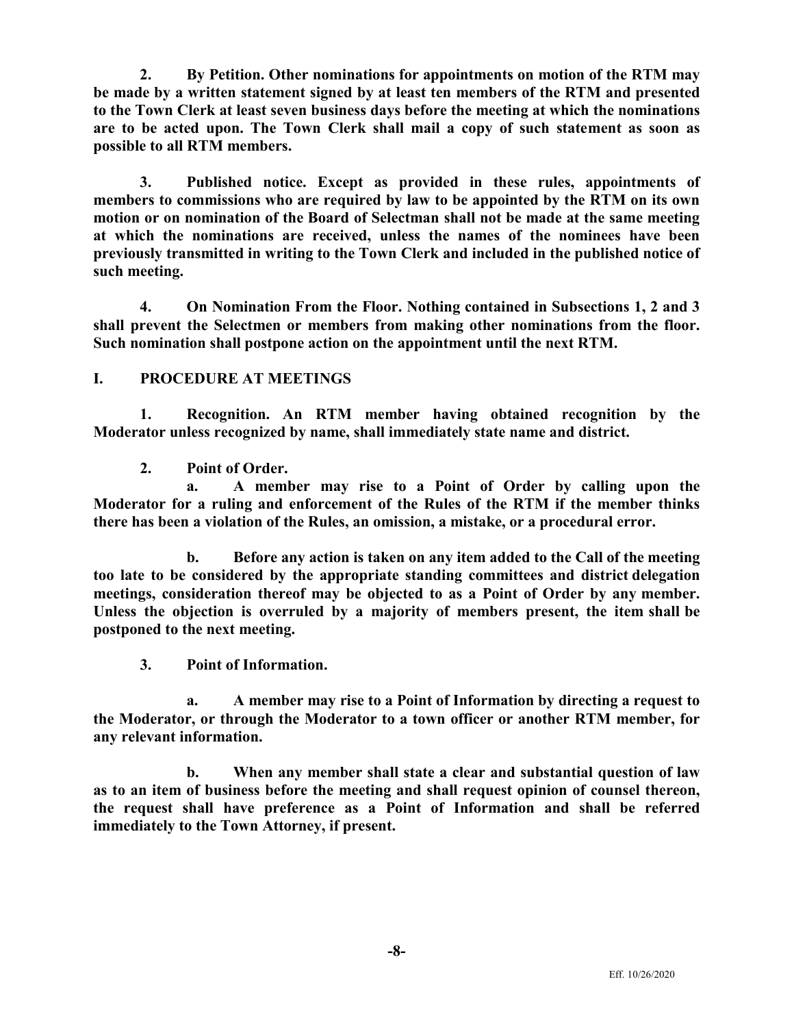**2. By Petition. Other nominations for appointments on motion of the RTM may be made by a written statement signed by at least ten members of the RTM and presented to the Town Clerk at least seven business days before the meeting at which the nominations are to be acted upon. The Town Clerk shall mail a copy of such statement as soon as possible to all RTM members.**

**3. Published notice. Except as provided in these rules, appointments of members to commissions who are required by law to be appointed by the RTM on its own motion or on nomination of the Board of Selectman shall not be made at the same meeting at which the nominations are received, unless the names of the nominees have been previously transmitted in writing to the Town Clerk and included in the published notice of such meeting.**

**4. On Nomination From the Floor. Nothing contained in Subsections 1, 2 and 3 shall prevent the Selectmen or members from making other nominations from the floor. Such nomination shall postpone action on the appointment until the next RTM.**

## I. PROCEDURE AT MEETINGS

**1. Recognition. An RTM member having obtained recognition by the Moderator unless recognized by name, shall immediately state name and district.**

**2. Point of Order.**

**a. A member may rise to a Point of Order by calling upon the Moderator for a ruling and enforcement of the Rules of the RTM if the member thinks there has been a violation of the Rules, an omission, a mistake, or a procedural error.**

**b. Before any action is taken on any item added to the Call of the meeting too late to be considered by the appropriate standing committees and district delegation meetings, consideration thereof may be objected to as a Point of Order by any member. Unless the objection is overruled by a majority of members present, the item shall be postponed to the next meeting.**

**3. Point of Information.**

**a. A member may rise to a Point of Information by directing a request to the Moderator, or through the Moderator to a town officer or another RTM member, for any relevant information.**

**b. When any member shall state a clear and substantial question of law as to an item of business before the meeting and shall request opinion of counsel thereon, the request shall have preference as a Point of Information and shall be referred immediately to the Town Attorney, if present.**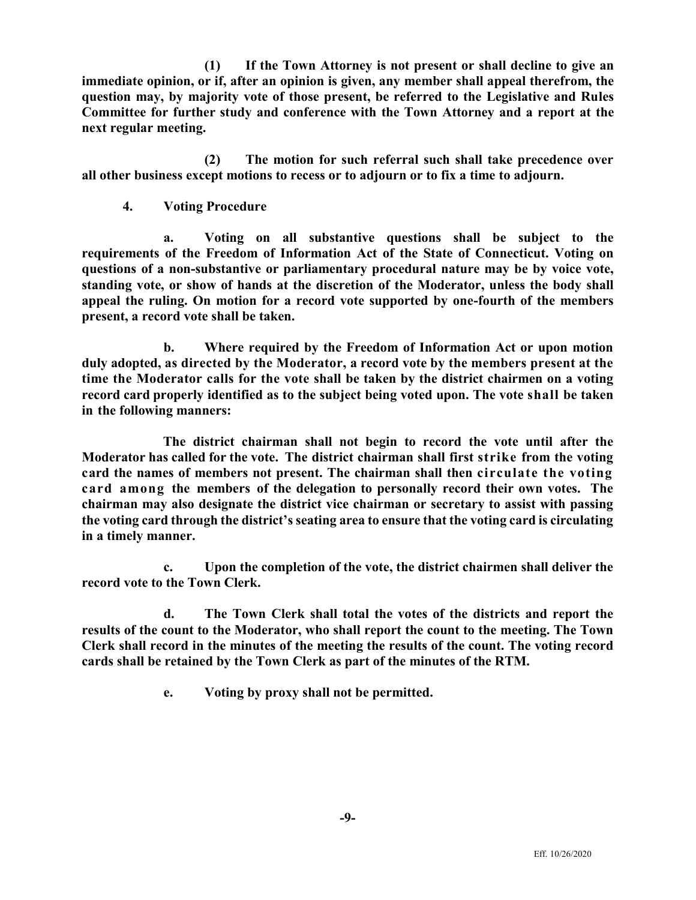**(1) If the Town Attorney is not present or shall decline to give an immediate opinion, or if, after an opinion is given, any member shall appeal therefrom, the question may, by majority vote of those present, be referred to the Legislative and Rules Committee for further study and conference with the Town Attorney and a report at the next regular meeting.**

**(2) The motion for such referral such shall take precedence over all other business except motions to recess or to adjourn or to fix a time to adjourn.**

**4. Voting Procedure**

**a. Voting on all substantive questions shall be subject to the requirements of the Freedom of Information Act of the State of Connecticut. Voting on questions of a non-substantive or parliamentary procedural nature may be by voice vote, standing vote, or show of hands at the discretion of the Moderator, unless the body shall appeal the ruling. On motion for a record vote supported by one-fourth of the members present, a record vote shall be taken.**

**b. Where required by the Freedom of Information Act or upon motion duly adopted, as directed by the Moderator, a record vote by the members present at the time the Moderator calls for the vote shall be taken by the district chairmen on a voting record card properly identified as to the subject being voted upon. The vote shall be taken in the following manners:**

**The district chairman shall not begin to record the vote until after the Moderator has called for the vote. The district chairman shall first strike from the voting card the names of members not present. The chairman shall then circulate the voting card among the members of the delegation to personally record their own votes. The chairman may also designate the district vice chairman or secretary to assist with passing the voting card through the district's seating area to ensure that the voting card is circulating in a timely manner.**

**c. Upon the completion of the vote, the district chairmen shall deliver the record vote to the Town Clerk.**

**d. The Town Clerk shall total the votes of the districts and report the results of the count to the Moderator, who shall report the count to the meeting. The Town Clerk shall record in the minutes of the meeting the results of the count. The voting record cards shall be retained by the Town Clerk as part of the minutes of the RTM.**

**e. Voting by proxy shall not be permitted.**

Eff. 10/26/2020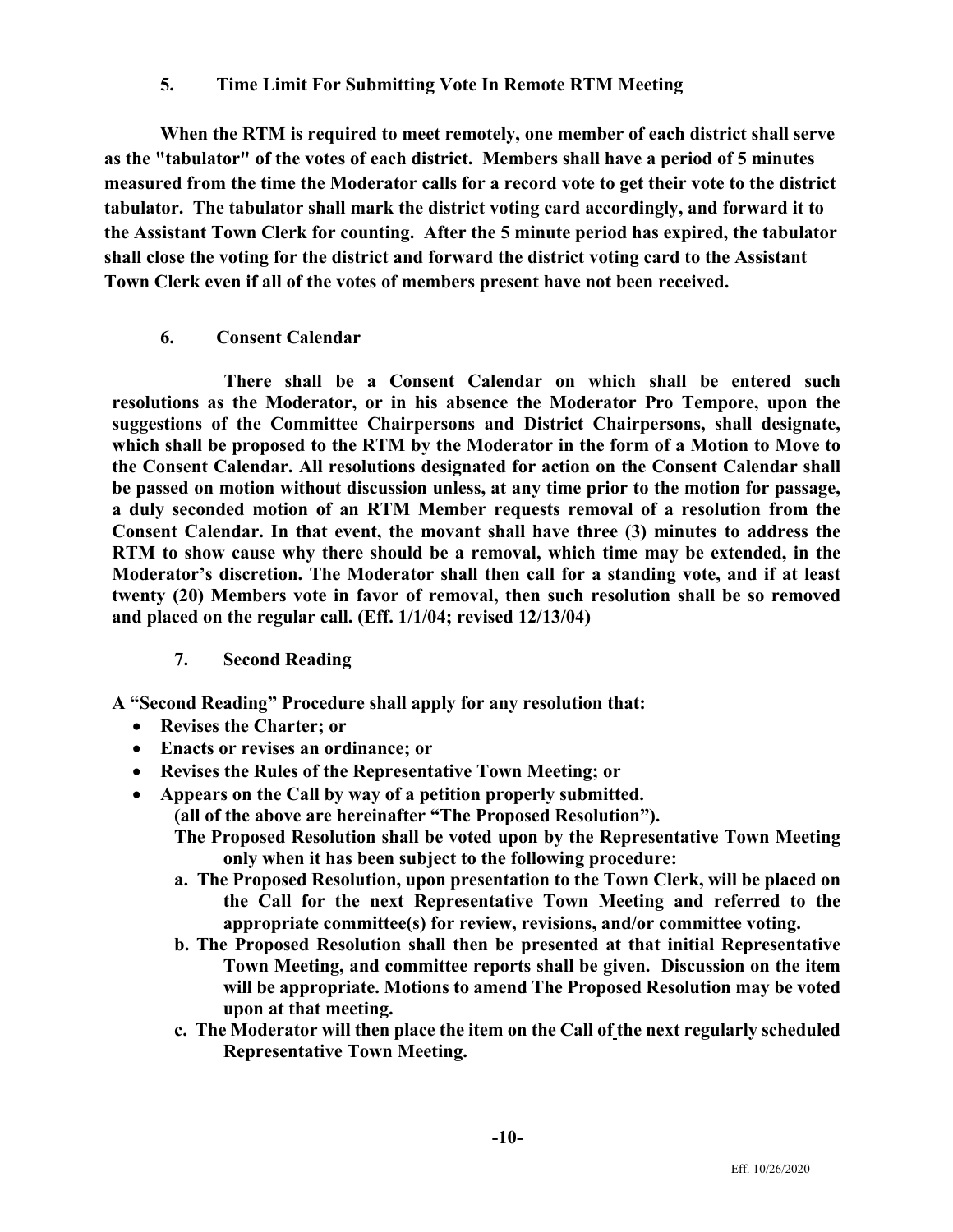### 5. Time Limit For Submitting Vote In Remote RTM Meeting

**When the RTM is required to meet remotely, one member of each district shall serve as the "tabulator" of the votes of each district. Members shall have a period of 5 minutes measured from the time the Moderator calls for a record vote to get their vote to the district tabulator. The tabulator shall mark the district voting card accordingly, and forward it to the Assistant Town Clerk for counting. After the 5 minute period has expired, the tabulator shall close the voting for the district and forward the district voting card to the Assistant Town Clerk even if all of the votes of members present have not been received.**

### 6. Consent Calendar

**There shall be a Consent Calendar on which shall be entered such resolutions as the Moderator, or in his absence the Moderator Pro Tempore, upon the suggestions of the Committee Chairpersons and District Chairpersons, shall designate, which shall be proposed to the RTM by the Moderator in the form of a Motion to Move to the Consent Calendar. All resolutions designated for action on the Consent Calendar shall be passed on motion without discussion unless, at any time prior to the motion for passage, a duly seconded motion of an RTM Member requests removal of a resolution from the Consent Calendar. In that event, the movant shall have three (3) minutes to address the RTM to show cause why there should be a removal, which time may be extended, in the Moderator's discretion. The Moderator shall then call for a standing vote, and if at least twenty (20) Members vote in favor of removal, then such resolution shall be so removed and placed on the regular call. (Eff. 1/1/04; revised 12/13/04)**

### 7. Second Reading

**A "Second Reading" Procedure shall apply for any resolution that:**

- **Revises the Charter; or**
- **Enacts or revises an ordinance; or**
- **Revises the Rules of the Representative Town Meeting; or**
- **Appears on the Call by way of a petition properly submitted.**
  **(all of the above are hereinafter "The Proposed Resolution").**
  **The Proposed Resolution shall be voted upon by the Representative Town Meeting only when it has been subject to the following procedure:**
  - **a. The Proposed Resolution, upon presentation to the Town Clerk, will be placed on the Call for the next Representative Town Meeting and referred to the appropriate committee(s) for review, revisions, and/or committee voting.**
  - **b. The Proposed Resolution shall then be presented at that initial Representative Town Meeting, and committee reports shall be given. Discussion on the item will be appropriate. Motions to amend The Proposed Resolution may be voted upon at that meeting.**
  - **c. The Moderator will then place the item on the Call of the next regularly scheduled Representative Town Meeting.**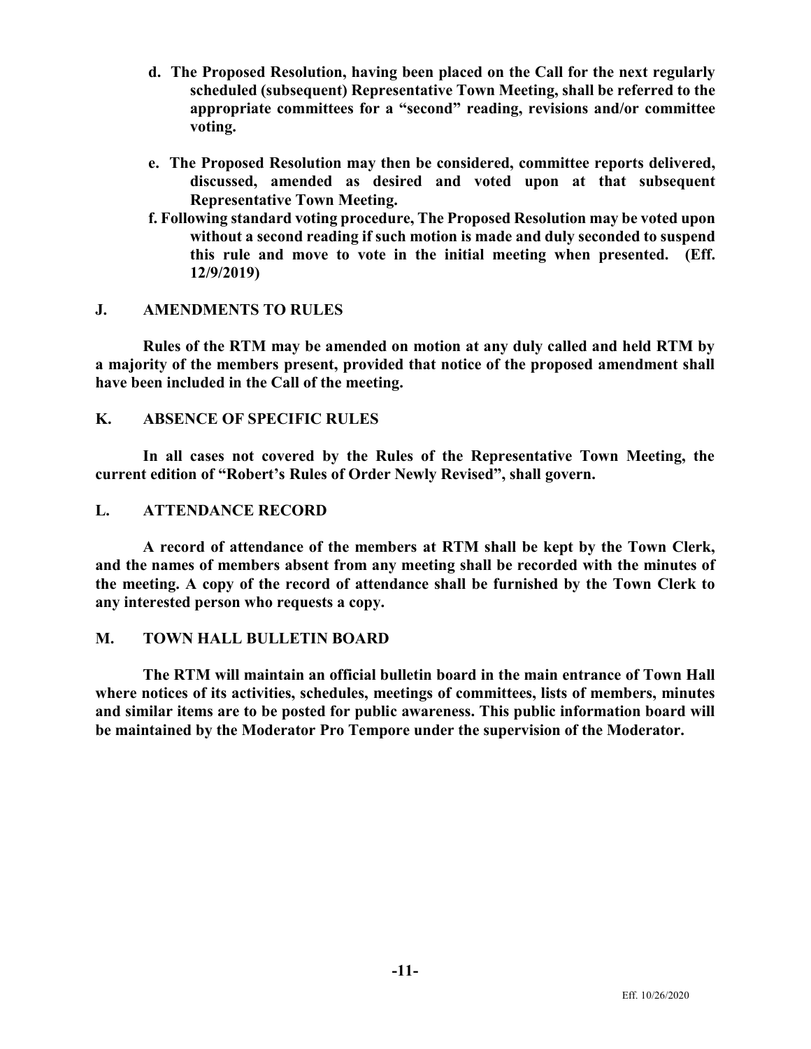**d. The Proposed Resolution, having been placed on the Call for the next regularly scheduled (subsequent) Representative Town Meeting, shall be referred to the appropriate committees for a "second" reading, revisions and/or committee voting.**

**e. The Proposed Resolution may then be considered, committee reports delivered, discussed, amended as desired and voted upon at that subsequent Representative Town Meeting.**

**f. Following standard voting procedure, The Proposed Resolution may be voted upon without a second reading if such motion is made and duly seconded to suspend this rule and move to vote in the initial meeting when presented. (Eff. 12/9/2019)**

## J. AMENDMENTS TO RULES

**Rules of the RTM may be amended on motion at any duly called and held RTM by a majority of the members present, provided that notice of the proposed amendment shall have been included in the Call of the meeting.**

## K. ABSENCE OF SPECIFIC RULES

**In all cases not covered by the Rules of the Representative Town Meeting, the current edition of "Robert's Rules of Order Newly Revised", shall govern.**

## L. ATTENDANCE RECORD

**A record of attendance of the members at RTM shall be kept by the Town Clerk, and the names of members absent from any meeting shall be recorded with the minutes of the meeting. A copy of the record of attendance shall be furnished by the Town Clerk to any interested person who requests a copy.**

## M. TOWN HALL BULLETIN BOARD

**The RTM will maintain an official bulletin board in the main entrance of Town Hall where notices of its activities, schedules, meetings of committees, lists of members, minutes and similar items are to be posted for public awareness. This public information board will be maintained by the Moderator Pro Tempore under the supervision of the Moderator.**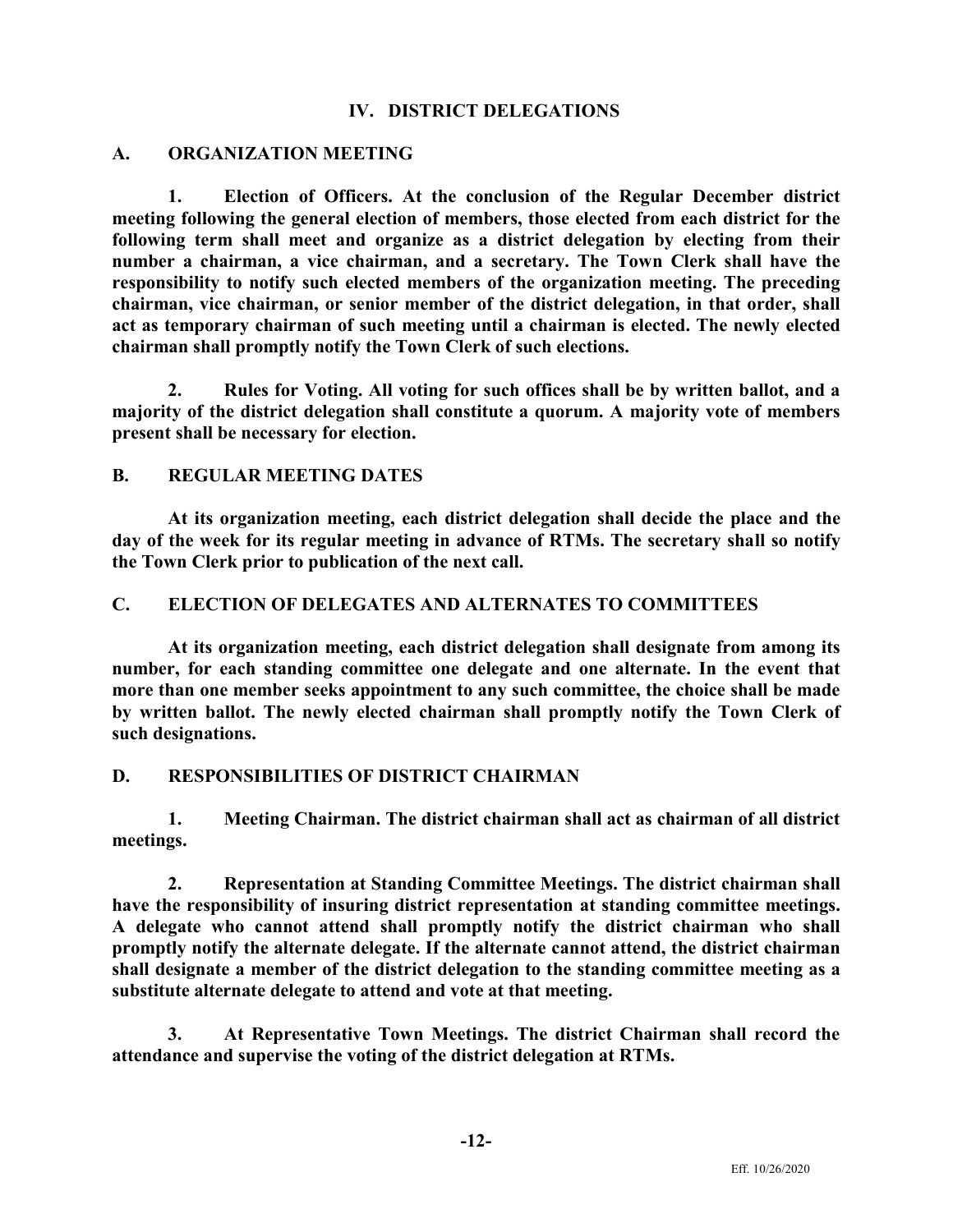## IV. DISTRICT DELEGATIONS

### A. ORGANIZATION MEETING

**1. Election of Officers. At the conclusion of the Regular December district meeting following the general election of members, those elected from each district for the following term shall meet and organize as a district delegation by electing from their number a chairman, a vice chairman, and a secretary. The Town Clerk shall have the responsibility to notify such elected members of the organization meeting. The preceding chairman, vice chairman, or senior member of the district delegation, in that order, shall act as temporary chairman of such meeting until a chairman is elected. The newly elected chairman shall promptly notify the Town Clerk of such elections.**

**2. Rules for Voting. All voting for such offices shall be by written ballot, and a majority of the district delegation shall constitute a quorum. A majority vote of members present shall be necessary for election.**

### B. REGULAR MEETING DATES

**At its organization meeting, each district delegation shall decide the place and the day of the week for its regular meeting in advance of RTMs. The secretary shall so notify the Town Clerk prior to publication of the next call.**

### C. ELECTION OF DELEGATES AND ALTERNATES TO COMMITTEES

**At its organization meeting, each district delegation shall designate from among its number, for each standing committee one delegate and one alternate. In the event that more than one member seeks appointment to any such committee, the choice shall be made by written ballot. The newly elected chairman shall promptly notify the Town Clerk of such designations.**

### D. RESPONSIBILITIES OF DISTRICT CHAIRMAN

**1. Meeting Chairman. The district chairman shall act as chairman of all district meetings.**

**2. Representation at Standing Committee Meetings. The district chairman shall have the responsibility of insuring district representation at standing committee meetings. A delegate who cannot attend shall promptly notify the district chairman who shall promptly notify the alternate delegate. If the alternate cannot attend, the district chairman shall designate a member of the district delegation to the standing committee meeting as a substitute alternate delegate to attend and vote at that meeting.**

**3. At Representative Town Meetings. The district Chairman shall record the attendance and supervise the voting of the district delegation at RTMs.**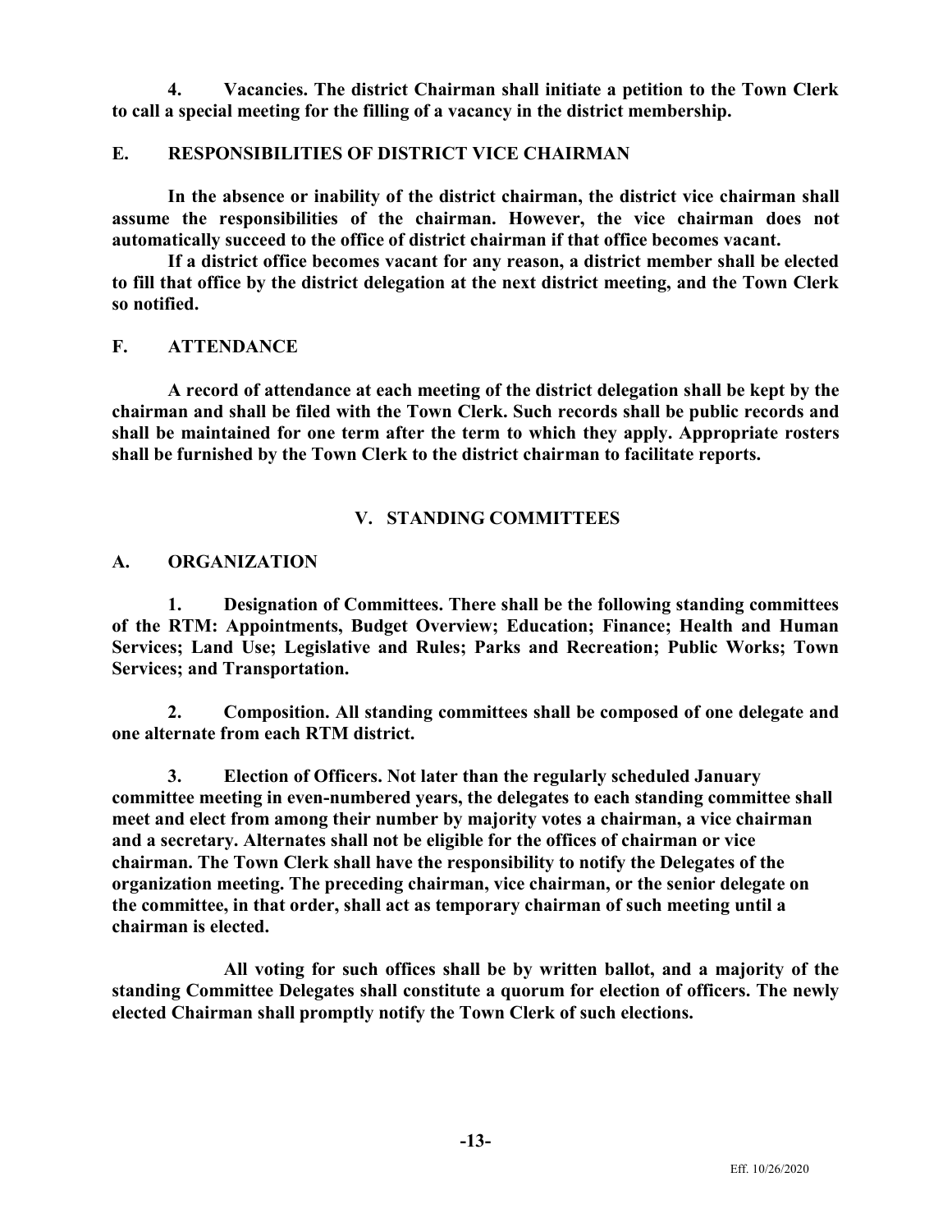**4. Vacancies. The district Chairman shall initiate a petition to the Town Clerk to call a special meeting for the filling of a vacancy in the district membership.**

## E. RESPONSIBILITIES OF DISTRICT VICE CHAIRMAN

**In the absence or inability of the district chairman, the district vice chairman shall assume the responsibilities of the chairman. However, the vice chairman does not automatically succeed to the office of district chairman if that office becomes vacant.**

**If a district office becomes vacant for any reason, a district member shall be elected to fill that office by the district delegation at the next district meeting, and the Town Clerk so notified.**

## F. ATTENDANCE

**A record of attendance at each meeting of the district delegation shall be kept by the chairman and shall be filed with the Town Clerk. Such records shall be public records and shall be maintained for one term after the term to which they apply. Appropriate rosters shall be furnished by the Town Clerk to the district chairman to facilitate reports.**

# V. STANDING COMMITTEES

## A. ORGANIZATION

**1. Designation of Committees. There shall be the following standing committees of the RTM: Appointments, Budget Overview; Education; Finance; Health and Human Services; Land Use; Legislative and Rules; Parks and Recreation; Public Works; Town Services; and Transportation.**

**2. Composition. All standing committees shall be composed of one delegate and one alternate from each RTM district.**

**3. Election of Officers. Not later than the regularly scheduled January committee meeting in even-numbered years, the delegates to each standing committee shall meet and elect from among their number by majority votes a chairman, a vice chairman and a secretary. Alternates shall not be eligible for the offices of chairman or vice chairman. The Town Clerk shall have the responsibility to notify the Delegates of the organization meeting. The preceding chairman, vice chairman, or the senior delegate on the committee, in that order, shall act as temporary chairman of such meeting until a chairman is elected.**

**All voting for such offices shall be by written ballot, and a majority of the standing Committee Delegates shall constitute a quorum for election of officers. The newly elected Chairman shall promptly notify the Town Clerk of such elections.**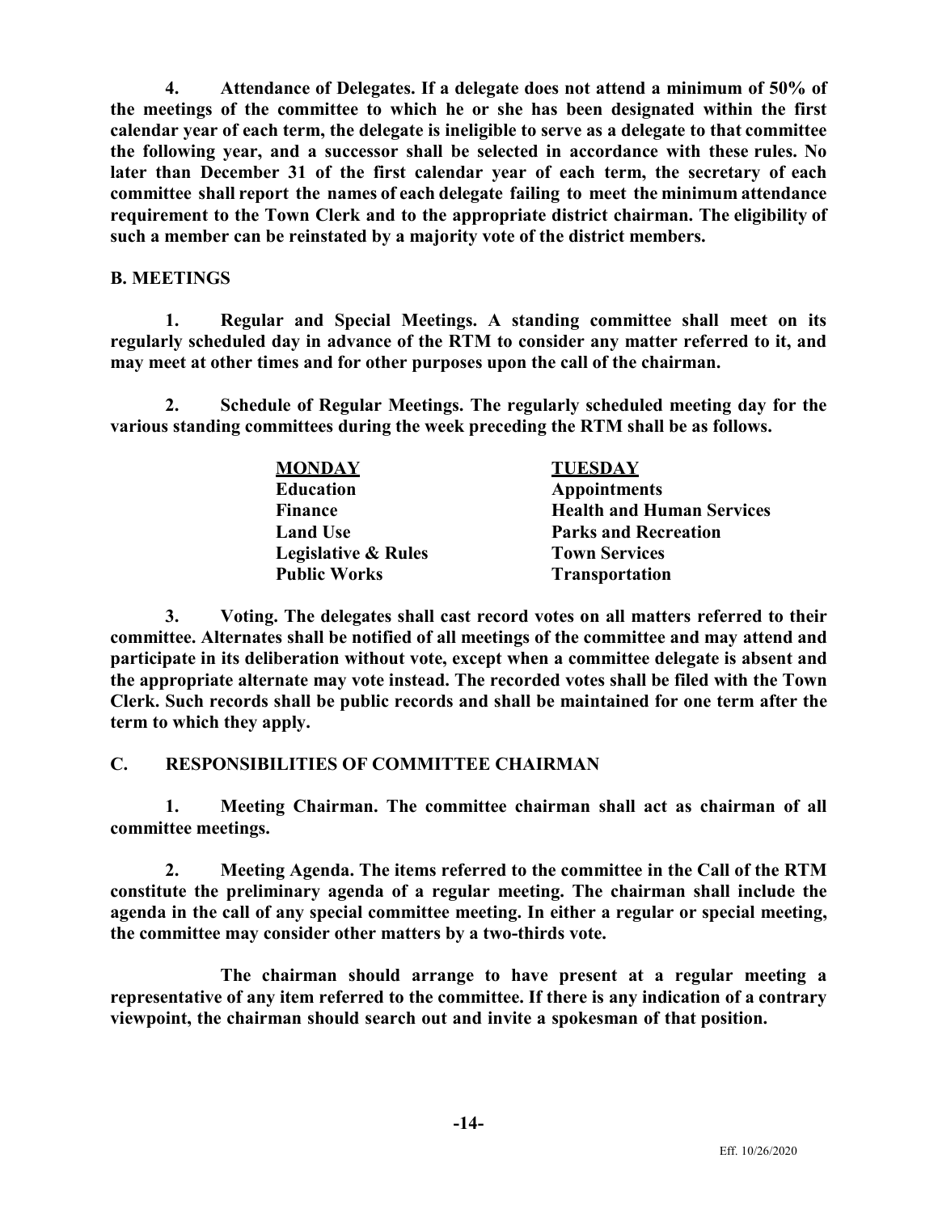**4. Attendance of Delegates. If a delegate does not attend a minimum of 50% of the meetings of the committee to which he or she has been designated within the first calendar year of each term, the delegate is ineligible to serve as a delegate to that committee the following year, and a successor shall be selected in accordance with these rules. No later than December 31 of the first calendar year of each term, the secretary of each committee shall report the names of each delegate failing to meet the minimum attendance requirement to the Town Clerk and to the appropriate district chairman. The eligibility of such a member can be reinstated by a majority vote of the district members.**

## B. MEETINGS

**1. Regular and Special Meetings. A standing committee shall meet on its regularly scheduled day in advance of the RTM to consider any matter referred to it, and may meet at other times and for other purposes upon the call of the chairman.**

**2. Schedule of Regular Meetings. The regularly scheduled meeting day for the various standing committees during the week preceding the RTM shall be as follows.**

| **MONDAY** | **TUESDAY** |
|---|---|
| **Education** | **Appointments** |
| **Finance** | **Health and Human Services** |
| **Land Use** | **Parks and Recreation** |
| **Legislative & Rules** | **Town Services** |
| **Public Works** | **Transportation** |

**3. Voting. The delegates shall cast record votes on all matters referred to their committee. Alternates shall be notified of all meetings of the committee and may attend and participate in its deliberation without vote, except when a committee delegate is absent and the appropriate alternate may vote instead. The recorded votes shall be filed with the Town Clerk. Such records shall be public records and shall be maintained for one term after the term to which they apply.**

## C. RESPONSIBILITIES OF COMMITTEE CHAIRMAN

**1. Meeting Chairman. The committee chairman shall act as chairman of all committee meetings.**

**2. Meeting Agenda. The items referred to the committee in the Call of the RTM constitute the preliminary agenda of a regular meeting. The chairman shall include the agenda in the call of any special committee meeting. In either a regular or special meeting, the committee may consider other matters by a two-thirds vote.**

**The chairman should arrange to have present at a regular meeting a representative of any item referred to the committee. If there is any indication of a contrary viewpoint, the chairman should search out and invite a spokesman of that position.**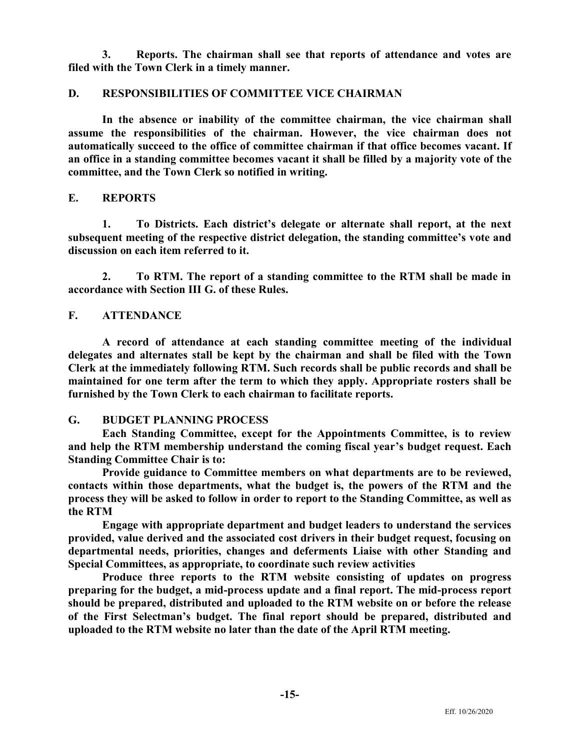**3. Reports. The chairman shall see that reports of attendance and votes are filed with the Town Clerk in a timely manner.**

## D. RESPONSIBILITIES OF COMMITTEE VICE CHAIRMAN

**In the absence or inability of the committee chairman, the vice chairman shall assume the responsibilities of the chairman. However, the vice chairman does not automatically succeed to the office of committee chairman if that office becomes vacant. If an office in a standing committee becomes vacant it shall be filled by a majority vote of the committee, and the Town Clerk so notified in writing.**

## E. REPORTS

**1. To Districts. Each district's delegate or alternate shall report, at the next subsequent meeting of the respective district delegation, the standing committee's vote and discussion on each item referred to it.**

**2. To RTM. The report of a standing committee to the RTM shall be made in accordance with Section III G. of these Rules.**

## F. ATTENDANCE

**A record of attendance at each standing committee meeting of the individual delegates and alternates stall be kept by the chairman and shall be filed with the Town Clerk at the immediately following RTM. Such records shall be public records and shall be maintained for one term after the term to which they apply. Appropriate rosters shall be furnished by the Town Clerk to each chairman to facilitate reports.**

## G. BUDGET PLANNING PROCESS

**Each Standing Committee, except for the Appointments Committee, is to review and help the RTM membership understand the coming fiscal year's budget request. Each Standing Committee Chair is to:**

**Provide guidance to Committee members on what departments are to be reviewed, contacts within those departments, what the budget is, the powers of the RTM and the process they will be asked to follow in order to report to the Standing Committee, as well as the RTM**

**Engage with appropriate department and budget leaders to understand the services provided, value derived and the associated cost drivers in their budget request, focusing on departmental needs, priorities, changes and deferments Liaise with other Standing and Special Committees, as appropriate, to coordinate such review activities**

**Produce three reports to the RTM website consisting of updates on progress preparing for the budget, a mid-process update and a final report. The mid-process report should be prepared, distributed and uploaded to the RTM website on or before the release of the First Selectman's budget. The final report should be prepared, distributed and uploaded to the RTM website no later than the date of the April RTM meeting.**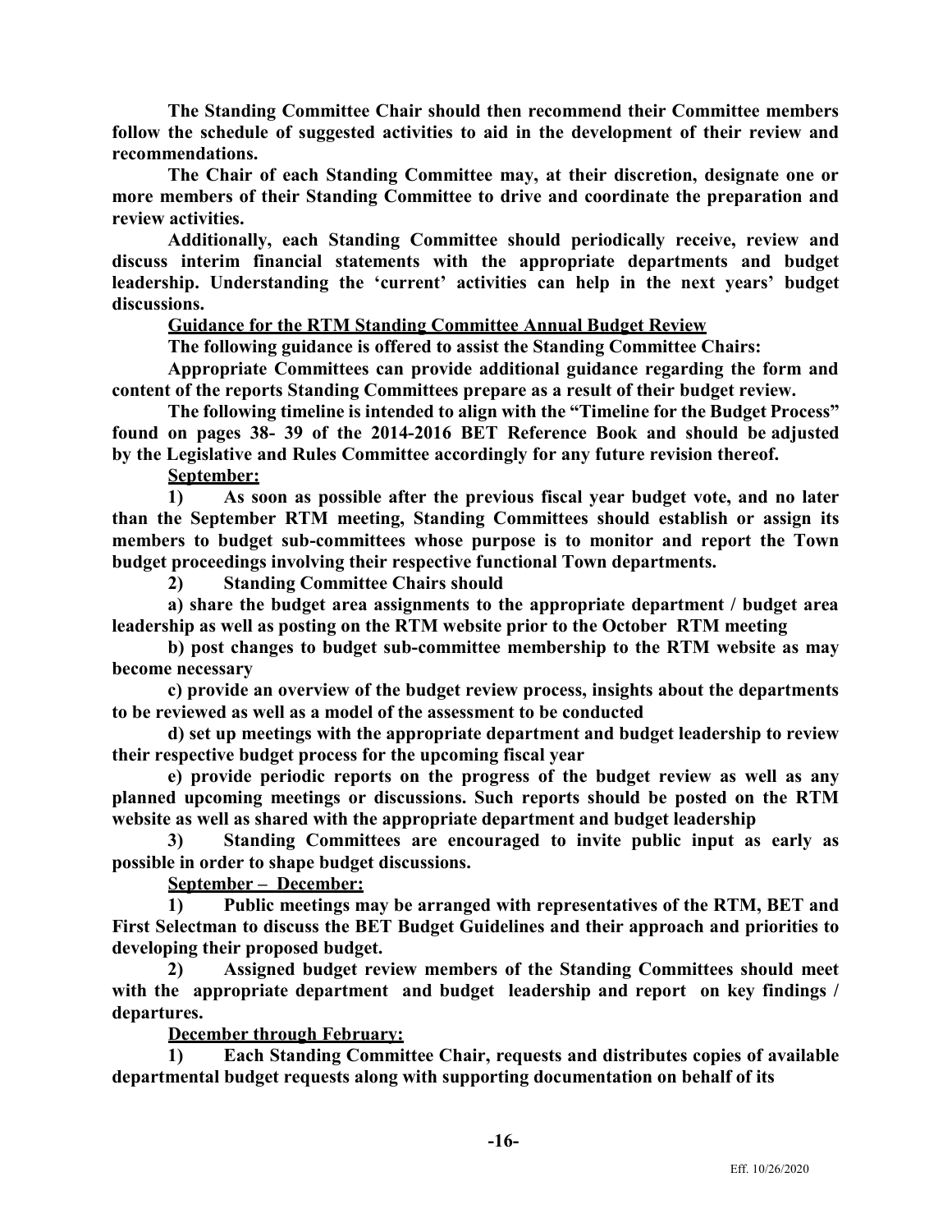**The Standing Committee Chair should then recommend their Committee members follow the schedule of suggested activities to aid in the development of their review and recommendations.**

**The Chair of each Standing Committee may, at their discretion, designate one or more members of their Standing Committee to drive and coordinate the preparation and review activities.**

**Additionally, each Standing Committee should periodically receive, review and discuss interim financial statements with the appropriate departments and budget leadership. Understanding the 'current' activities can help in the next years' budget discussions.**

**<u>Guidance for the RTM Standing Committee Annual Budget Review</u>**

**The following guidance is offered to assist the Standing Committee Chairs:**

**Appropriate Committees can provide additional guidance regarding the form and content of the reports Standing Committees prepare as a result of their budget review.**

**The following timeline is intended to align with the "Timeline for the Budget Process" found on pages 38- 39 of the 2014-2016 BET Reference Book and should be adjusted by the Legislative and Rules Committee accordingly for any future revision thereof.**

**<u>September:</u>**

**1) As soon as possible after the previous fiscal year budget vote, and no later than the September RTM meeting, Standing Committees should establish or assign its members to budget sub-committees whose purpose is to monitor and report the Town budget proceedings involving their respective functional Town departments.**

**2) Standing Committee Chairs should**

**a) share the budget area assignments to the appropriate department / budget area leadership as well as posting on the RTM website prior to the October RTM meeting**

**b) post changes to budget sub-committee membership to the RTM website as may become necessary**

**c) provide an overview of the budget review process, insights about the departments to be reviewed as well as a model of the assessment to be conducted**

**d) set up meetings with the appropriate department and budget leadership to review their respective budget process for the upcoming fiscal year**

**e) provide periodic reports on the progress of the budget review as well as any planned upcoming meetings or discussions. Such reports should be posted on the RTM website as well as shared with the appropriate department and budget leadership**

**3) Standing Committees are encouraged to invite public input as early as possible in order to shape budget discussions.**

**<u>September – December:</u>**

**1) Public meetings may be arranged with representatives of the RTM, BET and First Selectman to discuss the BET Budget Guidelines and their approach and priorities to developing their proposed budget.**

**2) Assigned budget review members of the Standing Committees should meet with the appropriate department and budget leadership and report on key findings / departures.**

**<u>December through February:</u>**

**1) Each Standing Committee Chair, requests and distributes copies of available departmental budget requests along with supporting documentation on behalf of its**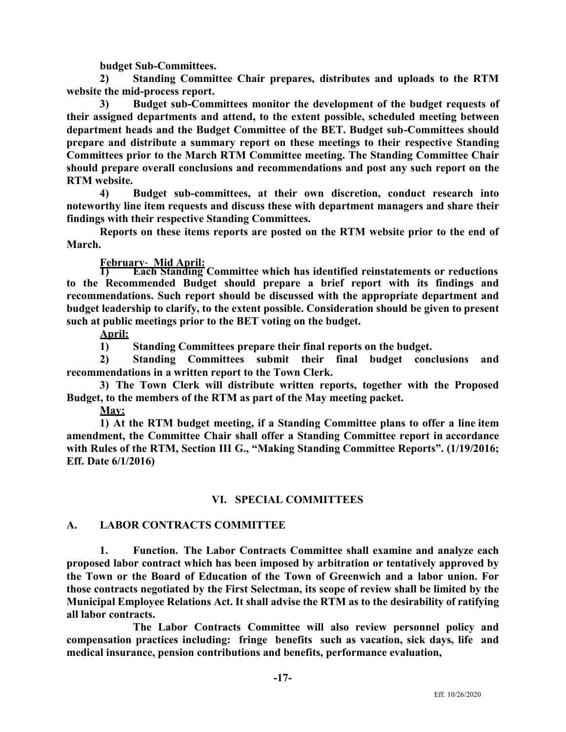**budget Sub-Committees.**

**2) Standing Committee Chair prepares, distributes and uploads to the RTM website the mid-process report.**

**3) Budget sub-Committees monitor the development of the budget requests of their assigned departments and attend, to the extent possible, scheduled meeting between department heads and the Budget Committee of the BET. Budget sub-Committees should prepare and distribute a summary report on these meetings to their respective Standing Committees prior to the March RTM Committee meeting. The Standing Committee Chair should prepare overall conclusions and recommendations and post any such report on the RTM website.**

**4) Budget sub-committees, at their own discretion, conduct research into noteworthy line item requests and discuss these with department managers and share their findings with their respective Standing Committees.**

**Reports on these items reports are posted on the RTM website prior to the end of March.**

**<u>February- Mid April:</u>**

**1) Each Standing Committee which has identified reinstatements or reductions to the Recommended Budget should prepare a brief report with its findings and recommendations. Such report should be discussed with the appropriate department and budget leadership to clarify, to the extent possible. Consideration should be given to present such at public meetings prior to the BET voting on the budget.**

**<u>April:</u>**

**1) Standing Committees prepare their final reports on the budget.**

**2) Standing Committees submit their final budget conclusions and recommendations in a written report to the Town Clerk.**

**3) The Town Clerk will distribute written reports, together with the Proposed Budget, to the members of the RTM as part of the May meeting packet.**

**<u>May:</u>**

**1) At the RTM budget meeting, if a Standing Committee plans to offer a line item amendment, the Committee Chair shall offer a Standing Committee report in accordance with Rules of the RTM, Section III G., "Making Standing Committee Reports". (1/19/2016; Eff. Date 6/1/2016)**

## VI. SPECIAL COMMITTEES

### A. LABOR CONTRACTS COMMITTEE

**1. Function. The Labor Contracts Committee shall examine and analyze each proposed labor contract which has been imposed by arbitration or tentatively approved by the Town or the Board of Education of the Town of Greenwich and a labor union. For those contracts negotiated by the First Selectman, its scope of review shall be limited by the Municipal Employee Relations Act. It shall advise the RTM as to the desirability of ratifying all labor contracts.**

**The Labor Contracts Committee will also review personnel policy and compensation practices including: fringe benefits such as vacation, sick days, life and medical insurance, pension contributions and benefits, performance evaluation,**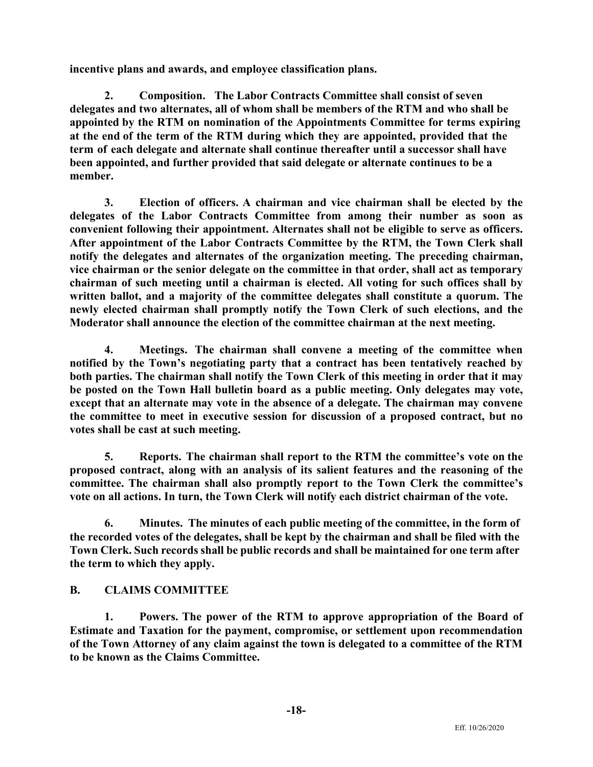**incentive plans and awards, and employee classification plans.**

**2. Composition. The Labor Contracts Committee shall consist of seven delegates and two alternates, all of whom shall be members of the RTM and who shall be appointed by the RTM on nomination of the Appointments Committee for terms expiring at the end of the term of the RTM during which they are appointed, provided that the term of each delegate and alternate shall continue thereafter until a successor shall have been appointed, and further provided that said delegate or alternate continues to be a member.**

**3. Election of officers. A chairman and vice chairman shall be elected by the delegates of the Labor Contracts Committee from among their number as soon as convenient following their appointment. Alternates shall not be eligible to serve as officers. After appointment of the Labor Contracts Committee by the RTM, the Town Clerk shall notify the delegates and alternates of the organization meeting. The preceding chairman, vice chairman or the senior delegate on the committee in that order, shall act as temporary chairman of such meeting until a chairman is elected. All voting for such offices shall by written ballot, and a majority of the committee delegates shall constitute a quorum. The newly elected chairman shall promptly notify the Town Clerk of such elections, and the Moderator shall announce the election of the committee chairman at the next meeting.**

**4. Meetings. The chairman shall convene a meeting of the committee when notified by the Town's negotiating party that a contract has been tentatively reached by both parties. The chairman shall notify the Town Clerk of this meeting in order that it may be posted on the Town Hall bulletin board as a public meeting. Only delegates may vote, except that an alternate may vote in the absence of a delegate. The chairman may convene the committee to meet in executive session for discussion of a proposed contract, but no votes shall be cast at such meeting.**

**5. Reports. The chairman shall report to the RTM the committee's vote on the proposed contract, along with an analysis of its salient features and the reasoning of the committee. The chairman shall also promptly report to the Town Clerk the committee's vote on all actions. In turn, the Town Clerk will notify each district chairman of the vote.**

**6. Minutes. The minutes of each public meeting of the committee, in the form of the recorded votes of the delegates, shall be kept by the chairman and shall be filed with the Town Clerk. Such records shall be public records and shall be maintained for one term after the term to which they apply.**

## B. CLAIMS COMMITTEE

**1. Powers. The power of the RTM to approve appropriation of the Board of Estimate and Taxation for the payment, compromise, or settlement upon recommendation of the Town Attorney of any claim against the town is delegated to a committee of the RTM to be known as the Claims Committee.**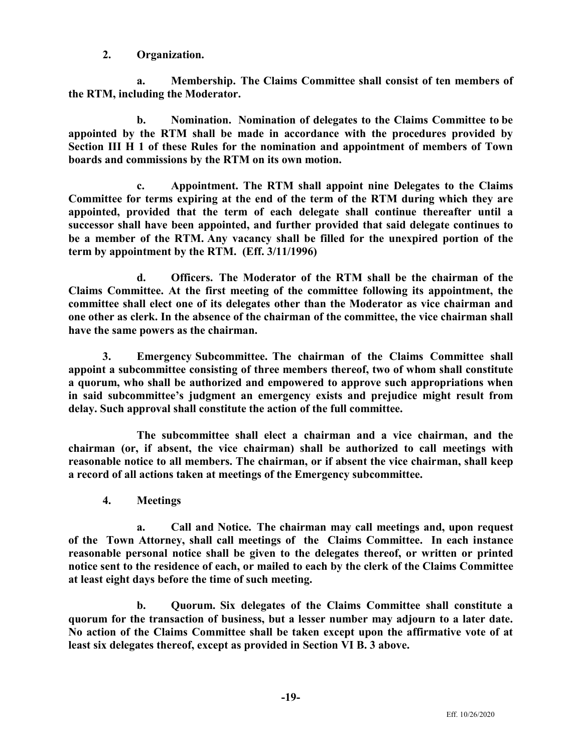**2. Organization.**

**a. Membership. The Claims Committee shall consist of ten members of the RTM, including the Moderator.**

**b. Nomination. Nomination of delegates to the Claims Committee to be appointed by the RTM shall be made in accordance with the procedures provided by Section III H 1 of these Rules for the nomination and appointment of members of Town boards and commissions by the RTM on its own motion.**

**c. Appointment. The RTM shall appoint nine Delegates to the Claims Committee for terms expiring at the end of the term of the RTM during which they are appointed, provided that the term of each delegate shall continue thereafter until a successor shall have been appointed, and further provided that said delegate continues to be a member of the RTM. Any vacancy shall be filled for the unexpired portion of the term by appointment by the RTM. (Eff. 3/11/1996)**

**d. Officers. The Moderator of the RTM shall be the chairman of the Claims Committee. At the first meeting of the committee following its appointment, the committee shall elect one of its delegates other than the Moderator as vice chairman and one other as clerk. In the absence of the chairman of the committee, the vice chairman shall have the same powers as the chairman.**

**3. Emergency Subcommittee. The chairman of the Claims Committee shall appoint a subcommittee consisting of three members thereof, two of whom shall constitute a quorum, who shall be authorized and empowered to approve such appropriations when in said subcommittee's judgment an emergency exists and prejudice might result from delay. Such approval shall constitute the action of the full committee.**

**The subcommittee shall elect a chairman and a vice chairman, and the chairman (or, if absent, the vice chairman) shall be authorized to call meetings with reasonable notice to all members. The chairman, or if absent the vice chairman, shall keep a record of all actions taken at meetings of the Emergency subcommittee.**

**4. Meetings**

**a. Call and Notice. The chairman may call meetings and, upon request of the Town Attorney, shall call meetings of the Claims Committee. In each instance reasonable personal notice shall be given to the delegates thereof, or written or printed notice sent to the residence of each, or mailed to each by the clerk of the Claims Committee at least eight days before the time of such meeting.**

**b. Quorum. Six delegates of the Claims Committee shall constitute a quorum for the transaction of business, but a lesser number may adjourn to a later date. No action of the Claims Committee shall be taken except upon the affirmative vote of at least six delegates thereof, except as provided in Section VI B. 3 above.**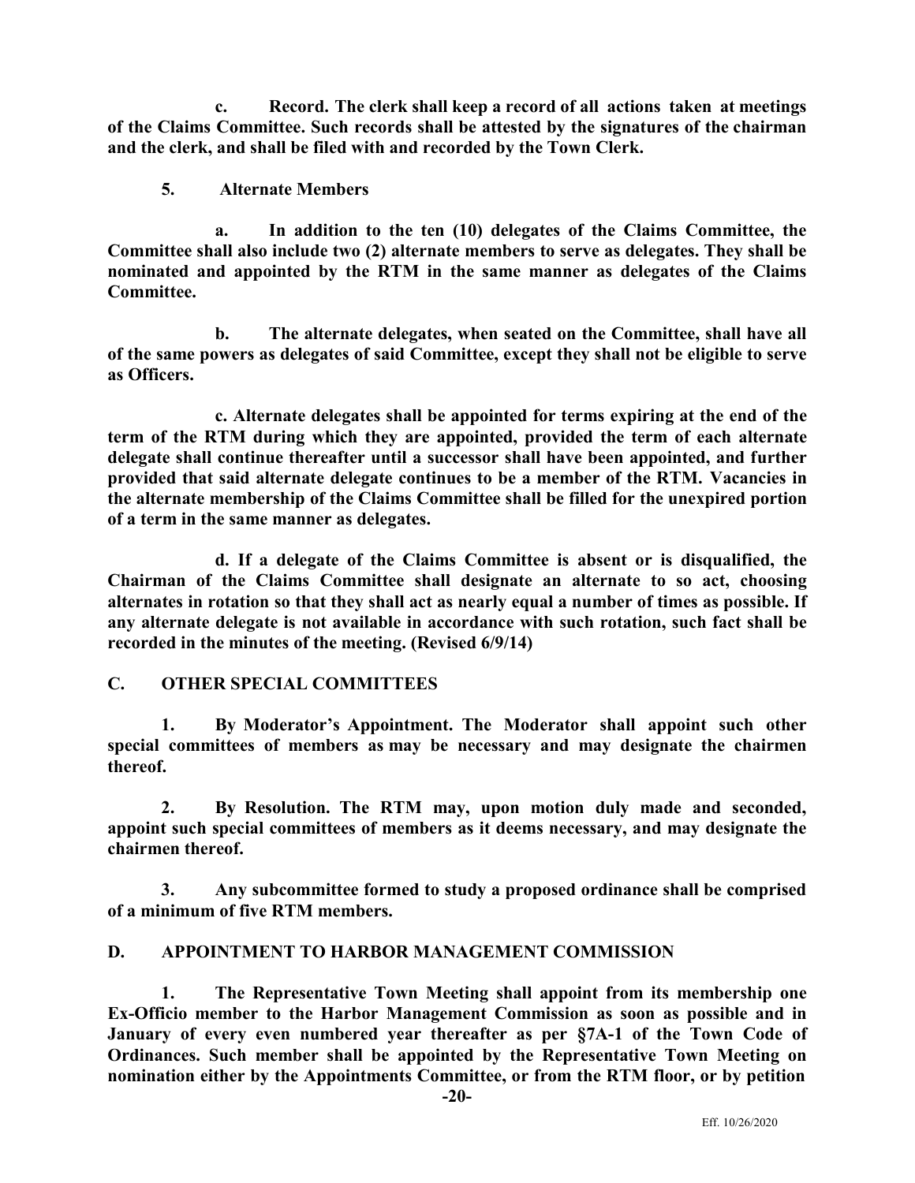**c. Record. The clerk shall keep a record of all actions taken at meetings of the Claims Committee. Such records shall be attested by the signatures of the chairman and the clerk, and shall be filed with and recorded by the Town Clerk.**

**5. Alternate Members**

**a. In addition to the ten (10) delegates of the Claims Committee, the Committee shall also include two (2) alternate members to serve as delegates. They shall be nominated and appointed by the RTM in the same manner as delegates of the Claims Committee.**

**b. The alternate delegates, when seated on the Committee, shall have all of the same powers as delegates of said Committee, except they shall not be eligible to serve as Officers.**

**c. Alternate delegates shall be appointed for terms expiring at the end of the term of the RTM during which they are appointed, provided the term of each alternate delegate shall continue thereafter until a successor shall have been appointed, and further provided that said alternate delegate continues to be a member of the RTM. Vacancies in the alternate membership of the Claims Committee shall be filled for the unexpired portion of a term in the same manner as delegates.**

**d. If a delegate of the Claims Committee is absent or is disqualified, the Chairman of the Claims Committee shall designate an alternate to so act, choosing alternates in rotation so that they shall act as nearly equal a number of times as possible. If any alternate delegate is not available in accordance with such rotation, such fact shall be recorded in the minutes of the meeting. (Revised 6/9/14)**

## C. OTHER SPECIAL COMMITTEES

**1. By Moderator's Appointment. The Moderator shall appoint such other special committees of members as may be necessary and may designate the chairmen thereof.**

**2. By Resolution. The RTM may, upon motion duly made and seconded, appoint such special committees of members as it deems necessary, and may designate the chairmen thereof.**

**3. Any subcommittee formed to study a proposed ordinance shall be comprised of a minimum of five RTM members.**

## D. APPOINTMENT TO HARBOR MANAGEMENT COMMISSION

**1. The Representative Town Meeting shall appoint from its membership one Ex-Officio member to the Harbor Management Commission as soon as possible and in January of every even numbered year thereafter as per §7A-1 of the Town Code of Ordinances. Such member shall be appointed by the Representative Town Meeting on nomination either by the Appointments Committee, or from the RTM floor, or by petition**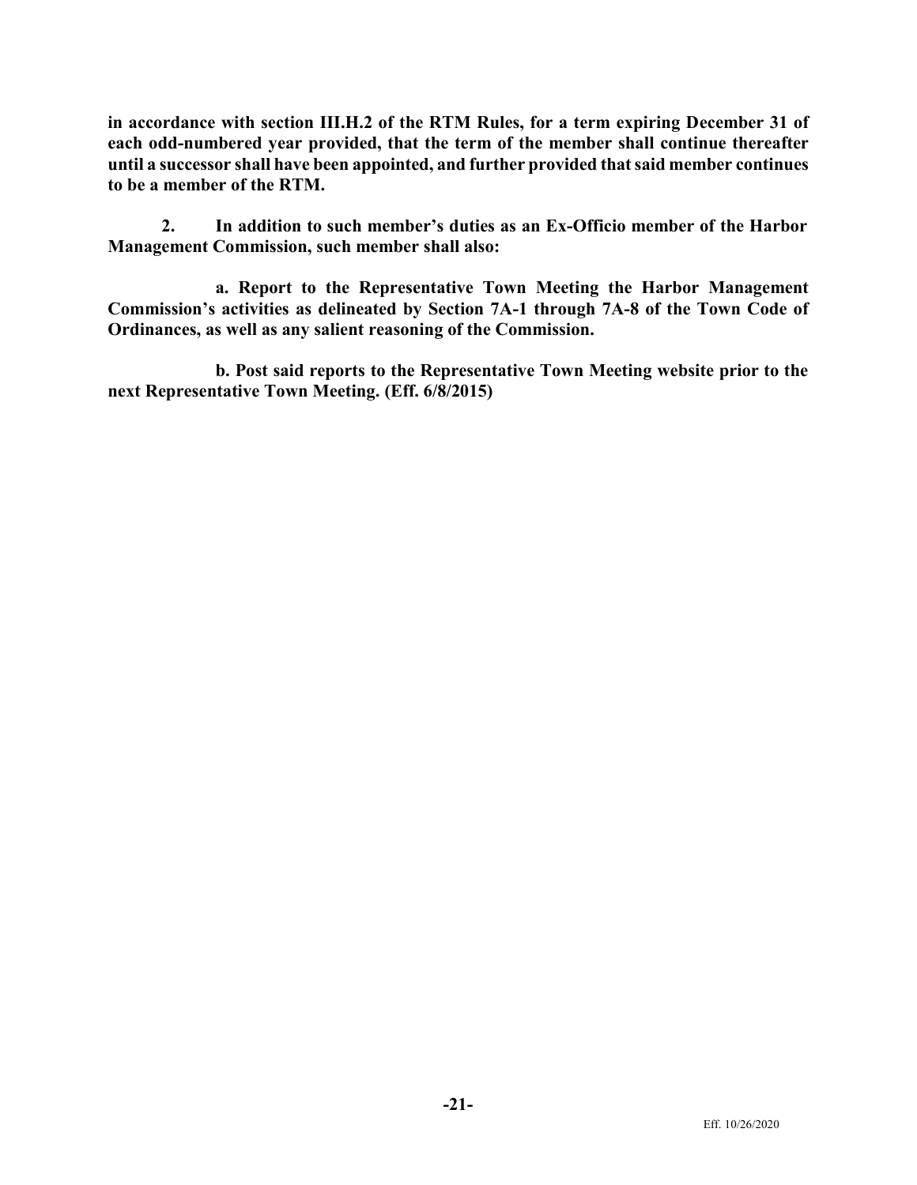**in accordance with section III.H.2 of the RTM Rules, for a term expiring December 31 of each odd-numbered year provided, that the term of the member shall continue thereafter until a successor shall have been appointed, and further provided that said member continues to be a member of the RTM.**

**2. In addition to such member's duties as an Ex-Officio member of the Harbor Management Commission, such member shall also:**

**a. Report to the Representative Town Meeting the Harbor Management Commission's activities as delineated by Section 7A-1 through 7A-8 of the Town Code of Ordinances, as well as any salient reasoning of the Commission.**

**b. Post said reports to the Representative Town Meeting website prior to the next Representative Town Meeting. (Eff. 6/8/2015)**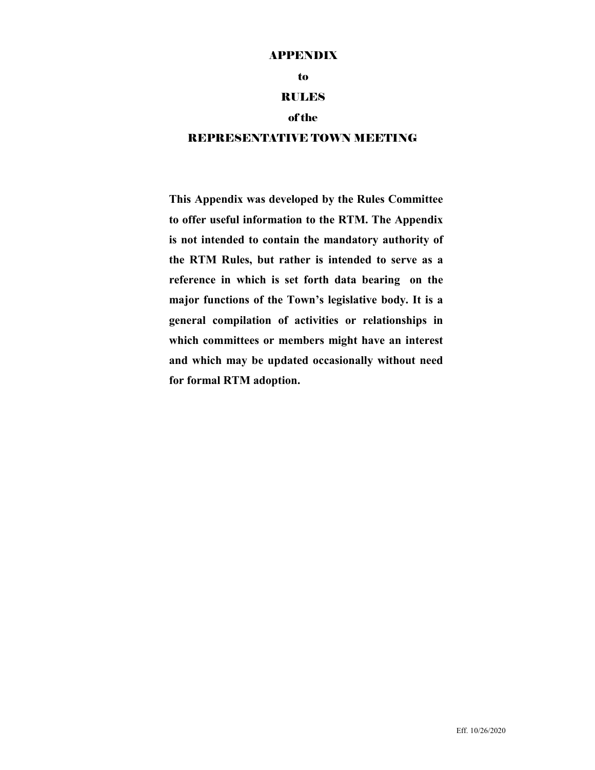# APPENDIX

## to

## RULES

## of the

## REPRESENTATIVE TOWN MEETING

**This Appendix was developed by the Rules Committee to offer useful information to the RTM. The Appendix is not intended to contain the mandatory authority of the RTM Rules, but rather is intended to serve as a reference in which is set forth data bearing on the major functions of the Town's legislative body. It is a general compilation of activities or relationships in which committees or members might have an interest and which may be updated occasionally without need for formal RTM adoption.**

Eff. 10/26/2020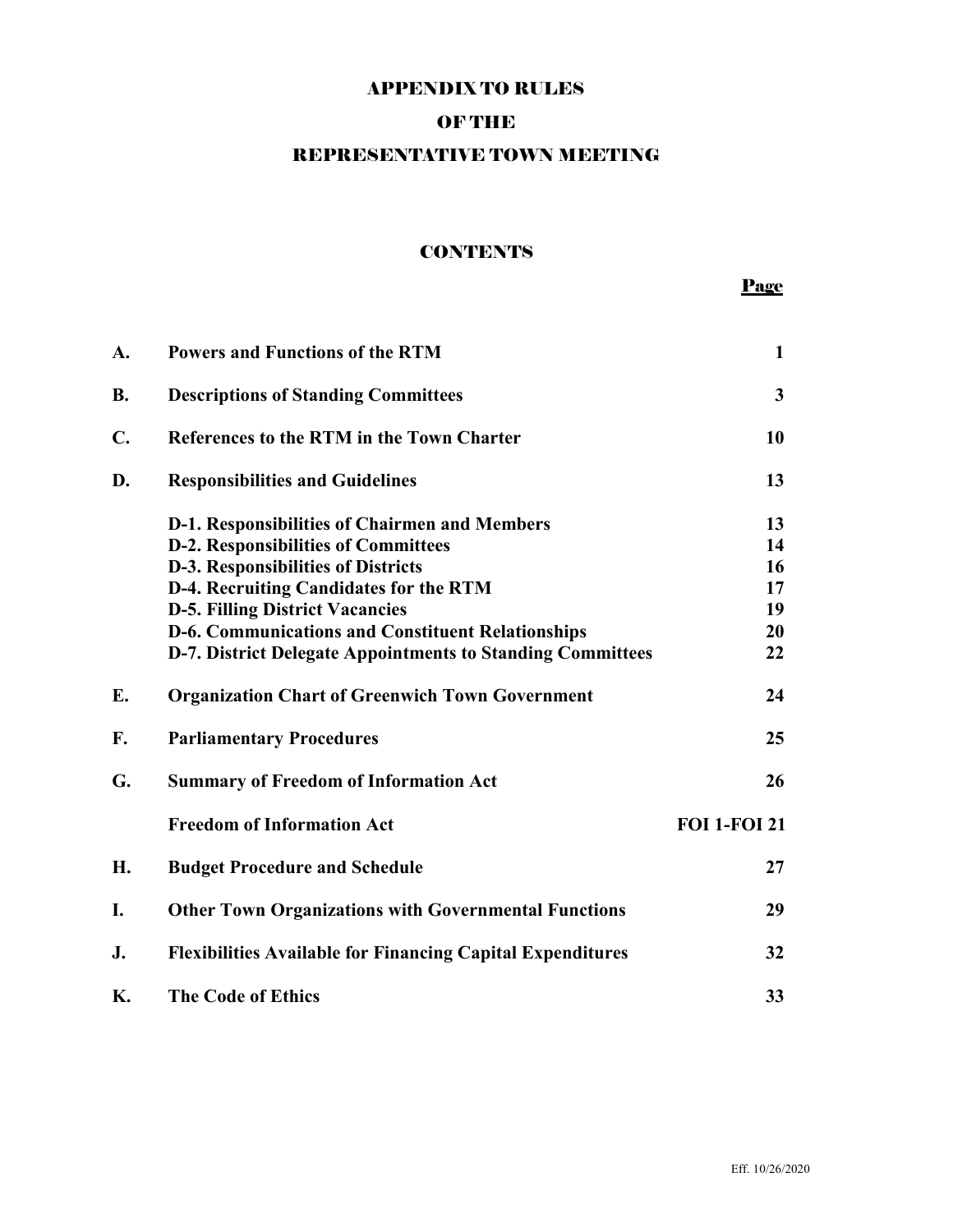# APPENDIX TO RULES

# OF THE

# REPRESENTATIVE TOWN MEETING

## CONTENTS

| | | **Page** |
|---|---|---|
| **A.** | **Powers and Functions of the RTM** | **1** |
| **B.** | **Descriptions of Standing Committees** | **3** |
| **C.** | **References to the RTM in the Town Charter** | **10** |
| **D.** | **Responsibilities and Guidelines** | **13** |
| | **D-1. Responsibilities of Chairmen and Members** | **13** |
| | **D-2. Responsibilities of Committees** | **14** |
| | **D-3. Responsibilities of Districts** | **16** |
| | **D-4. Recruiting Candidates for the RTM** | **17** |
| | **D-5. Filling District Vacancies** | **19** |
| | **D-6. Communications and Constituent Relationships** | **20** |
| | **D-7. District Delegate Appointments to Standing Committees** | **22** |
| **E.** | **Organization Chart of Greenwich Town Government** | **24** |
| **F.** | **Parliamentary Procedures** | **25** |
| **G.** | **Summary of Freedom of Information Act** | **26** |
| | **Freedom of Information Act** | **FOI 1-FOI 21** |
| **H.** | **Budget Procedure and Schedule** | **27** |
| **I.** | **Other Town Organizations with Governmental Functions** | **29** |
| **J.** | **Flexibilities Available for Financing Capital Expenditures** | **32** |
| **K.** | **The Code of Ethics** | **33** |

Eff. 10/26/2020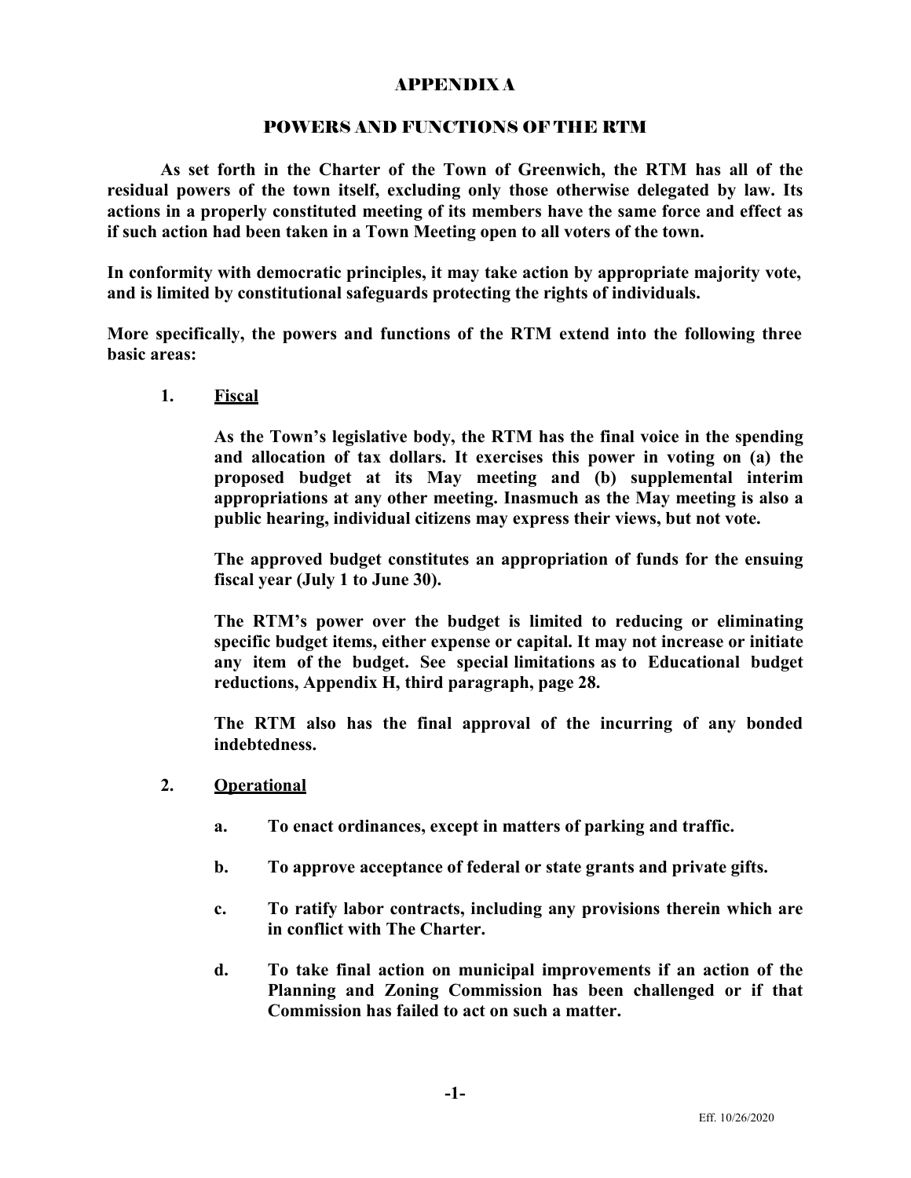# APPENDIX A

## POWERS AND FUNCTIONS OF THE RTM

**As set forth in the Charter of the Town of Greenwich, the RTM has all of the residual powers of the town itself, excluding only those otherwise delegated by law. Its actions in a properly constituted meeting of its members have the same force and effect as if such action had been taken in a Town Meeting open to all voters of the town.**

**In conformity with democratic principles, it may take action by appropriate majority vote, and is limited by constitutional safeguards protecting the rights of individuals.**

**More specifically, the powers and functions of the RTM extend into the following three basic areas:**

**1. <u>Fiscal</u>**

**As the Town's legislative body, the RTM has the final voice in the spending and allocation of tax dollars. It exercises this power in voting on (a) the proposed budget at its May meeting and (b) supplemental interim appropriations at any other meeting. Inasmuch as the May meeting is also a public hearing, individual citizens may express their views, but not vote.**

**The approved budget constitutes an appropriation of funds for the ensuing fiscal year (July 1 to June 30).**

**The RTM's power over the budget is limited to reducing or eliminating specific budget items, either expense or capital. It may not increase or initiate any item of the budget. See special limitations as to Educational budget reductions, Appendix H, third paragraph, page 28.**

**The RTM also has the final approval of the incurring of any bonded indebtedness.**

**2. <u>Operational</u>**

**a. To enact ordinances, except in matters of parking and traffic.**

**b. To approve acceptance of federal or state grants and private gifts.**

**c. To ratify labor contracts, including any provisions therein which are in conflict with The Charter.**

**d. To take final action on municipal improvements if an action of the Planning and Zoning Commission has been challenged or if that Commission has failed to act on such a matter.**

Eff. 10/26/2020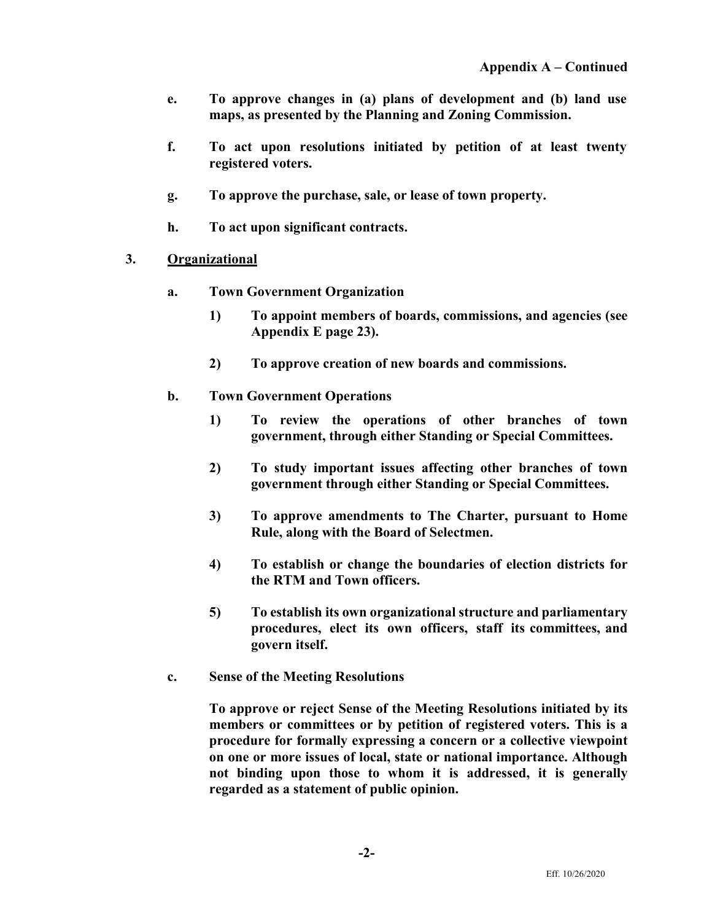**Appendix A – Continued**

**e. To approve changes in (a) plans of development and (b) land use maps, as presented by the Planning and Zoning Commission.**

**f. To act upon resolutions initiated by petition of at least twenty registered voters.**

**g. To approve the purchase, sale, or lease of town property.**

**h. To act upon significant contracts.**

**3. <u>Organizational</u>**

**a. Town Government Organization**

**1) To appoint members of boards, commissions, and agencies (see Appendix E page 23).**

**2) To approve creation of new boards and commissions.**

**b. Town Government Operations**

**1) To review the operations of other branches of town government, through either Standing or Special Committees.**

**2) To study important issues affecting other branches of town government through either Standing or Special Committees.**

**3) To approve amendments to The Charter, pursuant to Home Rule, along with the Board of Selectmen.**

**4) To establish or change the boundaries of election districts for the RTM and Town officers.**

**5) To establish its own organizational structure and parliamentary procedures, elect its own officers, staff its committees, and govern itself.**

**c. Sense of the Meeting Resolutions**

**To approve or reject Sense of the Meeting Resolutions initiated by its members or committees or by petition of registered voters. This is a procedure for formally expressing a concern or a collective viewpoint on one or more issues of local, state or national importance. Although not binding upon those to whom it is addressed, it is generally regarded as a statement of public opinion.**

Eff. 10/26/2020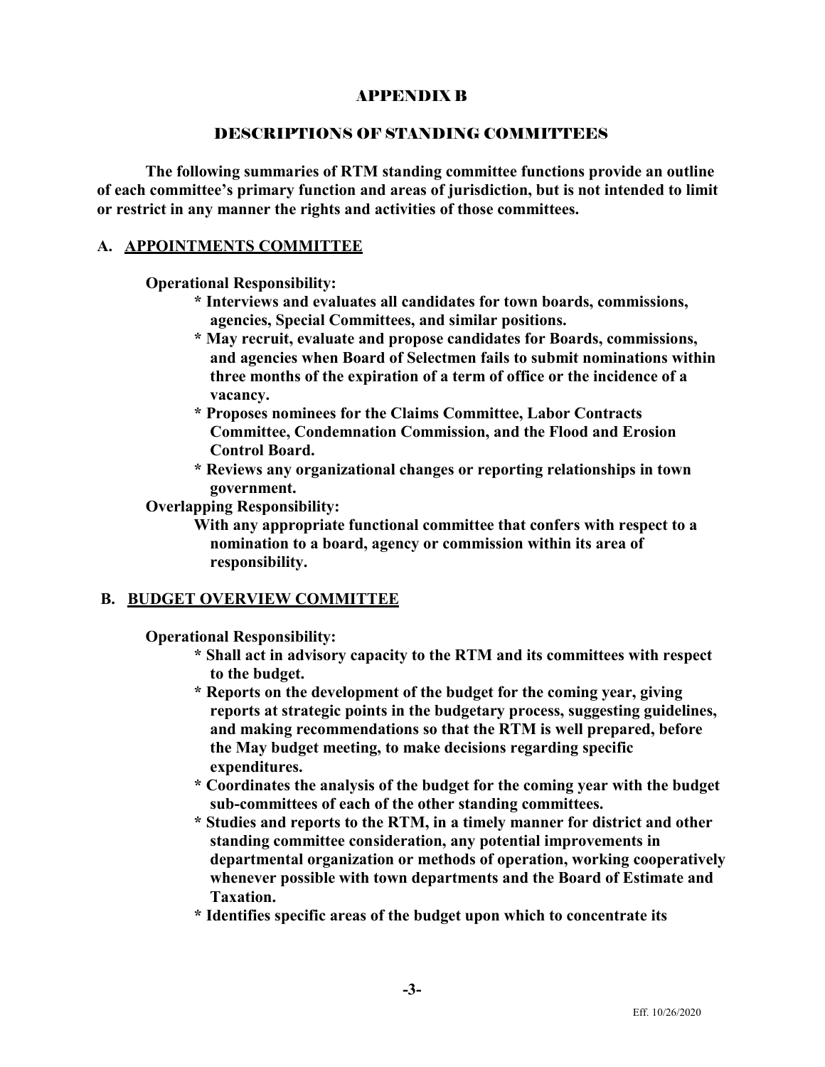# APPENDIX B

## DESCRIPTIONS OF STANDING COMMITTEES

**The following summaries of RTM standing committee functions provide an outline of each committee's primary function and areas of jurisdiction, but is not intended to limit or restrict in any manner the rights and activities of those committees.**

### A. APPOINTMENTS COMMITTEE

**Operational Responsibility:**

- **Interviews and evaluates all candidates for town boards, commissions, agencies, Special Committees, and similar positions.**
- **May recruit, evaluate and propose candidates for Boards, commissions, and agencies when Board of Selectmen fails to submit nominations within three months of the expiration of a term of office or the incidence of a vacancy.**
- **Proposes nominees for the Claims Committee, Labor Contracts Committee, Condemnation Commission, and the Flood and Erosion Control Board.**
- **Reviews any organizational changes or reporting relationships in town government.**

**Overlapping Responsibility:**

**With any appropriate functional committee that confers with respect to a nomination to a board, agency or commission within its area of responsibility.**

### B. BUDGET OVERVIEW COMMITTEE

**Operational Responsibility:**

- **Shall act in advisory capacity to the RTM and its committees with respect to the budget.**
- **Reports on the development of the budget for the coming year, giving reports at strategic points in the budgetary process, suggesting guidelines, and making recommendations so that the RTM is well prepared, before the May budget meeting, to make decisions regarding specific expenditures.**
- **Coordinates the analysis of the budget for the coming year with the budget sub-committees of each of the other standing committees.**
- **Studies and reports to the RTM, in a timely manner for district and other standing committee consideration, any potential improvements in departmental organization or methods of operation, working cooperatively whenever possible with town departments and the Board of Estimate and Taxation.**
- **Identifies specific areas of the budget upon which to concentrate its**

Eff. 10/26/2020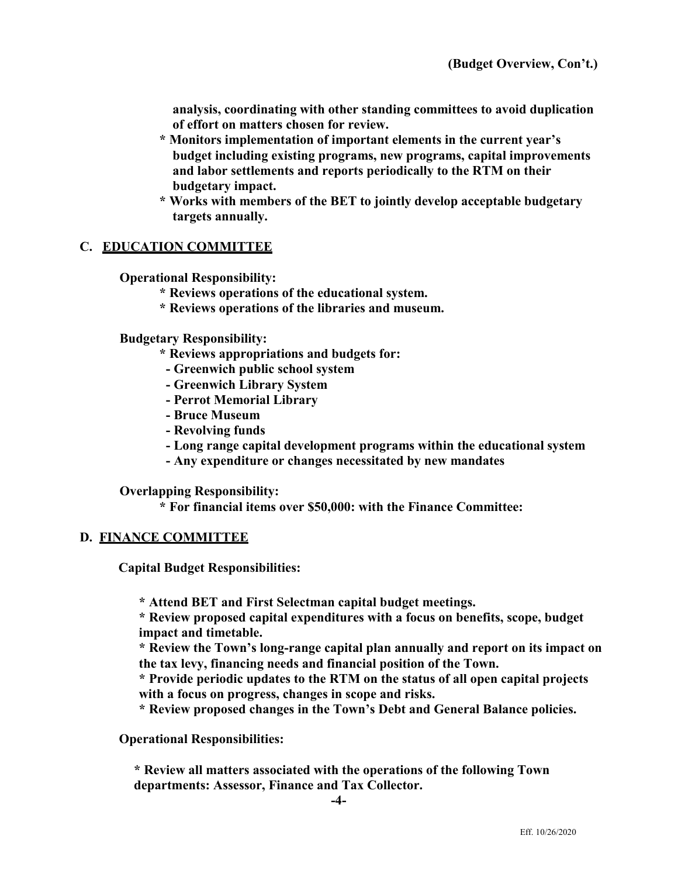**analysis, coordinating with other standing committees to avoid duplication of effort on matters chosen for review.**

**\* Monitors implementation of important elements in the current year's budget including existing programs, new programs, capital improvements and labor settlements and reports periodically to the RTM on their budgetary impact.**

**\* Works with members of the BET to jointly develop acceptable budgetary targets annually.**

## C. EDUCATION COMMITTEE

**Operational Responsibility:**

**\* Reviews operations of the educational system.**

**\* Reviews operations of the libraries and museum.**

**Budgetary Responsibility:**

**\* Reviews appropriations and budgets for:**

- **Greenwich public school system**
- **Greenwich Library System**
- **Perrot Memorial Library**
- **Bruce Museum**
- **Revolving funds**
- **Long range capital development programs within the educational system**
- **Any expenditure or changes necessitated by new mandates**

**Overlapping Responsibility:**

**\* For financial items over $50,000: with the Finance Committee:**

## D. FINANCE COMMITTEE

**Capital Budget Responsibilities:**

**\* Attend BET and First Selectman capital budget meetings.**

**\* Review proposed capital expenditures with a focus on benefits, scope, budget impact and timetable.**

**\* Review the Town's long-range capital plan annually and report on its impact on the tax levy, financing needs and financial position of the Town.**

**\* Provide periodic updates to the RTM on the status of all open capital projects with a focus on progress, changes in scope and risks.**

**\* Review proposed changes in the Town's Debt and General Balance policies.**

**Operational Responsibilities:**

**\* Review all matters associated with the operations of the following Town departments: Assessor, Finance and Tax Collector.**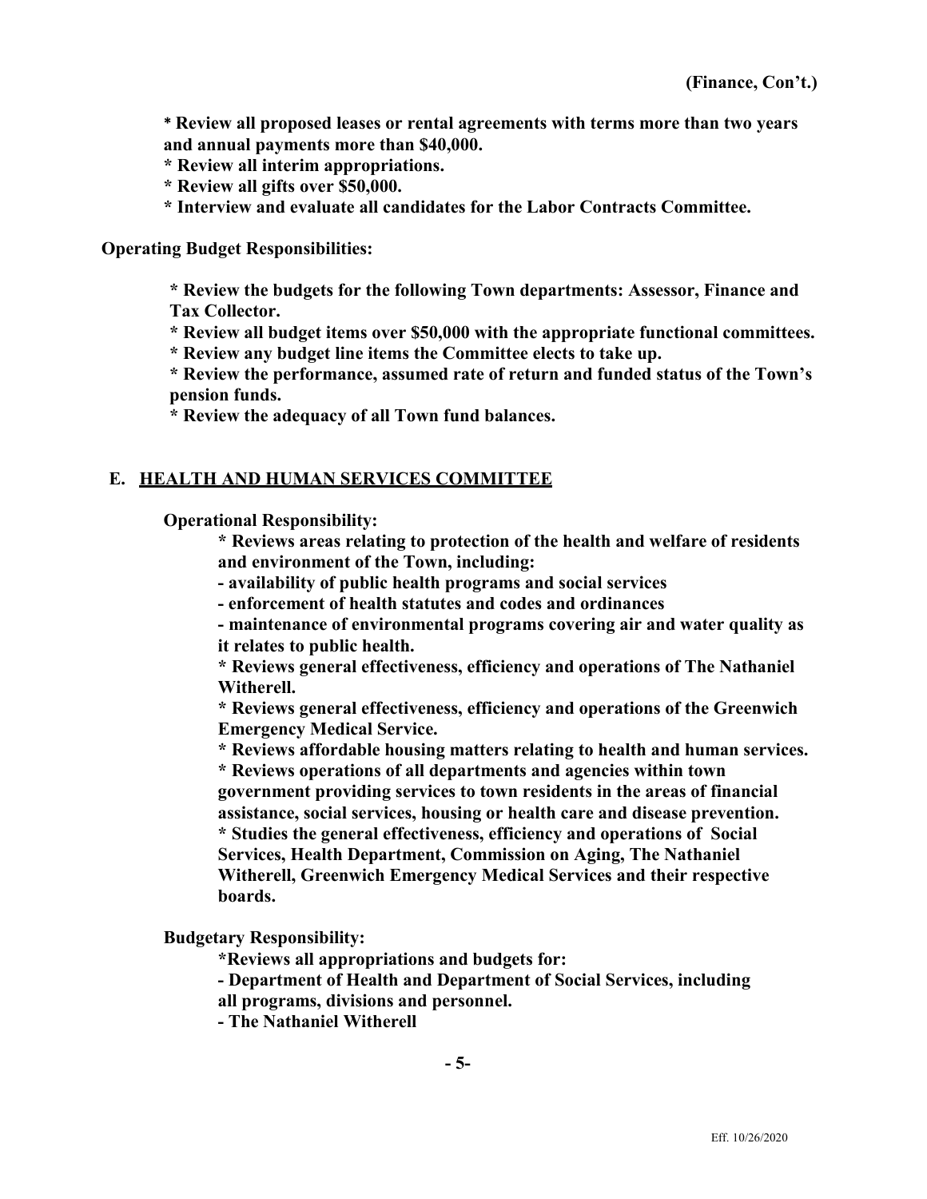**(Finance, Con't.)**

**\* Review all proposed leases or rental agreements with terms more than two years and annual payments more than $40,000.**
**\* Review all interim appropriations.**
**\* Review all gifts over $50,000.**
**\* Interview and evaluate all candidates for the Labor Contracts Committee.**

**Operating Budget Responsibilities:**

**\* Review the budgets for the following Town departments: Assessor, Finance and Tax Collector.**
**\* Review all budget items over $50,000 with the appropriate functional committees.**
**\* Review any budget line items the Committee elects to take up.**
**\* Review the performance, assumed rate of return and funded status of the Town's pension funds.**
**\* Review the adequacy of all Town fund balances.**

## E. HEALTH AND HUMAN SERVICES COMMITTEE

**Operational Responsibility:**

**\* Reviews areas relating to protection of the health and welfare of residents and environment of the Town, including:**
**- availability of public health programs and social services**
**- enforcement of health statutes and codes and ordinances**
**- maintenance of environmental programs covering air and water quality as it relates to public health.**
**\* Reviews general effectiveness, efficiency and operations of The Nathaniel Witherell.**
**\* Reviews general effectiveness, efficiency and operations of the Greenwich Emergency Medical Service.**
**\* Reviews affordable housing matters relating to health and human services.**
**\* Reviews operations of all departments and agencies within town government providing services to town residents in the areas of financial assistance, social services, housing or health care and disease prevention.**
**\* Studies the general effectiveness, efficiency and operations of Social Services, Health Department, Commission on Aging, The Nathaniel Witherell, Greenwich Emergency Medical Services and their respective boards.**

**Budgetary Responsibility:**

**\*Reviews all appropriations and budgets for:**
**- Department of Health and Department of Social Services, including all programs, divisions and personnel.**
**- The Nathaniel Witherell**

Eff. 10/26/2020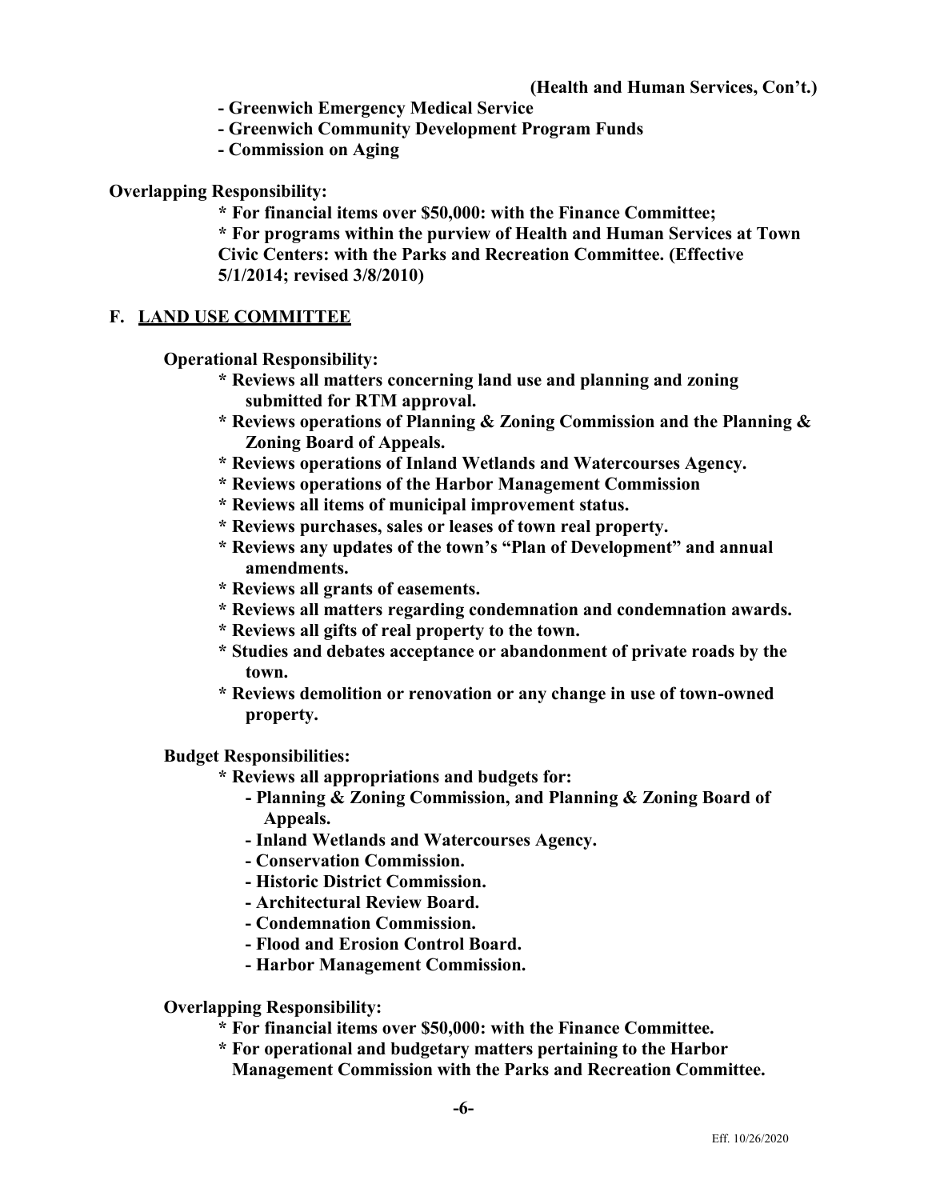**(Health and Human Services, Con't.)**

- **Greenwich Emergency Medical Service**
- **Greenwich Community Development Program Funds**
- **Commission on Aging**

**Overlapping Responsibility:**

**\* For financial items over $50,000: with the Finance Committee;**

**\* For programs within the purview of Health and Human Services at Town Civic Centers: with the Parks and Recreation Committee. (Effective 5/1/2014; revised 3/8/2010)**

## F. LAND USE COMMITTEE

**Operational Responsibility:**

**\* Reviews all matters concerning land use and planning and zoning submitted for RTM approval.**

**\* Reviews operations of Planning & Zoning Commission and the Planning & Zoning Board of Appeals.**

**\* Reviews operations of Inland Wetlands and Watercourses Agency.**

**\* Reviews operations of the Harbor Management Commission**

**\* Reviews all items of municipal improvement status.**

**\* Reviews purchases, sales or leases of town real property.**

**\* Reviews any updates of the town's "Plan of Development" and annual amendments.**

**\* Reviews all grants of easements.**

**\* Reviews all matters regarding condemnation and condemnation awards.**

**\* Reviews all gifts of real property to the town.**

**\* Studies and debates acceptance or abandonment of private roads by the town.**

**\* Reviews demolition or renovation or any change in use of town-owned property.**

**Budget Responsibilities:**

**\* Reviews all appropriations and budgets for:**

- **Planning & Zoning Commission, and Planning & Zoning Board of Appeals.**
- **Inland Wetlands and Watercourses Agency.**
- **Conservation Commission.**
- **Historic District Commission.**
- **Architectural Review Board.**
- **Condemnation Commission.**
- **Flood and Erosion Control Board.**
- **Harbor Management Commission.**

**Overlapping Responsibility:**

**\* For financial items over $50,000: with the Finance Committee.**

**\* For operational and budgetary matters pertaining to the Harbor Management Commission with the Parks and Recreation Committee.**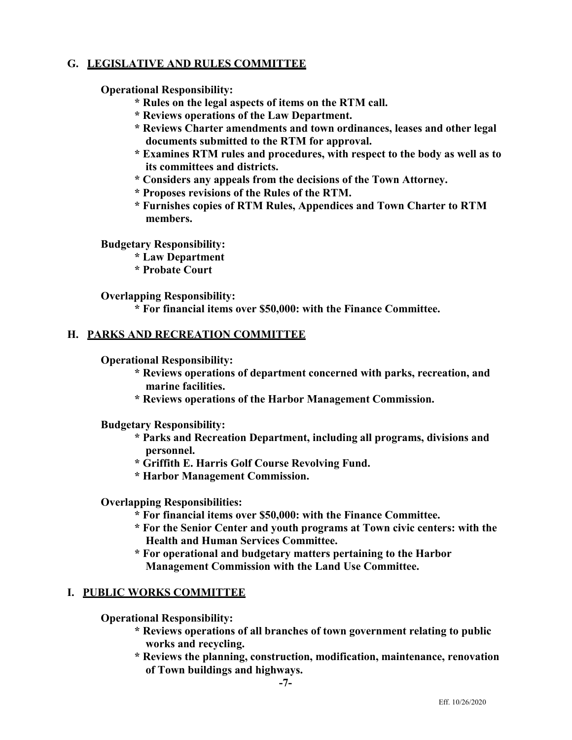## G. LEGISLATIVE AND RULES COMMITTEE

**Operational Responsibility:**

- **Rules on the legal aspects of items on the RTM call.**
- **Reviews operations of the Law Department.**
- **Reviews Charter amendments and town ordinances, leases and other legal documents submitted to the RTM for approval.**
- **Examines RTM rules and procedures, with respect to the body as well as to its committees and districts.**
- **Considers any appeals from the decisions of the Town Attorney.**
- **Proposes revisions of the Rules of the RTM.**
- **Furnishes copies of RTM Rules, Appendices and Town Charter to RTM members.**

**Budgetary Responsibility:**

- **Law Department**
- **Probate Court**

**Overlapping Responsibility:**

- **For financial items over $50,000: with the Finance Committee.**

## H. PARKS AND RECREATION COMMITTEE

**Operational Responsibility:**

- **Reviews operations of department concerned with parks, recreation, and marine facilities.**
- **Reviews operations of the Harbor Management Commission.**

**Budgetary Responsibility:**

- **Parks and Recreation Department, including all programs, divisions and personnel.**
- **Griffith E. Harris Golf Course Revolving Fund.**
- **Harbor Management Commission.**

**Overlapping Responsibilities:**

- **For financial items over $50,000: with the Finance Committee.**
- **For the Senior Center and youth programs at Town civic centers: with the Health and Human Services Committee.**
- **For operational and budgetary matters pertaining to the Harbor Management Commission with the Land Use Committee.**

## I. PUBLIC WORKS COMMITTEE

**Operational Responsibility:**

- **Reviews operations of all branches of town government relating to public works and recycling.**
- **Reviews the planning, construction, modification, maintenance, renovation of Town buildings and highways.**

Eff. 10/26/2020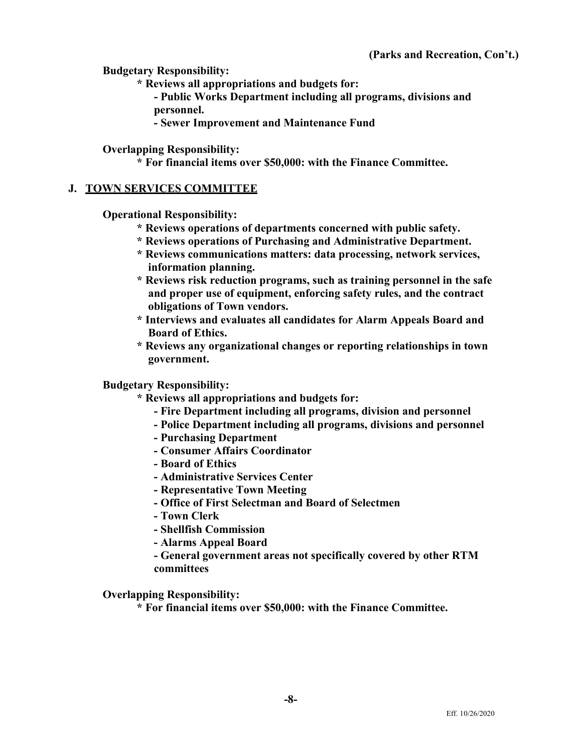**(Parks and Recreation, Con't.)**

**Budgetary Responsibility:**

- **\* Reviews all appropriations and budgets for:**
  - **- Public Works Department including all programs, divisions and personnel.**
  - **- Sewer Improvement and Maintenance Fund**

**Overlapping Responsibility:**

- **\* For financial items over $50,000: with the Finance Committee.**

## J. TOWN SERVICES COMMITTEE

**Operational Responsibility:**

- **\* Reviews operations of departments concerned with public safety.**
- **\* Reviews operations of Purchasing and Administrative Department.**
- **\* Reviews communications matters: data processing, network services, information planning.**
- **\* Reviews risk reduction programs, such as training personnel in the safe and proper use of equipment, enforcing safety rules, and the contract obligations of Town vendors.**
- **\* Interviews and evaluates all candidates for Alarm Appeals Board and Board of Ethics.**
- **\* Reviews any organizational changes or reporting relationships in town government.**

**Budgetary Responsibility:**

- **\* Reviews all appropriations and budgets for:**
  - **- Fire Department including all programs, division and personnel**
  - **- Police Department including all programs, divisions and personnel**
  - **- Purchasing Department**
  - **- Consumer Affairs Coordinator**
  - **- Board of Ethics**
  - **- Administrative Services Center**
  - **- Representative Town Meeting**
  - **- Office of First Selectman and Board of Selectmen**
  - **- Town Clerk**
  - **- Shellfish Commission**
  - **- Alarms Appeal Board**
  - **- General government areas not specifically covered by other RTM committees**

**Overlapping Responsibility:**

- **\* For financial items over $50,000: with the Finance Committee.**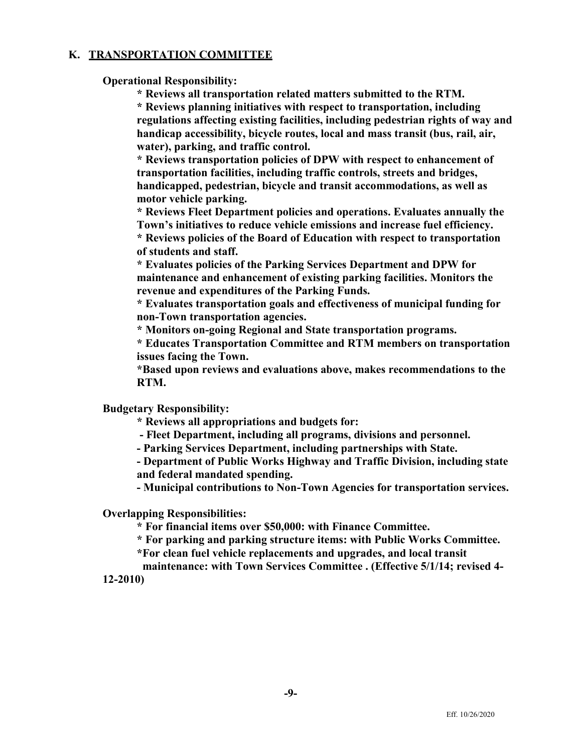## K. TRANSPORTATION COMMITTEE

**Operational Responsibility:**

**\* Reviews all transportation related matters submitted to the RTM.**

**\* Reviews planning initiatives with respect to transportation, including regulations affecting existing facilities, including pedestrian rights of way and handicap accessibility, bicycle routes, local and mass transit (bus, rail, air, water), parking, and traffic control.**

**\* Reviews transportation policies of DPW with respect to enhancement of transportation facilities, including traffic controls, streets and bridges, handicapped, pedestrian, bicycle and transit accommodations, as well as motor vehicle parking.**

**\* Reviews Fleet Department policies and operations. Evaluates annually the Town's initiatives to reduce vehicle emissions and increase fuel efficiency.**

**\* Reviews policies of the Board of Education with respect to transportation of students and staff.**

**\* Evaluates policies of the Parking Services Department and DPW for maintenance and enhancement of existing parking facilities. Monitors the revenue and expenditures of the Parking Funds.**

**\* Evaluates transportation goals and effectiveness of municipal funding for non-Town transportation agencies.**

**\* Monitors on-going Regional and State transportation programs.**

**\* Educates Transportation Committee and RTM members on transportation issues facing the Town.**

**\*Based upon reviews and evaluations above, makes recommendations to the RTM.**

**Budgetary Responsibility:**

**\* Reviews all appropriations and budgets for:**

**- Fleet Department, including all programs, divisions and personnel.**

**- Parking Services Department, including partnerships with State.**

**- Department of Public Works Highway and Traffic Division, including state and federal mandated spending.**

**- Municipal contributions to Non-Town Agencies for transportation services.**

**Overlapping Responsibilities:**

**\* For financial items over $50,000: with Finance Committee.**

**\* For parking and parking structure items: with Public Works Committee.**

**\*For clean fuel vehicle replacements and upgrades, and local transit maintenance: with Town Services Committee . (Effective 5/1/14; revised 4-12-2010)**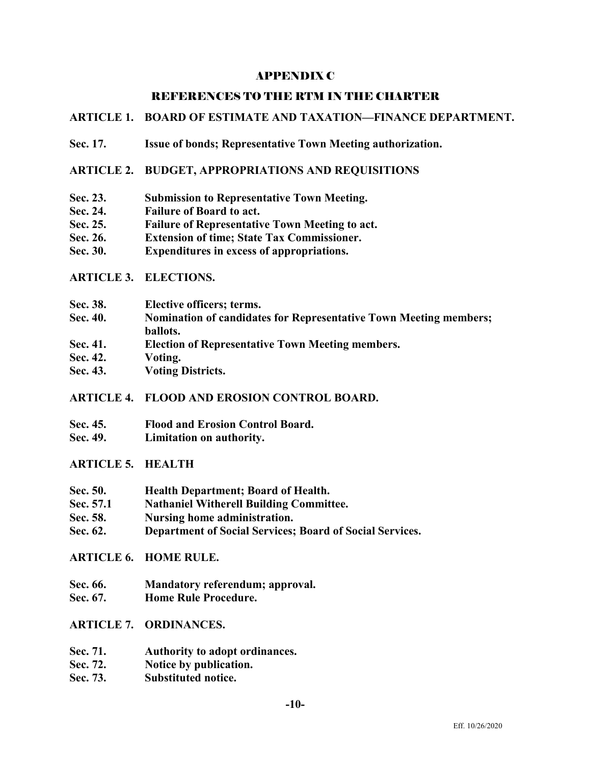# APPENDIX C

## REFERENCES TO THE RTM IN THE CHARTER

**ARTICLE 1. BOARD OF ESTIMATE AND TAXATION—FINANCE DEPARTMENT.**

**Sec. 17. Issue of bonds; Representative Town Meeting authorization.**

**ARTICLE 2. BUDGET, APPROPRIATIONS AND REQUISITIONS**

**Sec. 23. Submission to Representative Town Meeting.**
**Sec. 24. Failure of Board to act.**
**Sec. 25. Failure of Representative Town Meeting to act.**
**Sec. 26. Extension of time; State Tax Commissioner.**
**Sec. 30. Expenditures in excess of appropriations.**

**ARTICLE 3. ELECTIONS.**

**Sec. 38. Elective officers; terms.**
**Sec. 40. Nomination of candidates for Representative Town Meeting members; ballots.**
**Sec. 41. Election of Representative Town Meeting members.**
**Sec. 42. Voting.**
**Sec. 43. Voting Districts.**

**ARTICLE 4. FLOOD AND EROSION CONTROL BOARD.**

**Sec. 45. Flood and Erosion Control Board.**
**Sec. 49. Limitation on authority.**

**ARTICLE 5. HEALTH**

**Sec. 50. Health Department; Board of Health.**
**Sec. 57.1 Nathaniel Witherell Building Committee.**
**Sec. 58. Nursing home administration.**
**Sec. 62. Department of Social Services; Board of Social Services.**

**ARTICLE 6. HOME RULE.**

**Sec. 66. Mandatory referendum; approval.**
**Sec. 67. Home Rule Procedure.**

**ARTICLE 7. ORDINANCES.**

**Sec. 71. Authority to adopt ordinances.**
**Sec. 72. Notice by publication.**
**Sec. 73. Substituted notice.**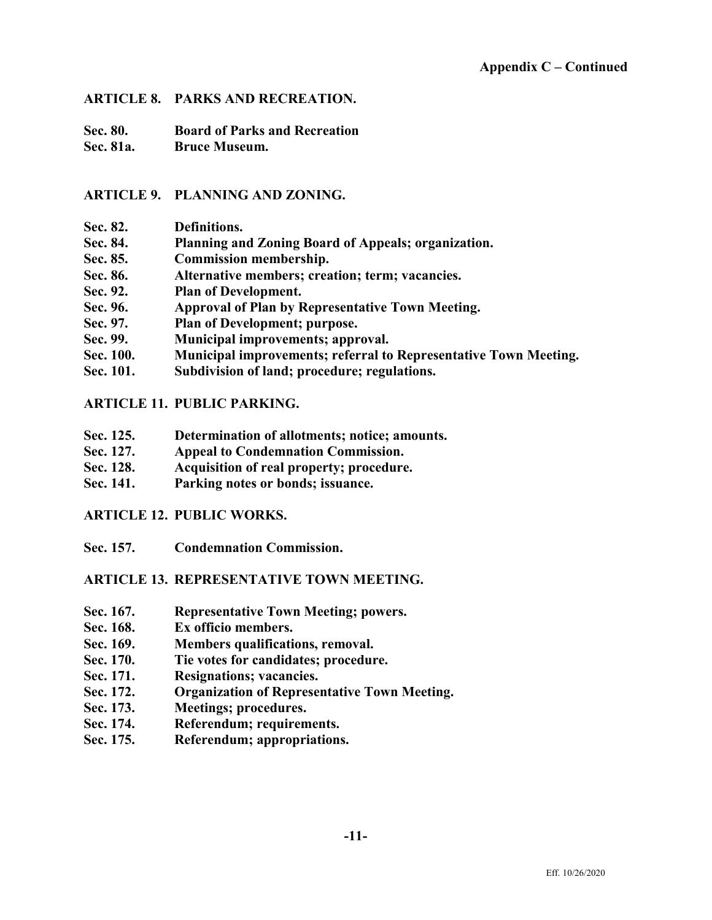**Appendix C – Continued**

## ARTICLE 8. PARKS AND RECREATION.

**Sec. 80.** **Board of Parks and Recreation**
**Sec. 81a.** **Bruce Museum.**

## ARTICLE 9. PLANNING AND ZONING.

**Sec. 82.** **Definitions.**
**Sec. 84.** **Planning and Zoning Board of Appeals; organization.**
**Sec. 85.** **Commission membership.**
**Sec. 86.** **Alternative members; creation; term; vacancies.**
**Sec. 92.** **Plan of Development.**
**Sec. 96.** **Approval of Plan by Representative Town Meeting.**
**Sec. 97.** **Plan of Development; purpose.**
**Sec. 99.** **Municipal improvements; approval.**
**Sec. 100.** **Municipal improvements; referral to Representative Town Meeting.**
**Sec. 101.** **Subdivision of land; procedure; regulations.**

## ARTICLE 11. PUBLIC PARKING.

**Sec. 125.** **Determination of allotments; notice; amounts.**
**Sec. 127.** **Appeal to Condemnation Commission.**
**Sec. 128.** **Acquisition of real property; procedure.**
**Sec. 141.** **Parking notes or bonds; issuance.**

## ARTICLE 12. PUBLIC WORKS.

**Sec. 157.** **Condemnation Commission.**

## ARTICLE 13. REPRESENTATIVE TOWN MEETING.

**Sec. 167.** **Representative Town Meeting; powers.**
**Sec. 168.** **Ex officio members.**
**Sec. 169.** **Members qualifications, removal.**
**Sec. 170.** **Tie votes for candidates; procedure.**
**Sec. 171.** **Resignations; vacancies.**
**Sec. 172.** **Organization of Representative Town Meeting.**
**Sec. 173.** **Meetings; procedures.**
**Sec. 174.** **Referendum; requirements.**
**Sec. 175.** **Referendum; appropriations.**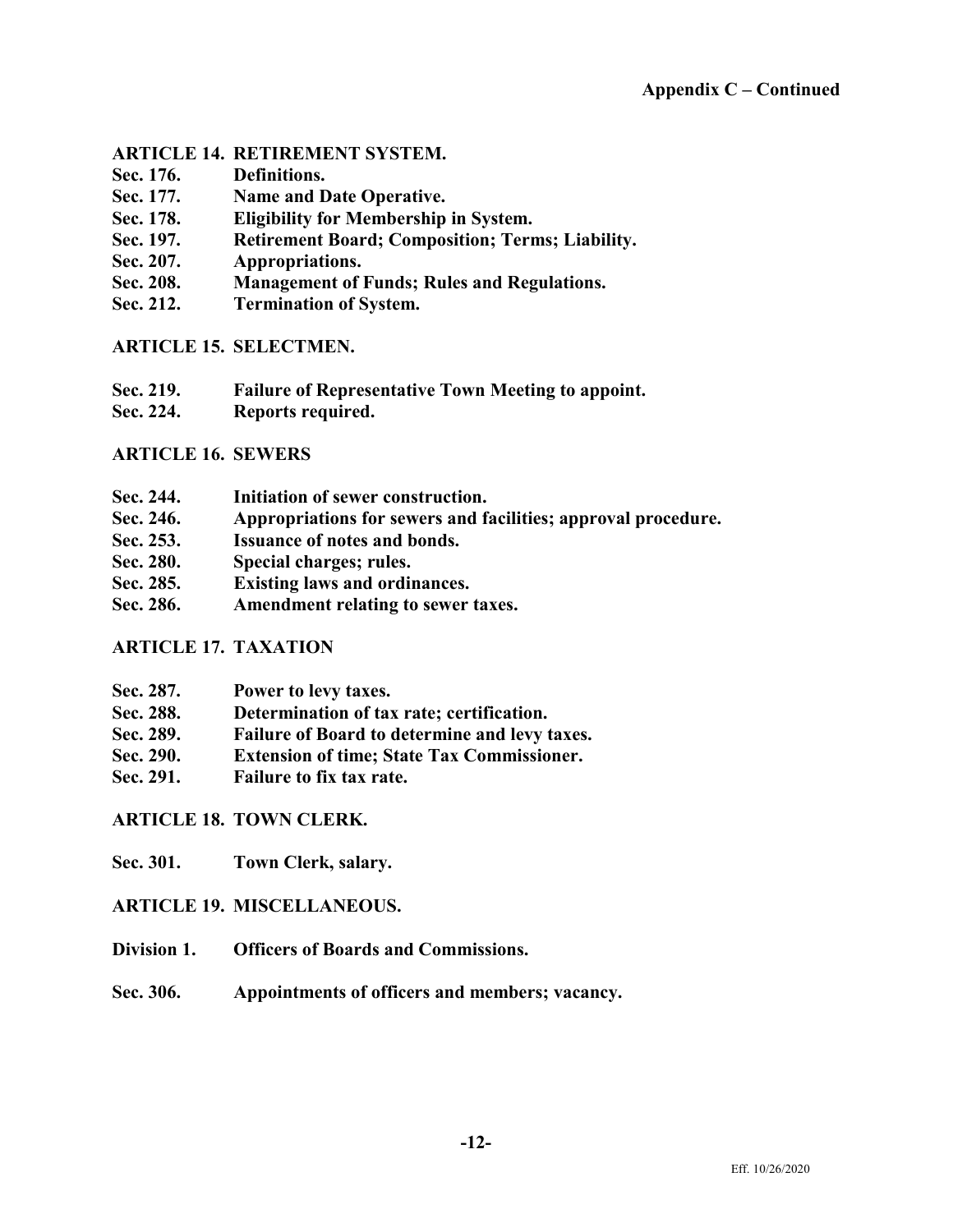**Appendix C – Continued**

**ARTICLE 14. RETIREMENT SYSTEM.**

**Sec. 176. Definitions.**
**Sec. 177. Name and Date Operative.**
**Sec. 178. Eligibility for Membership in System.**
**Sec. 197. Retirement Board; Composition; Terms; Liability.**
**Sec. 207. Appropriations.**
**Sec. 208. Management of Funds; Rules and Regulations.**
**Sec. 212. Termination of System.**

**ARTICLE 15. SELECTMEN.**

**Sec. 219. Failure of Representative Town Meeting to appoint.**
**Sec. 224. Reports required.**

**ARTICLE 16. SEWERS**

**Sec. 244. Initiation of sewer construction.**
**Sec. 246. Appropriations for sewers and facilities; approval procedure.**
**Sec. 253. Issuance of notes and bonds.**
**Sec. 280. Special charges; rules.**
**Sec. 285. Existing laws and ordinances.**
**Sec. 286. Amendment relating to sewer taxes.**

**ARTICLE 17. TAXATION**

**Sec. 287. Power to levy taxes.**
**Sec. 288. Determination of tax rate; certification.**
**Sec. 289. Failure of Board to determine and levy taxes.**
**Sec. 290. Extension of time; State Tax Commissioner.**
**Sec. 291. Failure to fix tax rate.**

**ARTICLE 18. TOWN CLERK.**

**Sec. 301. Town Clerk, salary.**

**ARTICLE 19. MISCELLANEOUS.**

**Division 1. Officers of Boards and Commissions.**

**Sec. 306. Appointments of officers and members; vacancy.**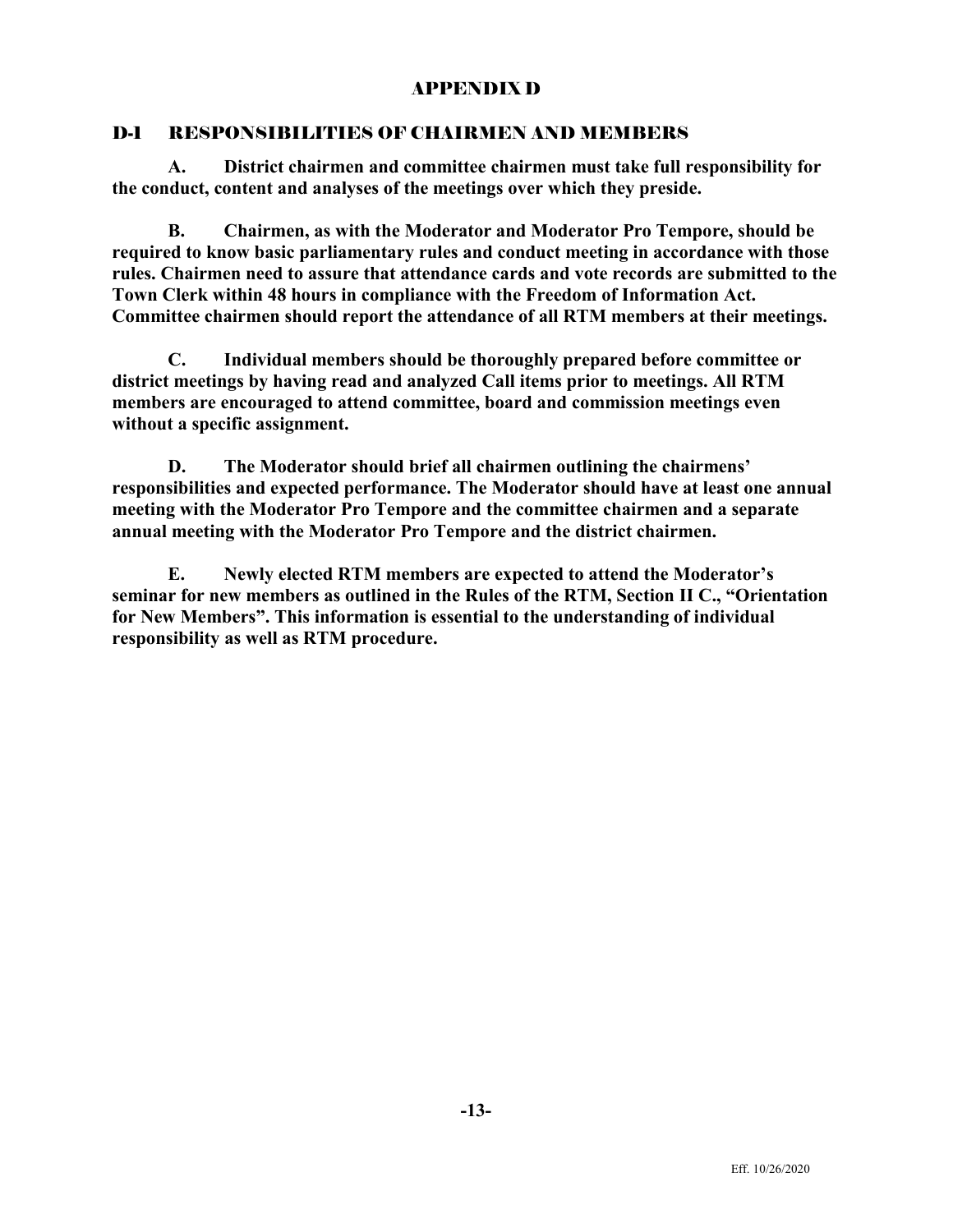# APPENDIX D

## D-1 RESPONSIBILITIES OF CHAIRMEN AND MEMBERS

**A. District chairmen and committee chairmen must take full responsibility for the conduct, content and analyses of the meetings over which they preside.**

**B. Chairmen, as with the Moderator and Moderator Pro Tempore, should be required to know basic parliamentary rules and conduct meeting in accordance with those rules. Chairmen need to assure that attendance cards and vote records are submitted to the Town Clerk within 48 hours in compliance with the Freedom of Information Act. Committee chairmen should report the attendance of all RTM members at their meetings.**

**C. Individual members should be thoroughly prepared before committee or district meetings by having read and analyzed Call items prior to meetings. All RTM members are encouraged to attend committee, board and commission meetings even without a specific assignment.**

**D. The Moderator should brief all chairmen outlining the chairmens' responsibilities and expected performance. The Moderator should have at least one annual meeting with the Moderator Pro Tempore and the committee chairmen and a separate annual meeting with the Moderator Pro Tempore and the district chairmen.**

**E. Newly elected RTM members are expected to attend the Moderator's seminar for new members as outlined in the Rules of the RTM, Section II C., "Orientation for New Members". This information is essential to the understanding of individual responsibility as well as RTM procedure.**

Eff. 10/26/2020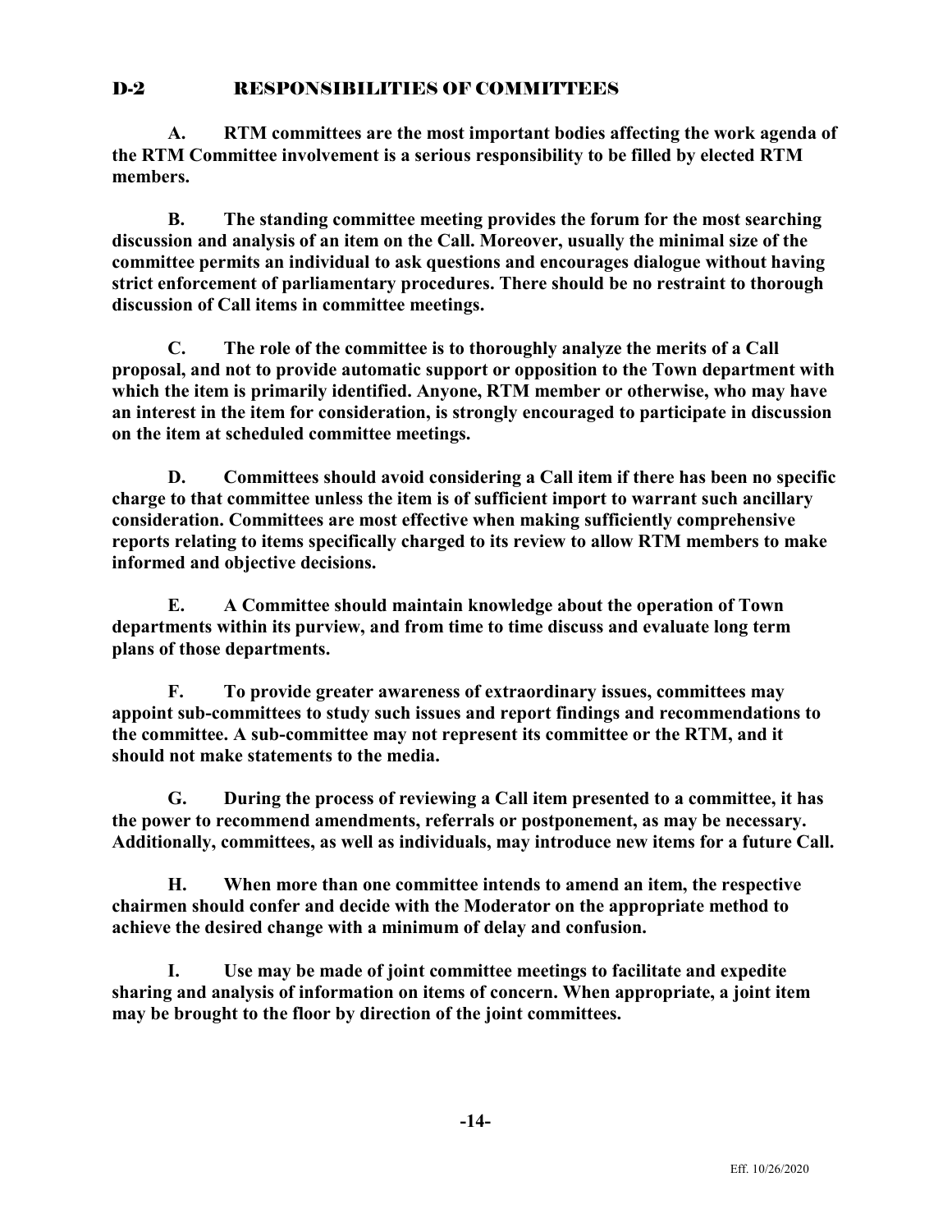## D-2 RESPONSIBILITIES OF COMMITTEES

**A. RTM committees are the most important bodies affecting the work agenda of the RTM Committee involvement is a serious responsibility to be filled by elected RTM members.**

**B. The standing committee meeting provides the forum for the most searching discussion and analysis of an item on the Call. Moreover, usually the minimal size of the committee permits an individual to ask questions and encourages dialogue without having strict enforcement of parliamentary procedures. There should be no restraint to thorough discussion of Call items in committee meetings.**

**C. The role of the committee is to thoroughly analyze the merits of a Call proposal, and not to provide automatic support or opposition to the Town department with which the item is primarily identified. Anyone, RTM member or otherwise, who may have an interest in the item for consideration, is strongly encouraged to participate in discussion on the item at scheduled committee meetings.**

**D. Committees should avoid considering a Call item if there has been no specific charge to that committee unless the item is of sufficient import to warrant such ancillary consideration. Committees are most effective when making sufficiently comprehensive reports relating to items specifically charged to its review to allow RTM members to make informed and objective decisions.**

**E. A Committee should maintain knowledge about the operation of Town departments within its purview, and from time to time discuss and evaluate long term plans of those departments.**

**F. To provide greater awareness of extraordinary issues, committees may appoint sub-committees to study such issues and report findings and recommendations to the committee. A sub-committee may not represent its committee or the RTM, and it should not make statements to the media.**

**G. During the process of reviewing a Call item presented to a committee, it has the power to recommend amendments, referrals or postponement, as may be necessary. Additionally, committees, as well as individuals, may introduce new items for a future Call.**

**H. When more than one committee intends to amend an item, the respective chairmen should confer and decide with the Moderator on the appropriate method to achieve the desired change with a minimum of delay and confusion.**

**I. Use may be made of joint committee meetings to facilitate and expedite sharing and analysis of information on items of concern. When appropriate, a joint item may be brought to the floor by direction of the joint committees.**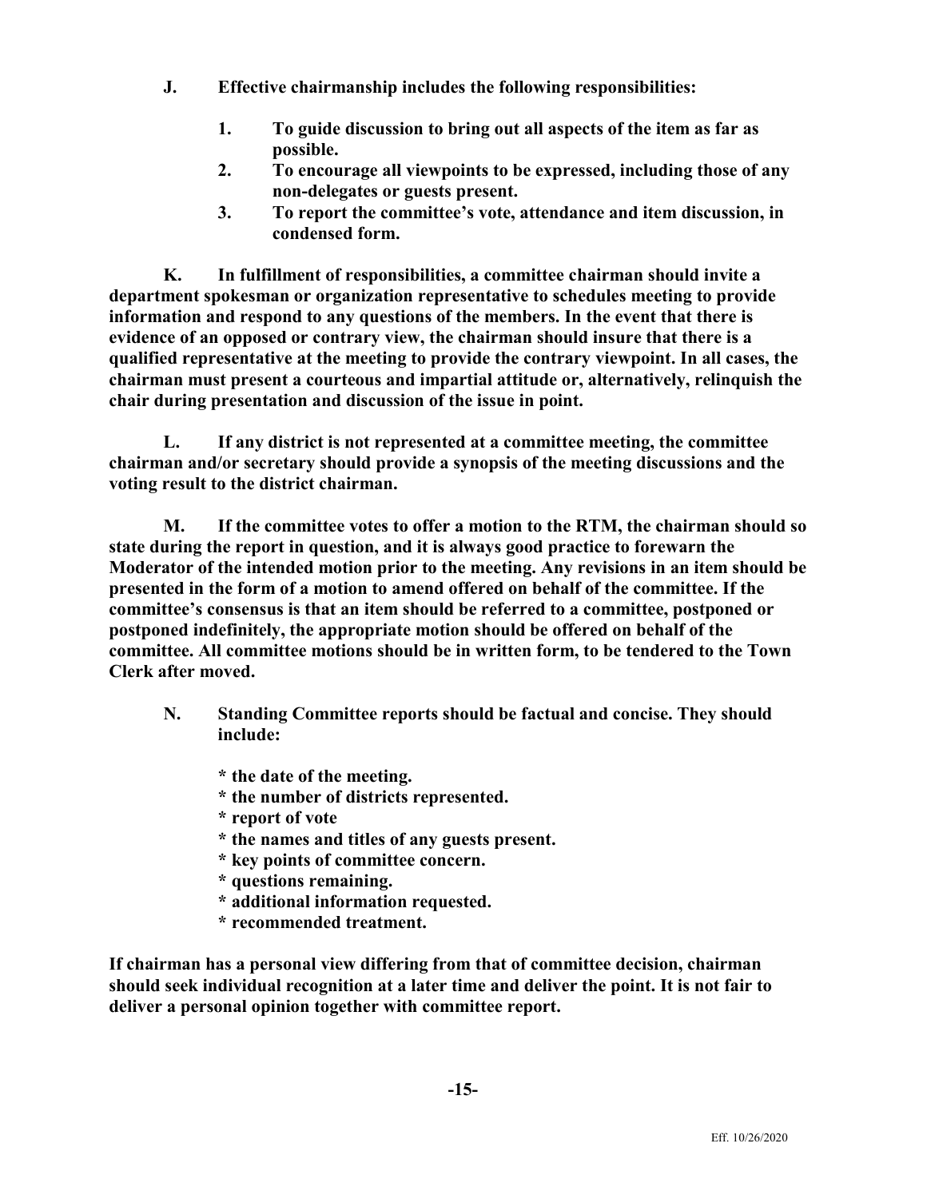**J. Effective chairmanship includes the following responsibilities:**

1. **To guide discussion to bring out all aspects of the item as far as possible.**
2. **To encourage all viewpoints to be expressed, including those of any non-delegates or guests present.**
3. **To report the committee's vote, attendance and item discussion, in condensed form.**

**K. In fulfillment of responsibilities, a committee chairman should invite a department spokesman or organization representative to schedules meeting to provide information and respond to any questions of the members. In the event that there is evidence of an opposed or contrary view, the chairman should insure that there is a qualified representative at the meeting to provide the contrary viewpoint. In all cases, the chairman must present a courteous and impartial attitude or, alternatively, relinquish the chair during presentation and discussion of the issue in point.**

**L. If any district is not represented at a committee meeting, the committee chairman and/or secretary should provide a synopsis of the meeting discussions and the voting result to the district chairman.**

**M. If the committee votes to offer a motion to the RTM, the chairman should so state during the report in question, and it is always good practice to forewarn the Moderator of the intended motion prior to the meeting. Any revisions in an item should be presented in the form of a motion to amend offered on behalf of the committee. If the committee's consensus is that an item should be referred to a committee, postponed or postponed indefinitely, the appropriate motion should be offered on behalf of the committee. All committee motions should be in written form, to be tendered to the Town Clerk after moved.**

**N. Standing Committee reports should be factual and concise. They should include:**

**\* the date of the meeting.**
**\* the number of districts represented.**
**\* report of vote**
**\* the names and titles of any guests present.**
**\* key points of committee concern.**
**\* questions remaining.**
**\* additional information requested.**
**\* recommended treatment.**

**If chairman has a personal view differing from that of committee decision, chairman should seek individual recognition at a later time and deliver the point. It is not fair to deliver a personal opinion together with committee report.**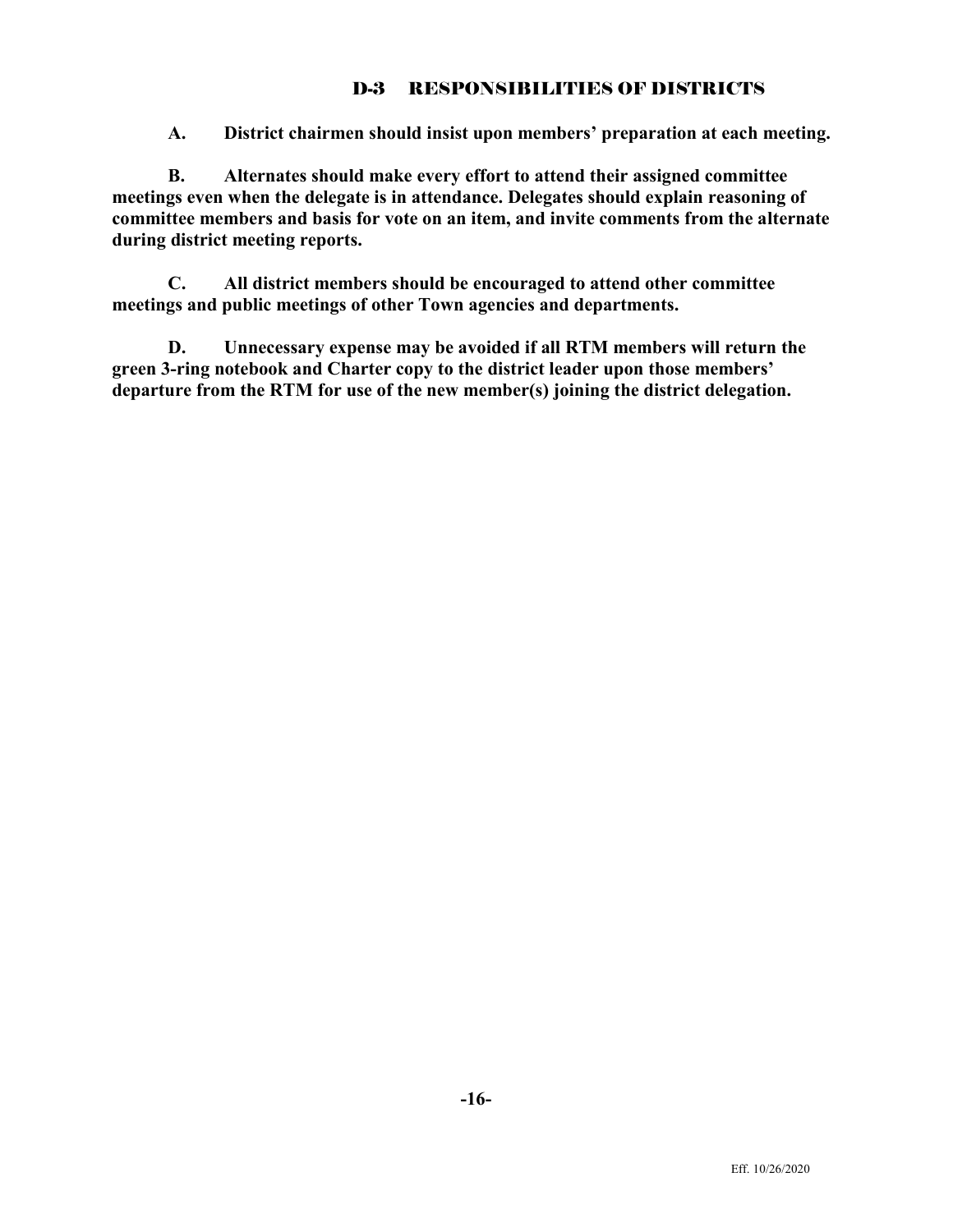## D-3 RESPONSIBILITIES OF DISTRICTS

**A. District chairmen should insist upon members' preparation at each meeting.**

**B. Alternates should make every effort to attend their assigned committee meetings even when the delegate is in attendance. Delegates should explain reasoning of committee members and basis for vote on an item, and invite comments from the alternate during district meeting reports.**

**C. All district members should be encouraged to attend other committee meetings and public meetings of other Town agencies and departments.**

**D. Unnecessary expense may be avoided if all RTM members will return the green 3-ring notebook and Charter copy to the district leader upon those members' departure from the RTM for use of the new member(s) joining the district delegation.**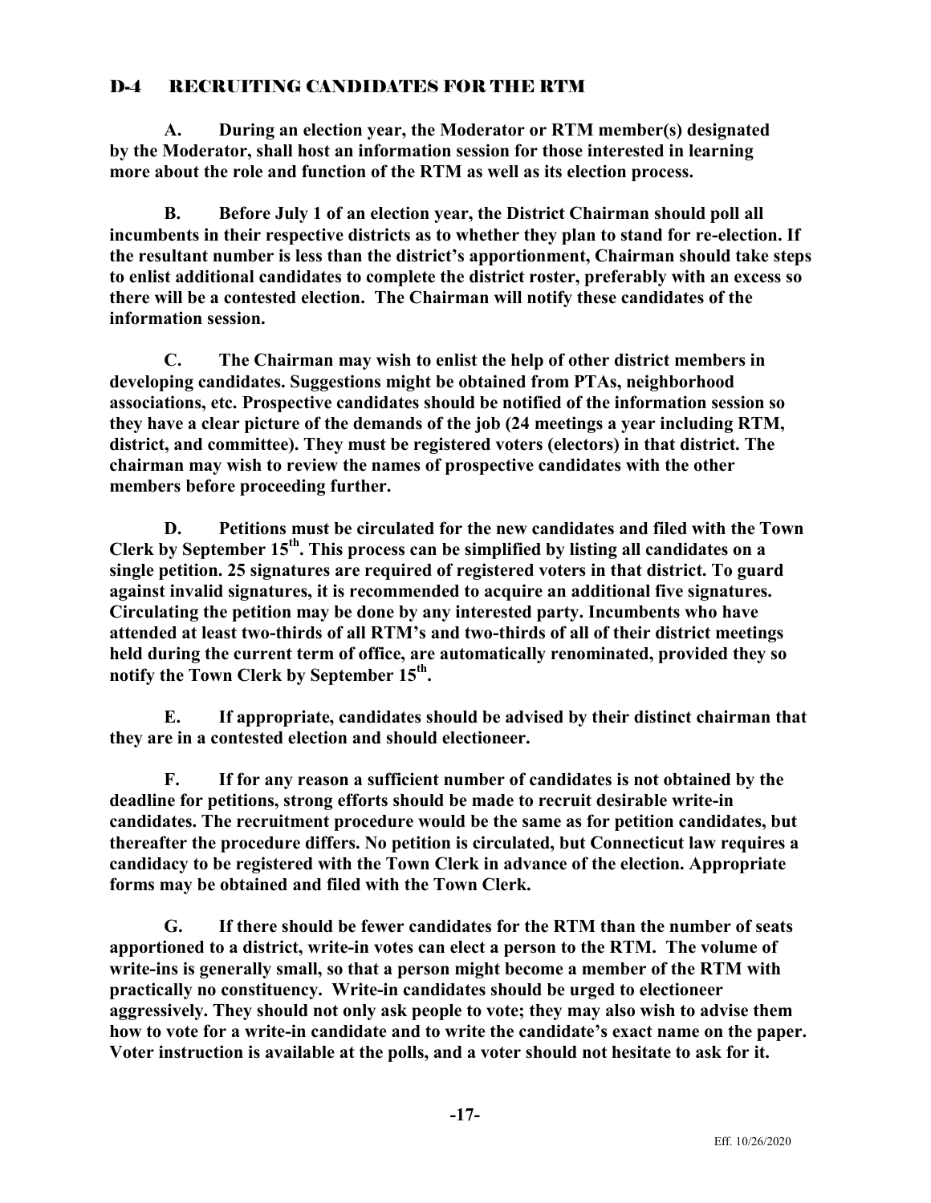## D-4 RECRUITING CANDIDATES FOR THE RTM

**A. During an election year, the Moderator or RTM member(s) designated by the Moderator, shall host an information session for those interested in learning more about the role and function of the RTM as well as its election process.**

**B. Before July 1 of an election year, the District Chairman should poll all incumbents in their respective districts as to whether they plan to stand for re-election. If the resultant number is less than the district's apportionment, Chairman should take steps to enlist additional candidates to complete the district roster, preferably with an excess so there will be a contested election. The Chairman will notify these candidates of the information session.**

**C. The Chairman may wish to enlist the help of other district members in developing candidates. Suggestions might be obtained from PTAs, neighborhood associations, etc. Prospective candidates should be notified of the information session so they have a clear picture of the demands of the job (24 meetings a year including RTM, district, and committee). They must be registered voters (electors) in that district. The chairman may wish to review the names of prospective candidates with the other members before proceeding further.**

**D. Petitions must be circulated for the new candidates and filed with the Town Clerk by September 15th. This process can be simplified by listing all candidates on a single petition. 25 signatures are required of registered voters in that district. To guard against invalid signatures, it is recommended to acquire an additional five signatures. Circulating the petition may be done by any interested party. Incumbents who have attended at least two-thirds of all RTM's and two-thirds of all of their district meetings held during the current term of office, are automatically renominated, provided they so notify the Town Clerk by September 15th.**

**E. If appropriate, candidates should be advised by their distinct chairman that they are in a contested election and should electioneer.**

**F. If for any reason a sufficient number of candidates is not obtained by the deadline for petitions, strong efforts should be made to recruit desirable write-in candidates. The recruitment procedure would be the same as for petition candidates, but thereafter the procedure differs. No petition is circulated, but Connecticut law requires a candidacy to be registered with the Town Clerk in advance of the election. Appropriate forms may be obtained and filed with the Town Clerk.**

**G. If there should be fewer candidates for the RTM than the number of seats apportioned to a district, write-in votes can elect a person to the RTM. The volume of write-ins is generally small, so that a person might become a member of the RTM with practically no constituency. Write-in candidates should be urged to electioneer aggressively. They should not only ask people to vote; they may also wish to advise them how to vote for a write-in candidate and to write the candidate's exact name on the paper. Voter instruction is available at the polls, and a voter should not hesitate to ask for it.**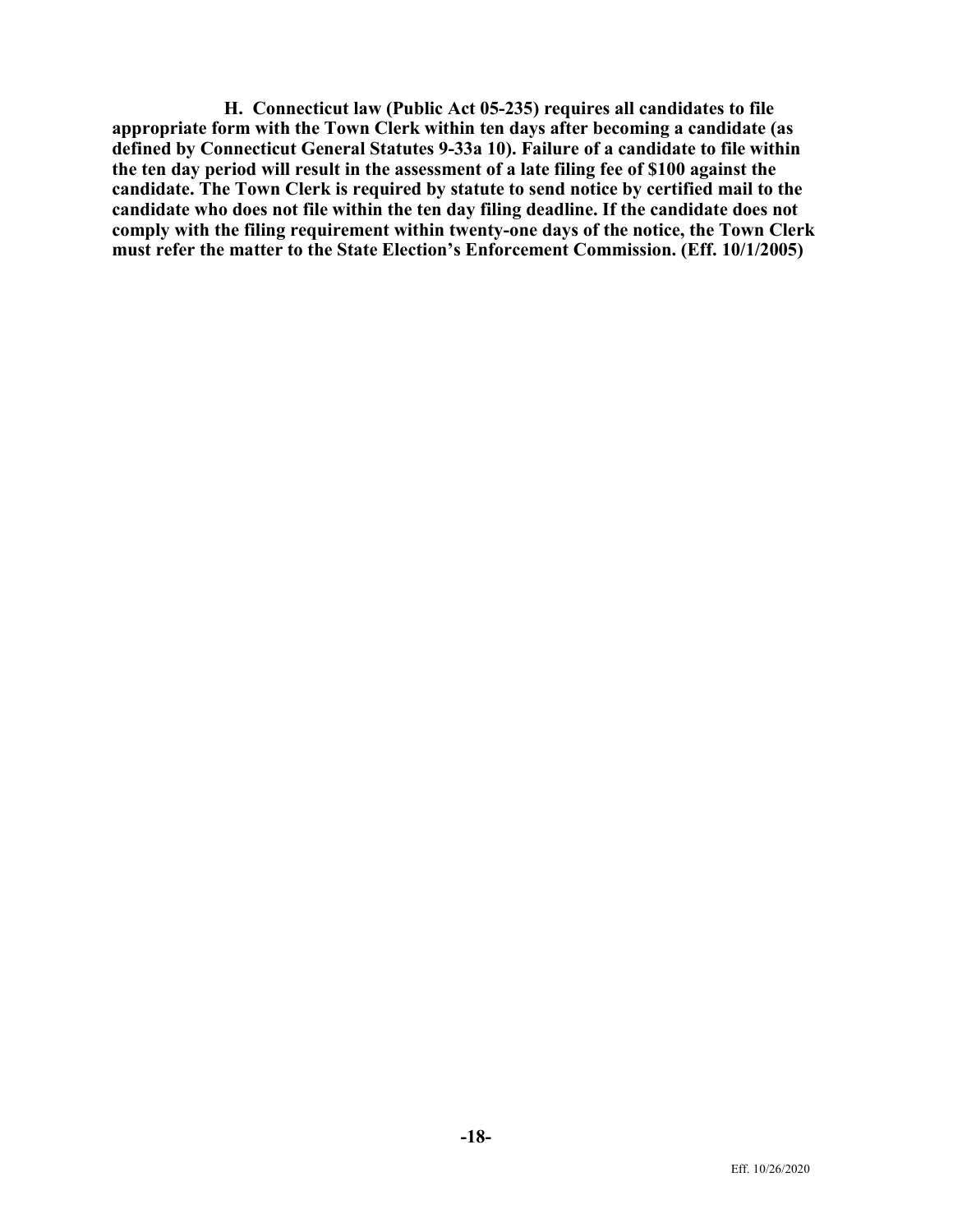**H. Connecticut law (Public Act 05-235) requires all candidates to file appropriate form with the Town Clerk within ten days after becoming a candidate (as defined by Connecticut General Statutes 9-33a 10). Failure of a candidate to file within the ten day period will result in the assessment of a late filing fee of $100 against the candidate. The Town Clerk is required by statute to send notice by certified mail to the candidate who does not file within the ten day filing deadline. If the candidate does not comply with the filing requirement within twenty-one days of the notice, the Town Clerk must refer the matter to the State Election's Enforcement Commission. (Eff. 10/1/2005)**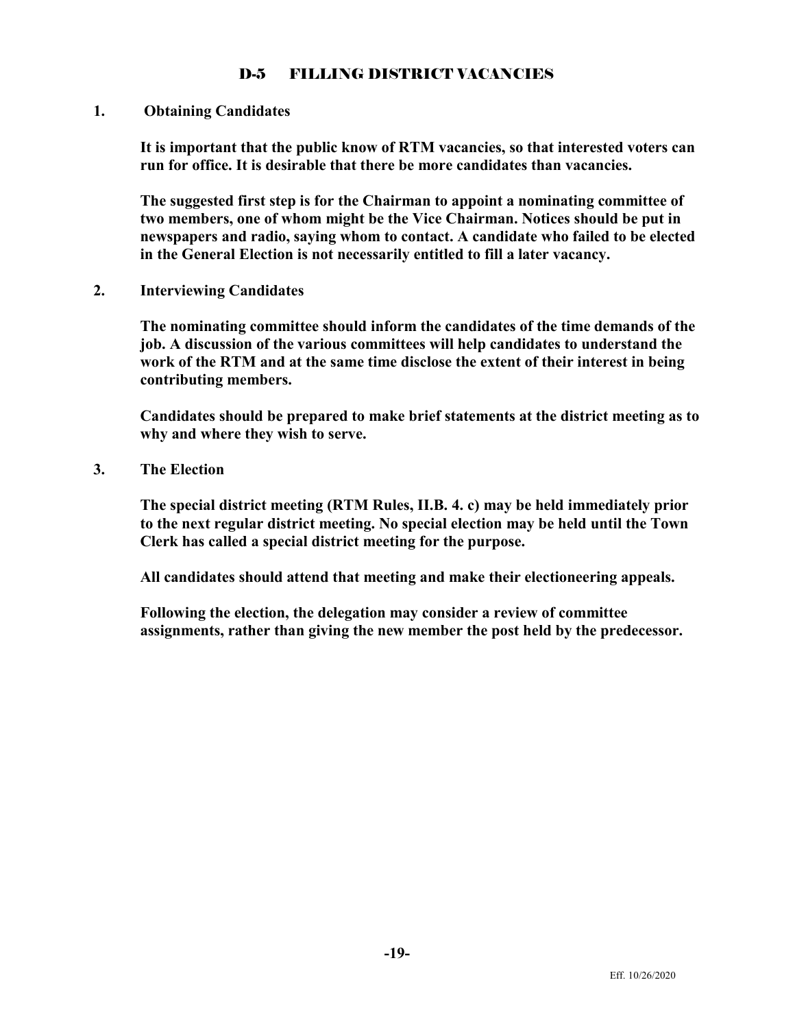## D-5 FILLING DISTRICT VACANCIES

### 1. Obtaining Candidates

**It is important that the public know of RTM vacancies, so that interested voters can run for office. It is desirable that there be more candidates than vacancies.**

**The suggested first step is for the Chairman to appoint a nominating committee of two members, one of whom might be the Vice Chairman. Notices should be put in newspapers and radio, saying whom to contact. A candidate who failed to be elected in the General Election is not necessarily entitled to fill a later vacancy.**

### 2. Interviewing Candidates

**The nominating committee should inform the candidates of the time demands of the job. A discussion of the various committees will help candidates to understand the work of the RTM and at the same time disclose the extent of their interest in being contributing members.**

**Candidates should be prepared to make brief statements at the district meeting as to why and where they wish to serve.**

### 3. The Election

**The special district meeting (RTM Rules, II.B. 4. c) may be held immediately prior to the next regular district meeting. No special election may be held until the Town Clerk has called a special district meeting for the purpose.**

**All candidates should attend that meeting and make their electioneering appeals.**

**Following the election, the delegation may consider a review of committee assignments, rather than giving the new member the post held by the predecessor.**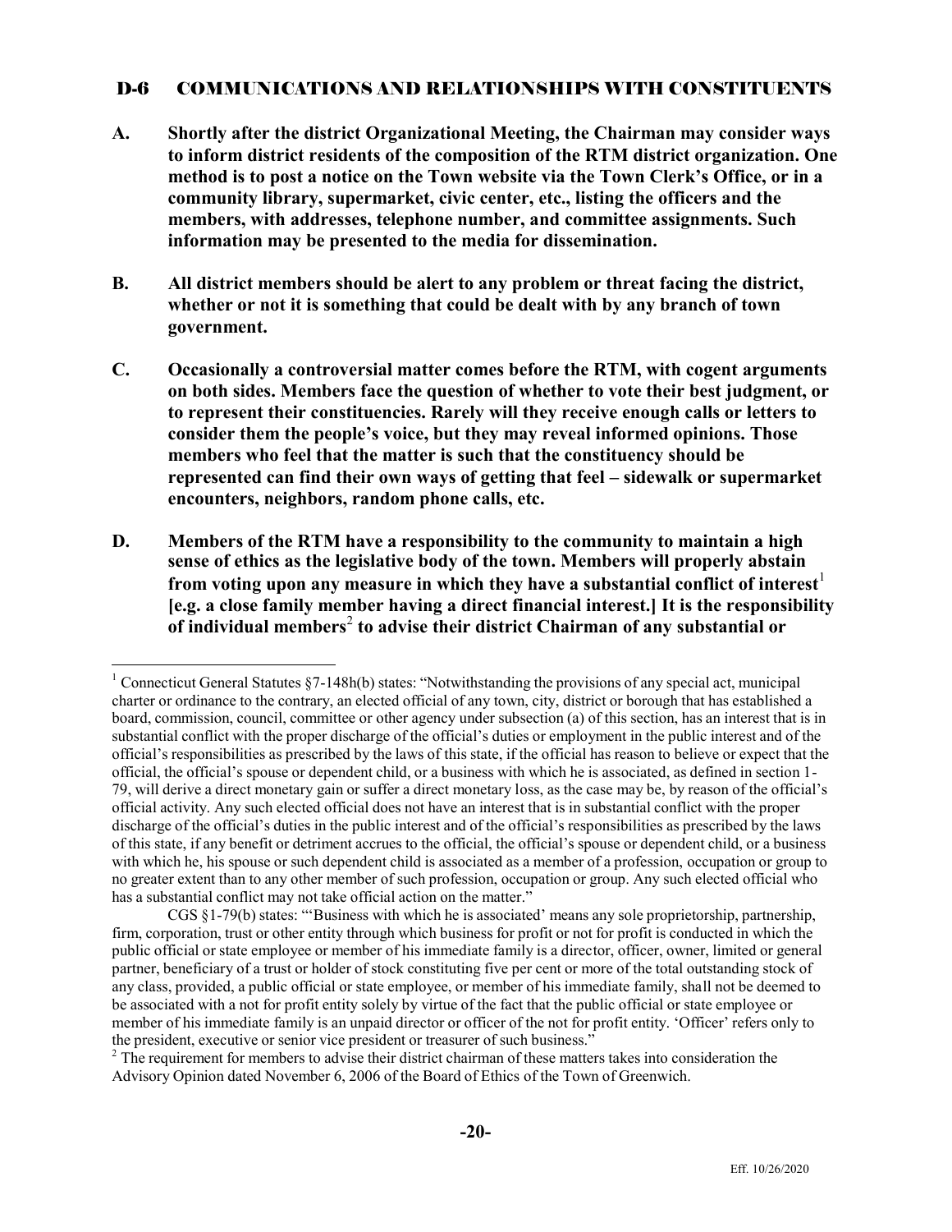## D-6 COMMUNICATIONS AND RELATIONSHIPS WITH CONSTITUENTS

**A. Shortly after the district Organizational Meeting, the Chairman may consider ways to inform district residents of the composition of the RTM district organization. One method is to post a notice on the Town website via the Town Clerk's Office, or in a community library, supermarket, civic center, etc., listing the officers and the members, with addresses, telephone number, and committee assignments. Such information may be presented to the media for dissemination.**

**B. All district members should be alert to any problem or threat facing the district, whether or not it is something that could be dealt with by any branch of town government.**

**C. Occasionally a controversial matter comes before the RTM, with cogent arguments on both sides. Members face the question of whether to vote their best judgment, or to represent their constituencies. Rarely will they receive enough calls or letters to consider them the people's voice, but they may reveal informed opinions. Those members who feel that the matter is such that the constituency should be represented can find their own ways of getting that feel – sidewalk or supermarket encounters, neighbors, random phone calls, etc.**

**D. Members of the RTM have a responsibility to the community to maintain a high sense of ethics as the legislative body of the town. Members will properly abstain from voting upon any measure in which they have a substantial conflict of interest[1] [e.g. a close family member having a direct financial interest.] It is the responsibility of individual members[2] to advise their district Chairman of any substantial or**

---

[1] Connecticut General Statutes §7-148h(b) states: "Notwithstanding the provisions of any special act, municipal charter or ordinance to the contrary, an elected official of any town, city, district or borough that has established a board, commission, council, committee or other agency under subsection (a) of this section, has an interest that is in substantial conflict with the proper discharge of the official's duties or employment in the public interest and of the official's responsibilities as prescribed by the laws of this state, if the official has reason to believe or expect that the official, the official's spouse or dependent child, or a business with which he is associated, as defined in section 1-79, will derive a direct monetary gain or suffer a direct monetary loss, as the case may be, by reason of the official's official activity. Any such elected official does not have an interest that is in substantial conflict with the proper discharge of the official's duties in the public interest and of the official's responsibilities as prescribed by the laws of this state, if any benefit or detriment accrues to the official, the official's spouse or dependent child, or a business with which he, his spouse or such dependent child is associated as a member of a profession, occupation or group to no greater extent than to any other member of such profession, occupation or group. Any such elected official who has a substantial conflict may not take official action on the matter."

CGS §1-79(b) states: "'Business with which he is associated' means any sole proprietorship, partnership, firm, corporation, trust or other entity through which business for profit or not for profit is conducted in which the public official or state employee or member of his immediate family is a director, officer, owner, limited or general partner, beneficiary of a trust or holder of stock constituting five per cent or more of the total outstanding stock of any class, provided, a public official or state employee, or member of his immediate family, shall not be deemed to be associated with a not for profit entity solely by virtue of the fact that the public official or state employee or member of his immediate family is an unpaid director or officer of the not for profit entity. 'Officer' refers only to the president, executive or senior vice president or treasurer of such business."

[2] The requirement for members to advise their district chairman of these matters takes into consideration the Advisory Opinion dated November 6, 2006 of the Board of Ethics of the Town of Greenwich.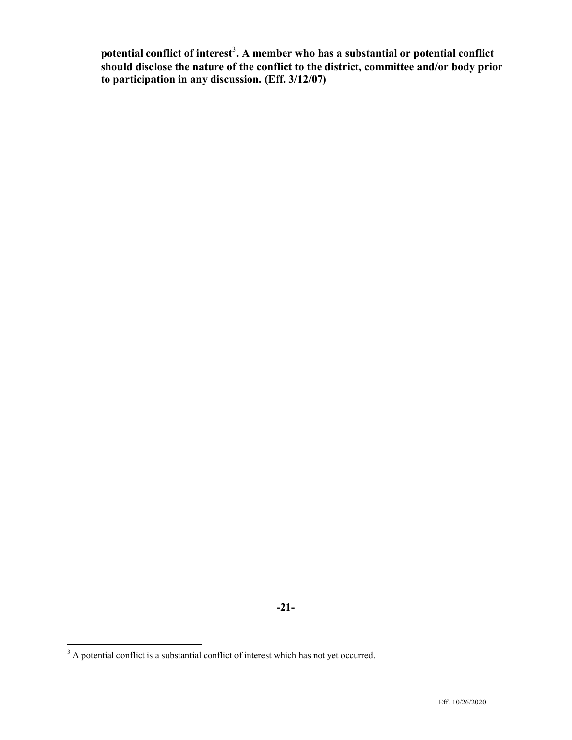**potential conflict of interest[3]. A member who has a substantial or potential conflict should disclose the nature of the conflict to the district, committee and/or body prior to participation in any discussion. (Eff. 3/12/07)**

[3] A potential conflict is a substantial conflict of interest which has not yet occurred.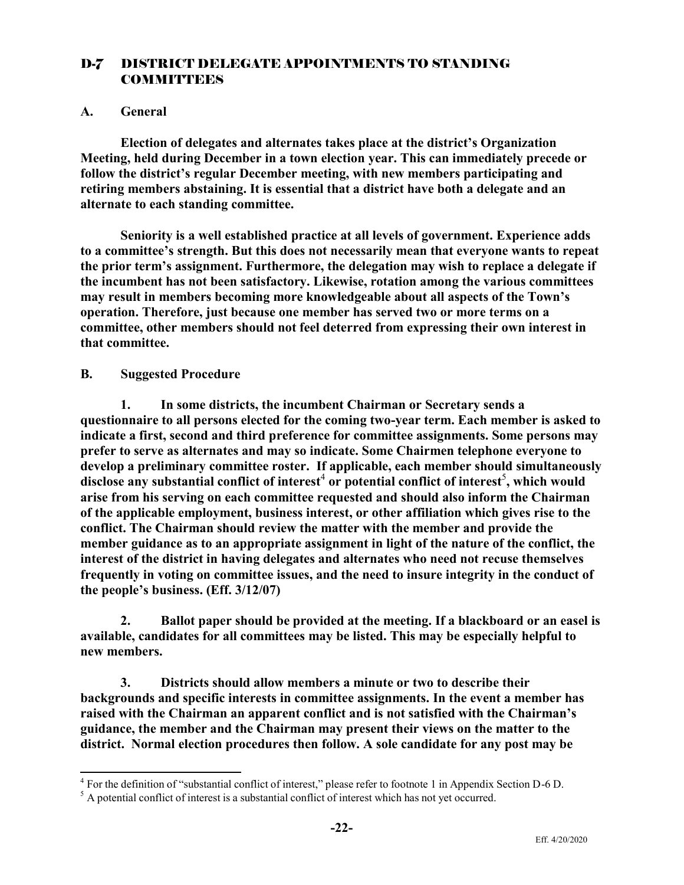## D-7 DISTRICT DELEGATE APPOINTMENTS TO STANDING COMMITTEES

### A. General

**Election of delegates and alternates takes place at the district's Organization Meeting, held during December in a town election year. This can immediately precede or follow the district's regular December meeting, with new members participating and retiring members abstaining. It is essential that a district have both a delegate and an alternate to each standing committee.**

**Seniority is a well established practice at all levels of government. Experience adds to a committee's strength. But this does not necessarily mean that everyone wants to repeat the prior term's assignment. Furthermore, the delegation may wish to replace a delegate if the incumbent has not been satisfactory. Likewise, rotation among the various committees may result in members becoming more knowledgeable about all aspects of the Town's operation. Therefore, just because one member has served two or more terms on a committee, other members should not feel deterred from expressing their own interest in that committee.**

### B. Suggested Procedure

**1. In some districts, the incumbent Chairman or Secretary sends a questionnaire to all persons elected for the coming two-year term. Each member is asked to indicate a first, second and third preference for committee assignments. Some persons may prefer to serve as alternates and may so indicate. Some Chairmen telephone everyone to develop a preliminary committee roster. If applicable, each member should simultaneously disclose any substantial conflict of interest[4] or potential conflict of interest[5], which would arise from his serving on each committee requested and should also inform the Chairman of the applicable employment, business interest, or other affiliation which gives rise to the conflict. The Chairman should review the matter with the member and provide the member guidance as to an appropriate assignment in light of the nature of the conflict, the interest of the district in having delegates and alternates who need not recuse themselves frequently in voting on committee issues, and the need to insure integrity in the conduct of the people's business. (Eff. 3/12/07)**

**2. Ballot paper should be provided at the meeting. If a blackboard or an easel is available, candidates for all committees may be listed. This may be especially helpful to new members.**

**3. Districts should allow members a minute or two to describe their backgrounds and specific interests in committee assignments. In the event a member has raised with the Chairman an apparent conflict and is not satisfied with the Chairman's guidance, the member and the Chairman may present their views on the matter to the district. Normal election procedures then follow. A sole candidate for any post may be**

[4] For the definition of "substantial conflict of interest," please refer to footnote 1 in Appendix Section D-6 D.

[5] A potential conflict of interest is a substantial conflict of interest which has not yet occurred.

Eff. 4/20/2020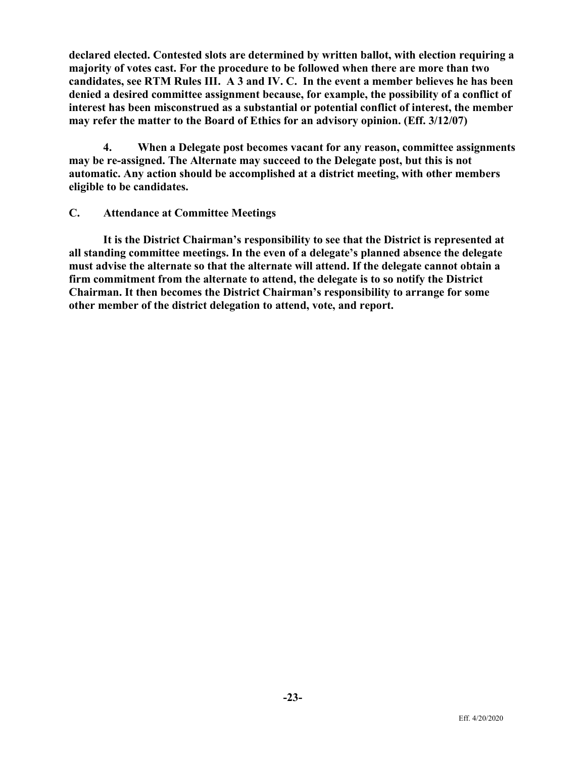**declared elected. Contested slots are determined by written ballot, with election requiring a majority of votes cast. For the procedure to be followed when there are more than two candidates, see RTM Rules III. A 3 and IV. C. In the event a member believes he has been denied a desired committee assignment because, for example, the possibility of a conflict of interest has been misconstrued as a substantial or potential conflict of interest, the member may refer the matter to the Board of Ethics for an advisory opinion. (Eff. 3/12/07)**

**4. When a Delegate post becomes vacant for any reason, committee assignments may be re-assigned. The Alternate may succeed to the Delegate post, but this is not automatic. Any action should be accomplished at a district meeting, with other members eligible to be candidates.**

**C. Attendance at Committee Meetings**

**It is the District Chairman's responsibility to see that the District is represented at all standing committee meetings. In the even of a delegate's planned absence the delegate must advise the alternate so that the alternate will attend. If the delegate cannot obtain a firm commitment from the alternate to attend, the delegate is to so notify the District Chairman. It then becomes the District Chairman's responsibility to arrange for some other member of the district delegation to attend, vote, and report.**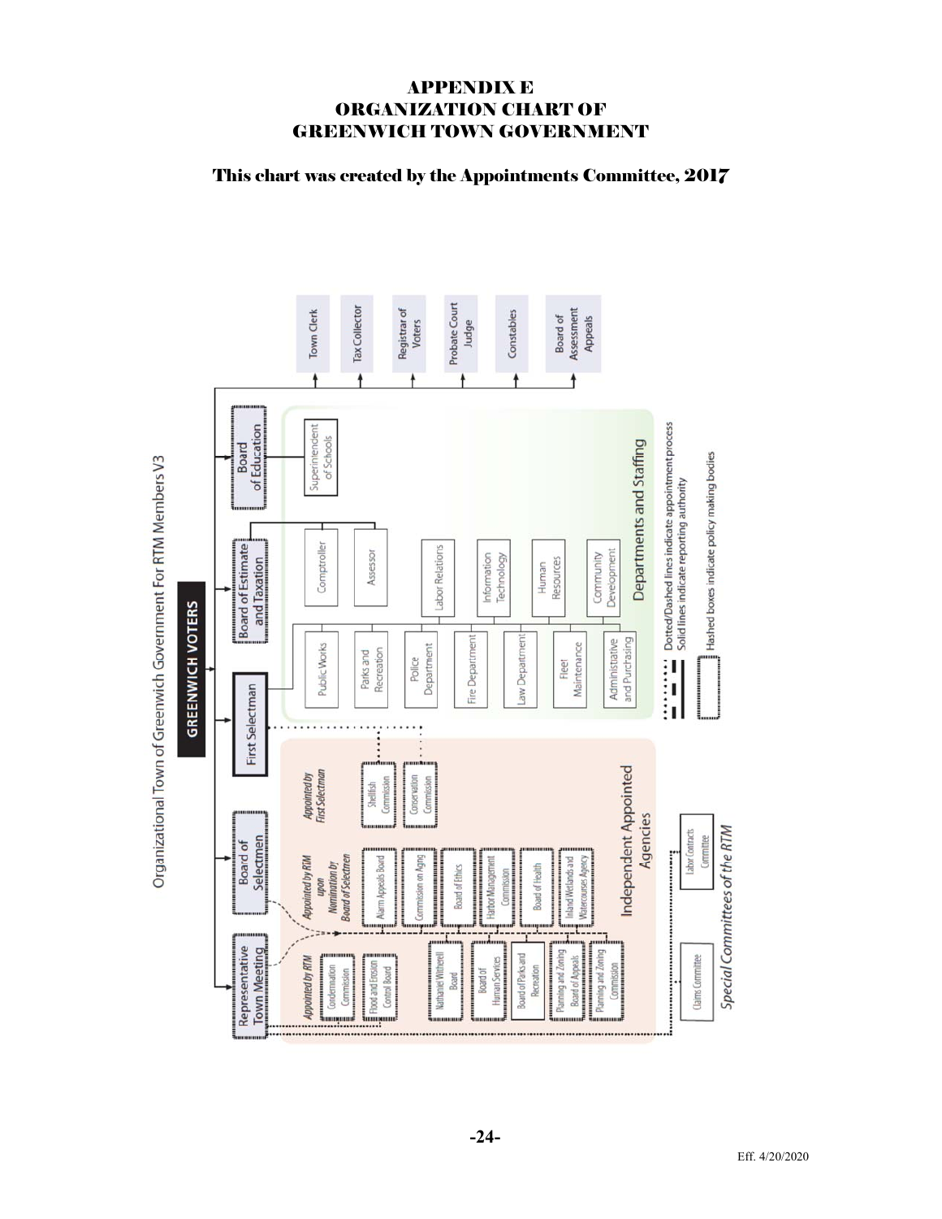# APPENDIX E
# ORGANIZATION CHART OF GREENWICH TOWN GOVERNMENT

**This chart was created by the Appointments Committee, 2017**

Organizational Town of Greenwich Government For RTM Members V3

GREENWICH VOTERS

Representative Town Meeting

Board of Selectmen

First Selectman

Board of Estimate and Taxation

Board of Education

Town Clerk

Tax Collector

Registrar of Voters

Probate Court Judge

Constables

Board of Assessment Appeals

Superintendent of Schools

Comptroller

Assessor

Labor Relations

Information Technology

Human Resources

Community Development

Public Works

Parks and Recreation

Police Department

Fire Department

Law Department

Fleet Maintenance

Administrative and Purchasing

Departments and Staffing

*Appointed by First Selectman*

Shellfish Commission

Conservation Commission

*Appointed by RTM upon Nomination by Board of Selectmen*

Alarm Appeals Board

Commission on Aging

Board of Ethics

Harbor Management Commission

Board of Health

Inland Wetlands and Watercourses Agency

*Appointed by RTM*

Condemnation Commission

Flood and Erosion Control Board

Nathaniel Witherell Board

Board of Human Services

Board of Parks and Recreation

Planning and Zoning Board of Appeals

Planning and Zoning Commission

Independent Appointed Agencies

Claims Committee

Labor Contracts Committee

*Special Committees of the RTM*

Dotted/Dashed lines indicate appointment process

Solid lines indicate reporting authority

Hashed boxes indicate policy making bodies

Eff. 4/20/2020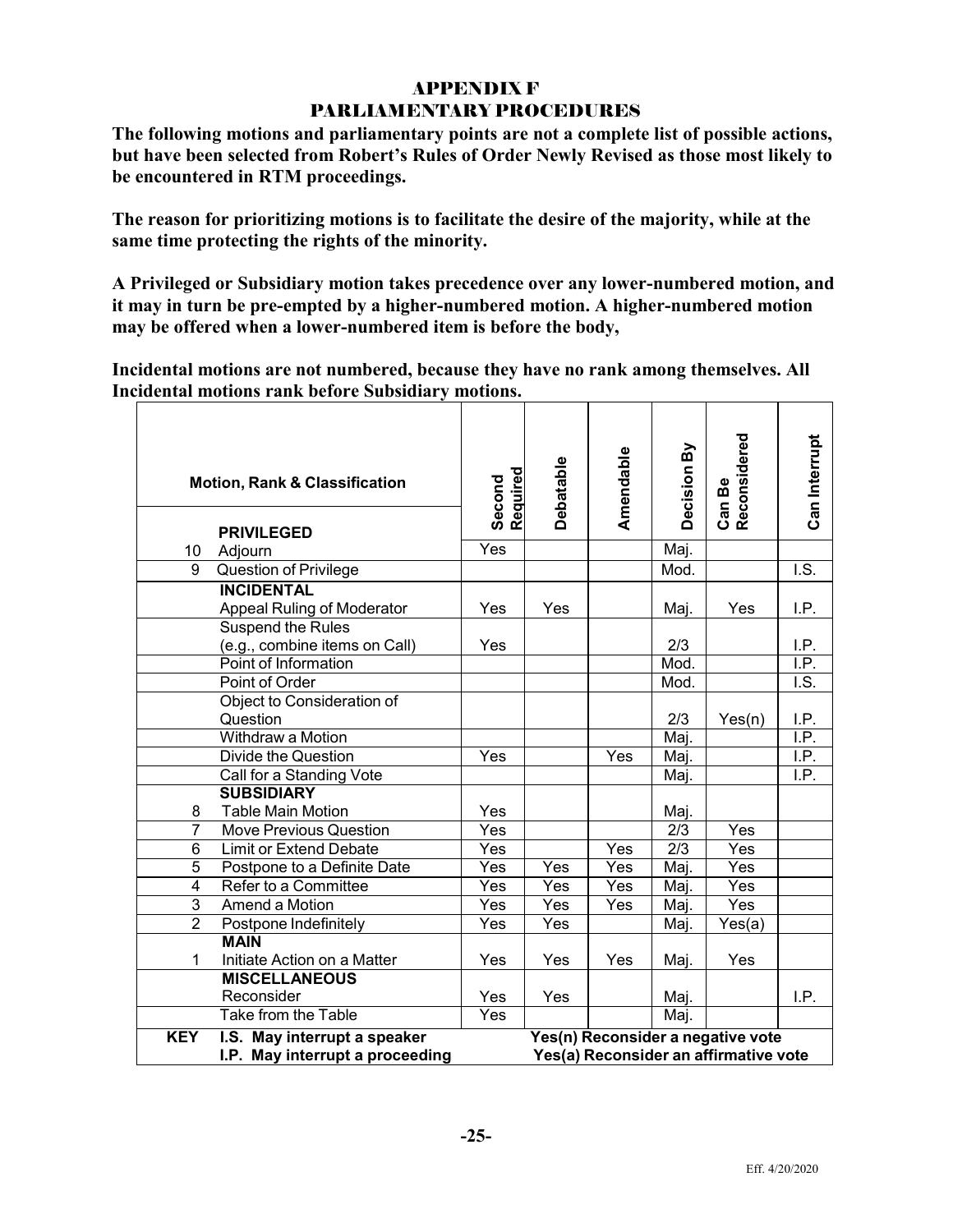# APPENDIX F
# PARLIAMENTARY PROCEDURES

**The following motions and parliamentary points are not a complete list of possible actions, but have been selected from Robert's Rules of Order Newly Revised as those most likely to be encountered in RTM proceedings.**

**The reason for prioritizing motions is to facilitate the desire of the majority, while at the same time protecting the rights of the minority.**

**A Privileged or Subsidiary motion takes precedence over any lower-numbered motion, and it may in turn be pre-empted by a higher-numbered motion. A higher-numbered motion may be offered when a lower-numbered item is before the body,**

**Incidental motions are not numbered, because they have no rank among themselves. All Incidental motions rank before Subsidiary motions.**

| | Motion, Rank & Classification | Second Required | Debatable | Amendable | Decision By | Can Be Reconsidered | Can Interrupt |
|---|---|---|---|---|---|---|---|
| | **PRIVILEGED** | | | | | | |
| 10 | Adjourn | Yes | | | Maj. | | |
| 9 | Question of Privilege | | | | Mod. | | I.S. |
| | **INCIDENTAL** | | | | | | |
| | Appeal Ruling of Moderator | Yes | Yes | | Maj. | Yes | I.P. |
| | Suspend the Rules (e.g., combine items on Call) | Yes | | | 2/3 | | I.P. |
| | Point of Information | | | | Mod. | | I.P. |
| | Point of Order | | | | Mod. | | I.S. |
| | Object to Consideration of Question | | | | 2/3 | Yes(n) | I.P. |
| | Withdraw a Motion | | | | Maj. | | I.P. |
| | Divide the Question | Yes | | Yes | Maj. | | I.P. |
| | Call for a Standing Vote | | | | Maj. | | I.P. |
| | **SUBSIDIARY** | | | | | | |
| 8 | Table Main Motion | Yes | | | Maj. | | |
| 7 | Move Previous Question | Yes | | | 2/3 | Yes | |
| 6 | Limit or Extend Debate | Yes | | Yes | 2/3 | Yes | |
| 5 | Postpone to a Definite Date | Yes | Yes | Yes | Maj. | Yes | |
| 4 | Refer to a Committee | Yes | Yes | Yes | Maj. | Yes | |
| 3 | Amend a Motion | Yes | Yes | Yes | Maj. | Yes | |
| 2 | Postpone Indefinitely | Yes | Yes | | Maj. | Yes(a) | |
| | **MAIN** | | | | | | |
| 1 | Initiate Action on a Matter | Yes | Yes | Yes | Maj. | Yes | |
| | **MISCELLANEOUS** | | | | | | |
| | Reconsider | Yes | Yes | | Maj. | | I.P. |
| | Take from the Table | Yes | | | Maj. | | |
| **KEY** | **I.S. May interrupt a speaker** | **Yes(n) Reconsider a negative vote** | | | | | |
| | **I.P. May interrupt a proceeding** | **Yes(a) Reconsider an affirmative vote** | | | | | |

Eff. 4/20/2020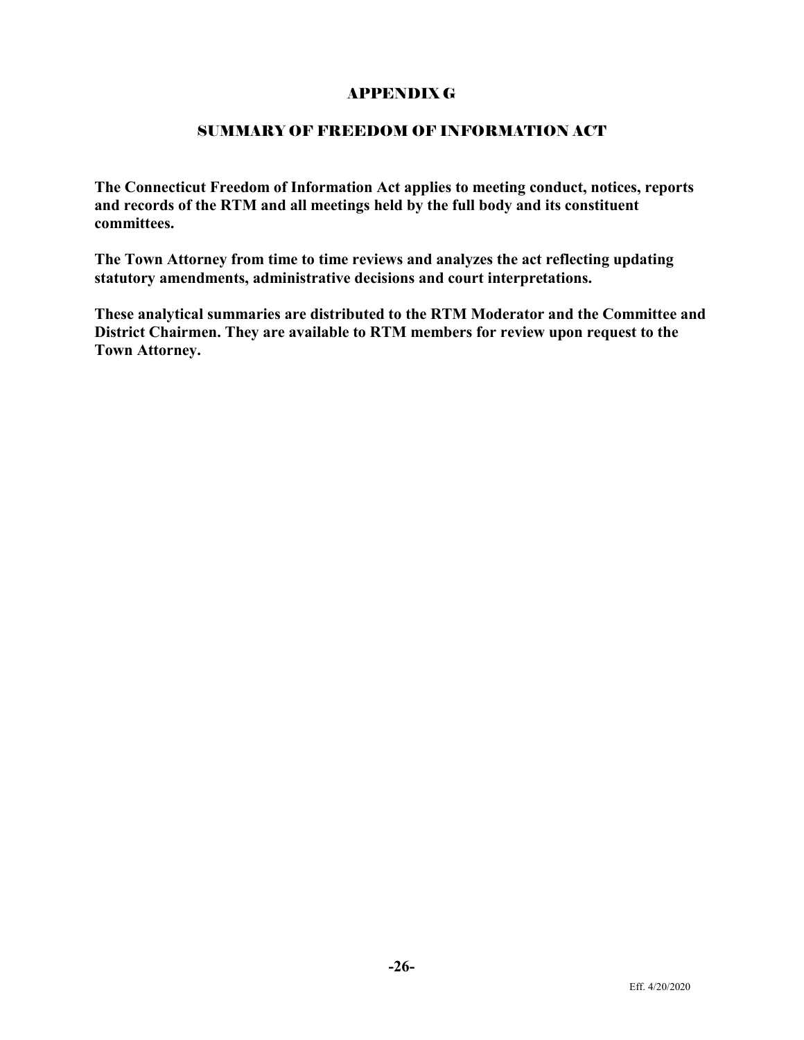# APPENDIX G

## SUMMARY OF FREEDOM OF INFORMATION ACT

**The Connecticut Freedom of Information Act applies to meeting conduct, notices, reports and records of the RTM and all meetings held by the full body and its constituent committees.**

**The Town Attorney from time to time reviews and analyzes the act reflecting updating statutory amendments, administrative decisions and court interpretations.**

**These analytical summaries are distributed to the RTM Moderator and the Committee and District Chairmen. They are available to RTM members for review upon request to the Town Attorney.**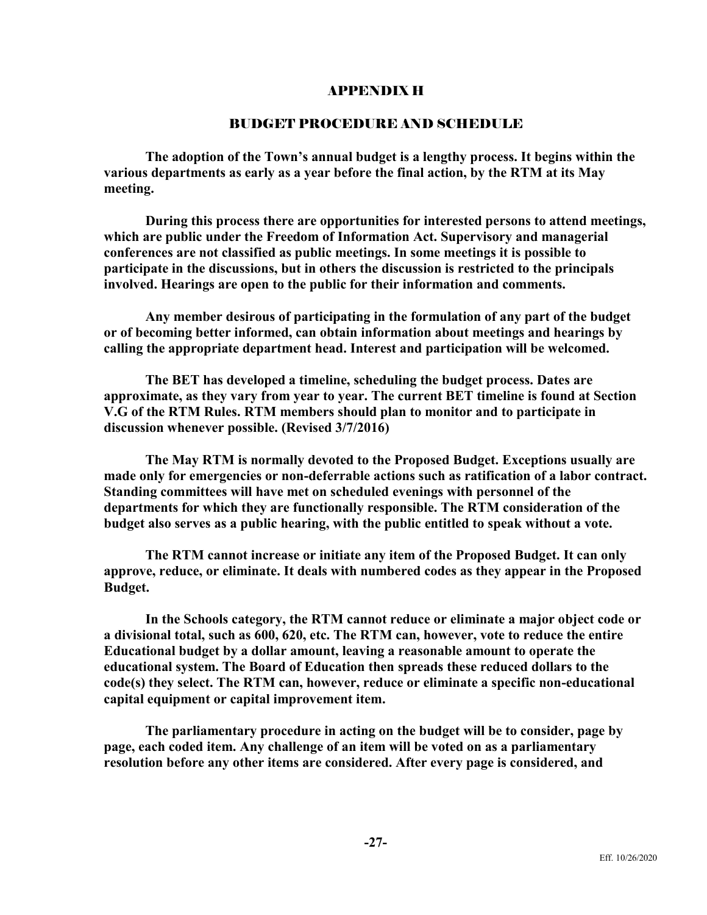## APPENDIX H

## BUDGET PROCEDURE AND SCHEDULE

**The adoption of the Town's annual budget is a lengthy process. It begins within the various departments as early as a year before the final action, by the RTM at its May meeting.**

**During this process there are opportunities for interested persons to attend meetings, which are public under the Freedom of Information Act. Supervisory and managerial conferences are not classified as public meetings. In some meetings it is possible to participate in the discussions, but in others the discussion is restricted to the principals involved. Hearings are open to the public for their information and comments.**

**Any member desirous of participating in the formulation of any part of the budget or of becoming better informed, can obtain information about meetings and hearings by calling the appropriate department head. Interest and participation will be welcomed.**

**The BET has developed a timeline, scheduling the budget process. Dates are approximate, as they vary from year to year. The current BET timeline is found at Section V.G of the RTM Rules. RTM members should plan to monitor and to participate in discussion whenever possible. (Revised 3/7/2016)**

**The May RTM is normally devoted to the Proposed Budget. Exceptions usually are made only for emergencies or non-deferrable actions such as ratification of a labor contract. Standing committees will have met on scheduled evenings with personnel of the departments for which they are functionally responsible. The RTM consideration of the budget also serves as a public hearing, with the public entitled to speak without a vote.**

**The RTM cannot increase or initiate any item of the Proposed Budget. It can only approve, reduce, or eliminate. It deals with numbered codes as they appear in the Proposed Budget.**

**In the Schools category, the RTM cannot reduce or eliminate a major object code or a divisional total, such as 600, 620, etc. The RTM can, however, vote to reduce the entire Educational budget by a dollar amount, leaving a reasonable amount to operate the educational system. The Board of Education then spreads these reduced dollars to the code(s) they select. The RTM can, however, reduce or eliminate a specific non-educational capital equipment or capital improvement item.**

**The parliamentary procedure in acting on the budget will be to consider, page by page, each coded item. Any challenge of an item will be voted on as a parliamentary resolution before any other items are considered. After every page is considered, and**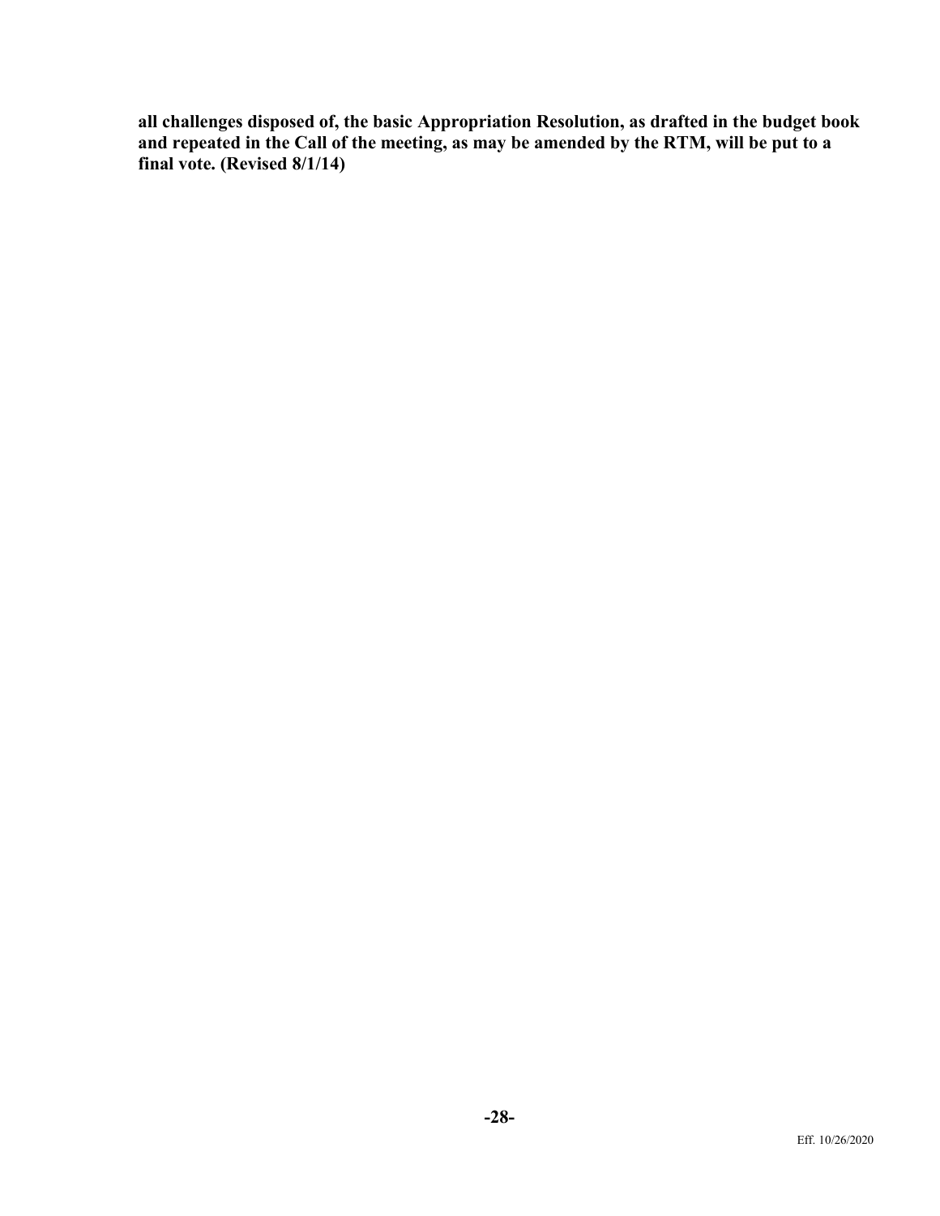**all challenges disposed of, the basic Appropriation Resolution, as drafted in the budget book and repeated in the Call of the meeting, as may be amended by the RTM, will be put to a final vote. (Revised 8/1/14)**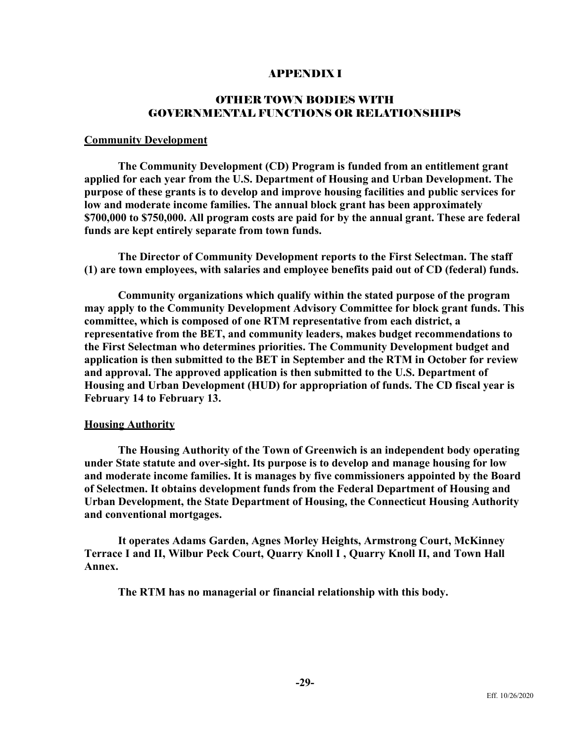# APPENDIX I

## OTHER TOWN BODIES WITH GOVERNMENTAL FUNCTIONS OR RELATIONSHIPS

### Community Development

**The Community Development (CD) Program is funded from an entitlement grant applied for each year from the U.S. Department of Housing and Urban Development. The purpose of these grants is to develop and improve housing facilities and public services for low and moderate income families. The annual block grant has been approximately $700,000 to $750,000. All program costs are paid for by the annual grant. These are federal funds are kept entirely separate from town funds.**

**The Director of Community Development reports to the First Selectman. The staff (1) are town employees, with salaries and employee benefits paid out of CD (federal) funds.**

**Community organizations which qualify within the stated purpose of the program may apply to the Community Development Advisory Committee for block grant funds. This committee, which is composed of one RTM representative from each district, a representative from the BET, and community leaders, makes budget recommendations to the First Selectman who determines priorities. The Community Development budget and application is then submitted to the BET in September and the RTM in October for review and approval. The approved application is then submitted to the U.S. Department of Housing and Urban Development (HUD) for appropriation of funds. The CD fiscal year is February 14 to February 13.**

### Housing Authority

**The Housing Authority of the Town of Greenwich is an independent body operating under State statute and over-sight. Its purpose is to develop and manage housing for low and moderate income families. It is manages by five commissioners appointed by the Board of Selectmen. It obtains development funds from the Federal Department of Housing and Urban Development, the State Department of Housing, the Connecticut Housing Authority and conventional mortgages.**

**It operates Adams Garden, Agnes Morley Heights, Armstrong Court, McKinney Terrace I and II, Wilbur Peck Court, Quarry Knoll I , Quarry Knoll II, and Town Hall Annex.**

**The RTM has no managerial or financial relationship with this body.**

Eff. 10/26/2020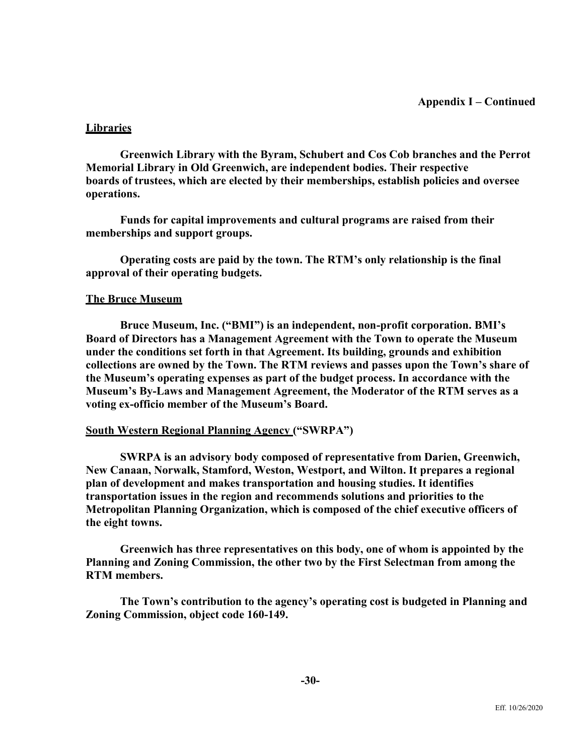**Appendix I – Continued**

**Libraries**

**Greenwich Library with the Byram, Schubert and Cos Cob branches and the Perrot Memorial Library in Old Greenwich, are independent bodies. Their respective boards of trustees, which are elected by their memberships, establish policies and oversee operations.**

**Funds for capital improvements and cultural programs are raised from their memberships and support groups.**

**Operating costs are paid by the town. The RTM's only relationship is the final approval of their operating budgets.**

**The Bruce Museum**

**Bruce Museum, Inc. ("BMI") is an independent, non-profit corporation. BMI's Board of Directors has a Management Agreement with the Town to operate the Museum under the conditions set forth in that Agreement. Its building, grounds and exhibition collections are owned by the Town. The RTM reviews and passes upon the Town's share of the Museum's operating expenses as part of the budget process. In accordance with the Museum's By-Laws and Management Agreement, the Moderator of the RTM serves as a voting ex-officio member of the Museum's Board.**

**South Western Regional Planning Agency ("SWRPA")**

**SWRPA is an advisory body composed of representative from Darien, Greenwich, New Canaan, Norwalk, Stamford, Weston, Westport, and Wilton. It prepares a regional plan of development and makes transportation and housing studies. It identifies transportation issues in the region and recommends solutions and priorities to the Metropolitan Planning Organization, which is composed of the chief executive officers of the eight towns.**

**Greenwich has three representatives on this body, one of whom is appointed by the Planning and Zoning Commission, the other two by the First Selectman from among the RTM members.**

**The Town's contribution to the agency's operating cost is budgeted in Planning and Zoning Commission, object code 160-149.**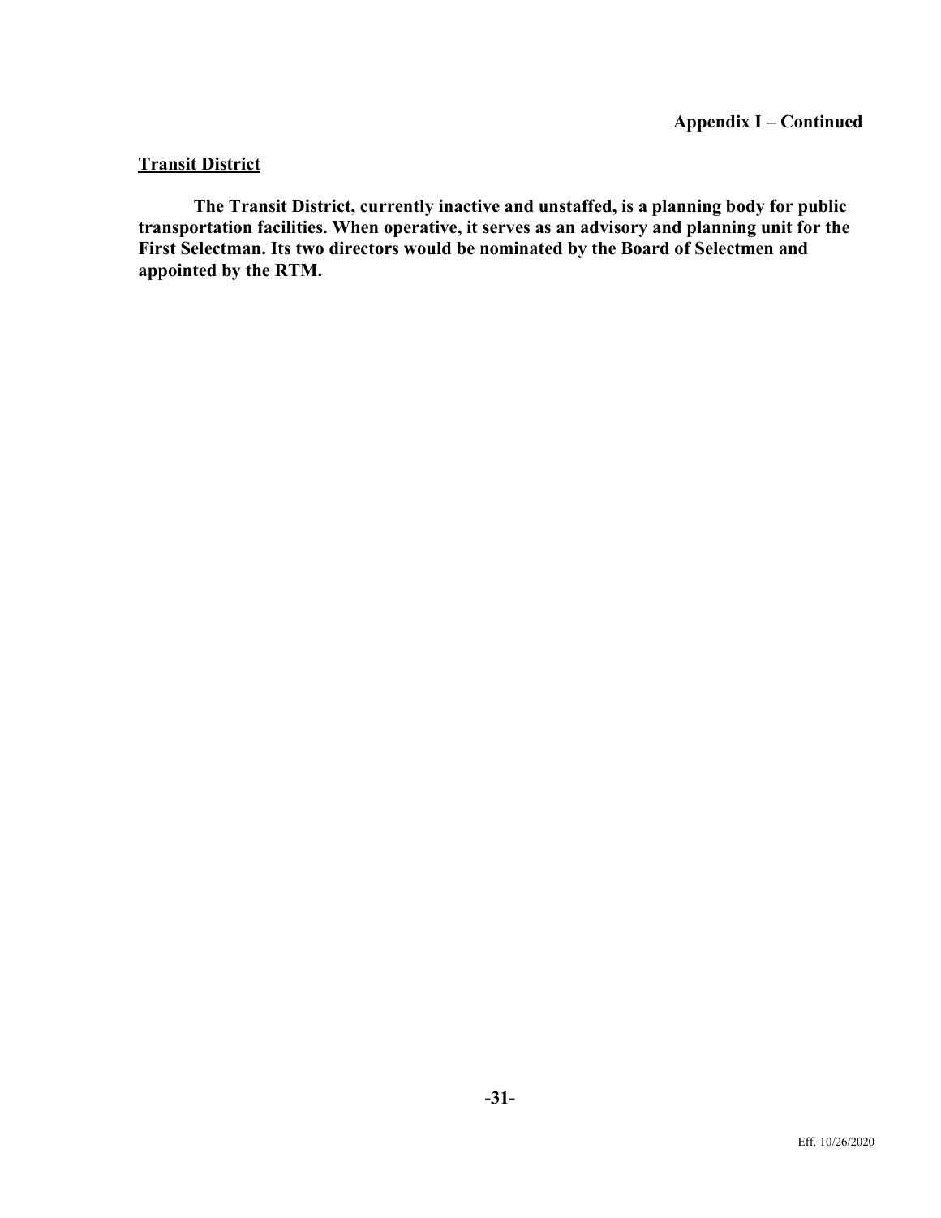**Appendix I – Continued**

## Transit District

**The Transit District, currently inactive and unstaffed, is a planning body for public transportation facilities. When operative, it serves as an advisory and planning unit for the First Selectman. Its two directors would be nominated by the Board of Selectmen and appointed by the RTM.**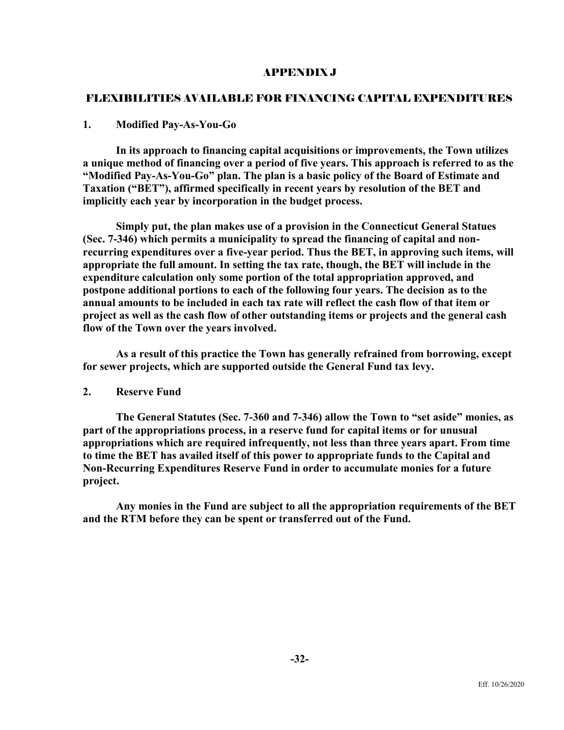# APPENDIX J

## FLEXIBILITIES AVAILABLE FOR FINANCING CAPITAL EXPENDITURES

### 1. Modified Pay-As-You-Go

**In its approach to financing capital acquisitions or improvements, the Town utilizes a unique method of financing over a period of five years. This approach is referred to as the "Modified Pay-As-You-Go" plan. The plan is a basic policy of the Board of Estimate and Taxation ("BET"), affirmed specifically in recent years by resolution of the BET and implicitly each year by incorporation in the budget process.**

**Simply put, the plan makes use of a provision in the Connecticut General Statues (Sec. 7-346) which permits a municipality to spread the financing of capital and non-recurring expenditures over a five-year period. Thus the BET, in approving such items, will appropriate the full amount. In setting the tax rate, though, the BET will include in the expenditure calculation only some portion of the total appropriation approved, and postpone additional portions to each of the following four years. The decision as to the annual amounts to be included in each tax rate will reflect the cash flow of that item or project as well as the cash flow of other outstanding items or projects and the general cash flow of the Town over the years involved.**

**As a result of this practice the Town has generally refrained from borrowing, except for sewer projects, which are supported outside the General Fund tax levy.**

### 2. Reserve Fund

**The General Statutes (Sec. 7-360 and 7-346) allow the Town to "set aside" monies, as part of the appropriations process, in a reserve fund for capital items or for unusual appropriations which are required infrequently, not less than three years apart. From time to time the BET has availed itself of this power to appropriate funds to the Capital and Non-Recurring Expenditures Reserve Fund in order to accumulate monies for a future project.**

**Any monies in the Fund are subject to all the appropriation requirements of the BET and the RTM before they can be spent or transferred out of the Fund.**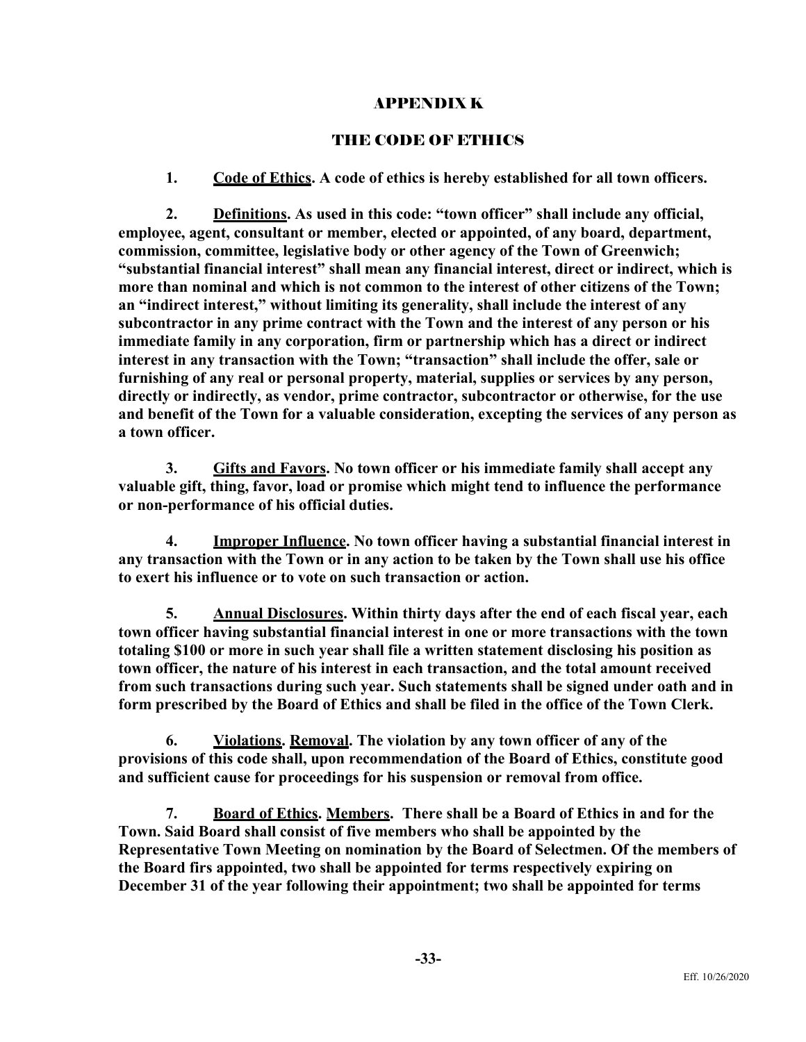# APPENDIX K

## THE CODE OF ETHICS

**1. <u>Code of Ethics</u>. A code of ethics is hereby established for all town officers.**

**2. <u>Definitions</u>. As used in this code: "town officer" shall include any official, employee, agent, consultant or member, elected or appointed, of any board, department, commission, committee, legislative body or other agency of the Town of Greenwich; "substantial financial interest" shall mean any financial interest, direct or indirect, which is more than nominal and which is not common to the interest of other citizens of the Town; an "indirect interest," without limiting its generality, shall include the interest of any subcontractor in any prime contract with the Town and the interest of any person or his immediate family in any corporation, firm or partnership which has a direct or indirect interest in any transaction with the Town; "transaction" shall include the offer, sale or furnishing of any real or personal property, material, supplies or services by any person, directly or indirectly, as vendor, prime contractor, subcontractor or otherwise, for the use and benefit of the Town for a valuable consideration, excepting the services of any person as a town officer.**

**3. <u>Gifts and Favors</u>. No town officer or his immediate family shall accept any valuable gift, thing, favor, load or promise which might tend to influence the performance or non-performance of his official duties.**

**4. <u>Improper Influence</u>. No town officer having a substantial financial interest in any transaction with the Town or in any action to be taken by the Town shall use his office to exert his influence or to vote on such transaction or action.**

**5. <u>Annual Disclosures</u>. Within thirty days after the end of each fiscal year, each town officer having substantial financial interest in one or more transactions with the town totaling $100 or more in such year shall file a written statement disclosing his position as town officer, the nature of his interest in each transaction, and the total amount received from such transactions during such year. Such statements shall be signed under oath and in form prescribed by the Board of Ethics and shall be filed in the office of the Town Clerk.**

**6. <u>Violations</u>. <u>Removal</u>. The violation by any town officer of any of the provisions of this code shall, upon recommendation of the Board of Ethics, constitute good and sufficient cause for proceedings for his suspension or removal from office.**

**7. <u>Board of Ethics</u>. <u>Members</u>. There shall be a Board of Ethics in and for the Town. Said Board shall consist of five members who shall be appointed by the Representative Town Meeting on nomination by the Board of Selectmen. Of the members of the Board firs appointed, two shall be appointed for terms respectively expiring on December 31 of the year following their appointment; two shall be appointed for terms**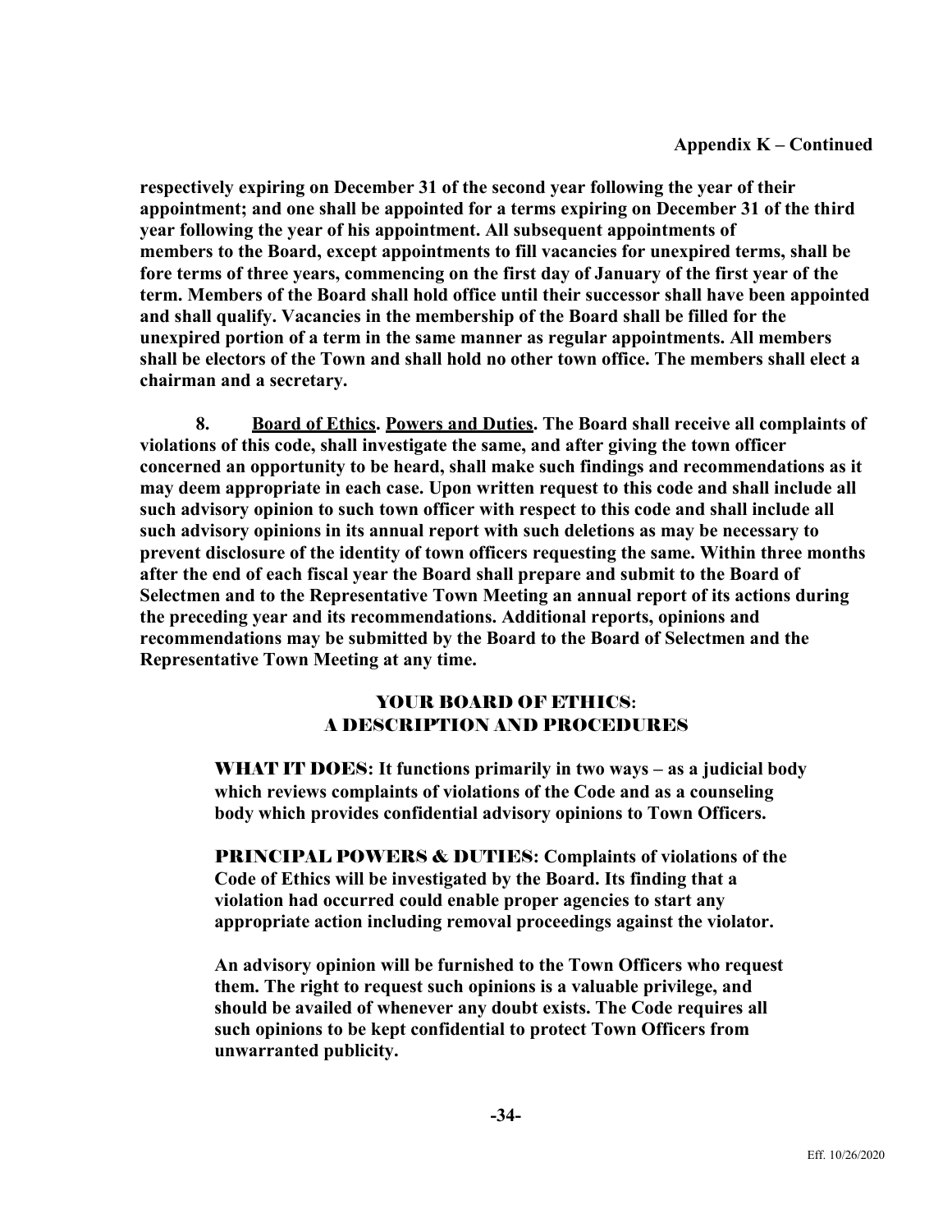**respectively expiring on December 31 of the second year following the year of their appointment; and one shall be appointed for a terms expiring on December 31 of the third year following the year of his appointment. All subsequent appointments of members to the Board, except appointments to fill vacancies for unexpired terms, shall be fore terms of three years, commencing on the first day of January of the first year of the term. Members of the Board shall hold office until their successor shall have been appointed and shall qualify. Vacancies in the membership of the Board shall be filled for the unexpired portion of a term in the same manner as regular appointments. All members shall be electors of the Town and shall hold no other town office. The members shall elect a chairman and a secretary.**

**8. Board of Ethics. Powers and Duties. The Board shall receive all complaints of violations of this code, shall investigate the same, and after giving the town officer concerned an opportunity to be heard, shall make such findings and recommendations as it may deem appropriate in each case. Upon written request to this code and shall include all such advisory opinion to such town officer with respect to this code and shall include all such advisory opinions in its annual report with such deletions as may be necessary to prevent disclosure of the identity of town officers requesting the same. Within three months after the end of each fiscal year the Board shall prepare and submit to the Board of Selectmen and to the Representative Town Meeting an annual report of its actions during the preceding year and its recommendations. Additional reports, opinions and recommendations may be submitted by the Board to the Board of Selectmen and the Representative Town Meeting at any time.**

## YOUR BOARD OF ETHICS: A DESCRIPTION AND PROCEDURES

**WHAT IT DOES: It functions primarily in two ways – as a judicial body which reviews complaints of violations of the Code and as a counseling body which provides confidential advisory opinions to Town Officers.**

**PRINCIPAL POWERS & DUTIES: Complaints of violations of the Code of Ethics will be investigated by the Board. Its finding that a violation had occurred could enable proper agencies to start any appropriate action including removal proceedings against the violator.**

**An advisory opinion will be furnished to the Town Officers who request them. The right to request such opinions is a valuable privilege, and should be availed of whenever any doubt exists. The Code requires all such opinions to be kept confidential to protect Town Officers from unwarranted publicity.**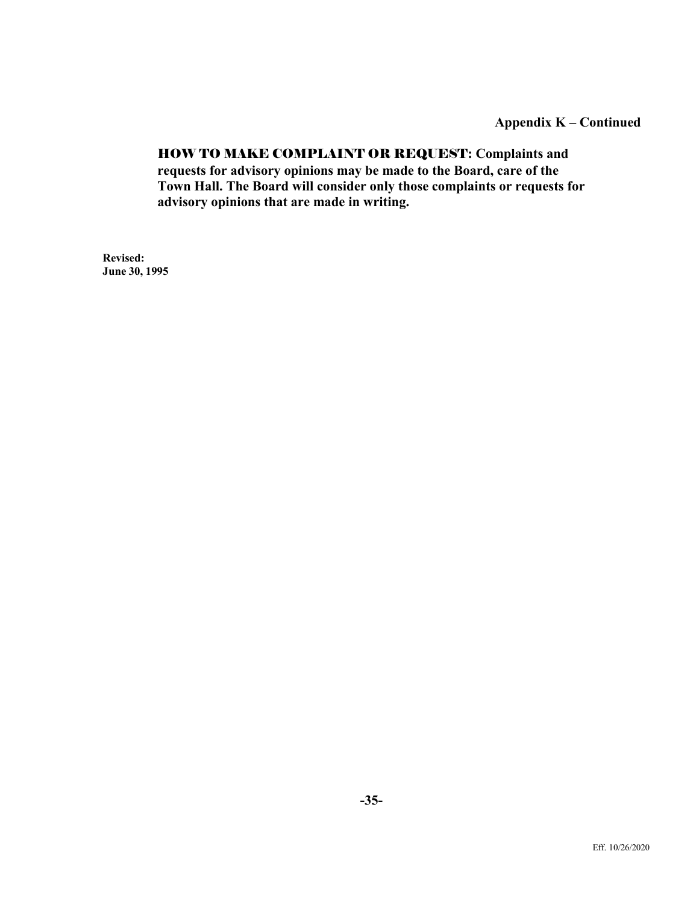**Appendix K – Continued**

**HOW TO MAKE COMPLAINT OR REQUEST: Complaints and requests for advisory opinions may be made to the Board, care of the Town Hall. The Board will consider only those complaints or requests for advisory opinions that are made in writing.**

**Revised:**
**June 30, 1995**

Eff. 10/26/2020